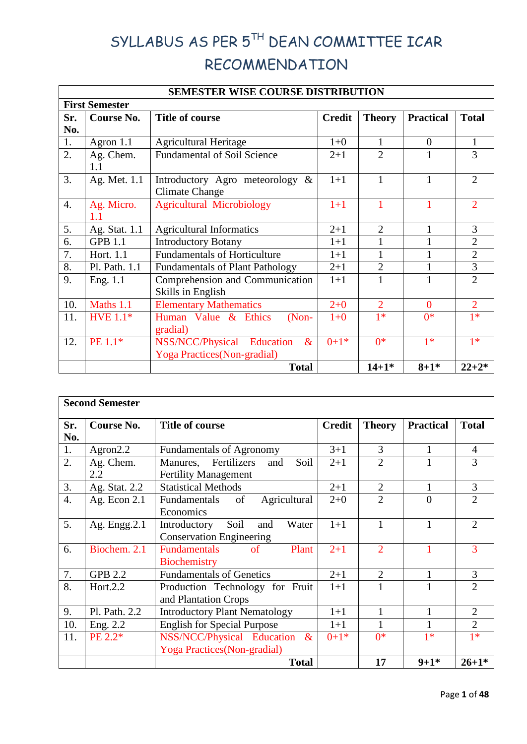# SYLLABUS AS PER 5TH DEAN COMMITTEE ICAR RECOMMENDATION

**SEMESTER WISE COURSE DISTRIBUTION**

**First Semester**

| Sr. No. | Course No. | Title of course | Credit | Theory | Practical | Total |
|---|---|---|---|---|---|---|
| 1. | Agron 1.1 | Agricultural Heritage | 1+0 | 1 | 0 | 1 |
| 2. | Ag. Chem. 1.1 | Fundamental of Soil Science | 2+1 | 2 | 1 | 3 |
| 3. | Ag. Met. 1.1 | Introductory Agro meteorology & Climate Change | 1+1 | 1 | 1 | 2 |
| 4. | Ag. Micro. 1.1 | Agricultural Microbiology | 1+1 | 1 | 1 | 2 |
| 5. | Ag. Stat. 1.1 | Agricultural Informatics | 2+1 | 2 | 1 | 3 |
| 6. | GPB 1.1 | Introductory Botany | 1+1 | 1 | 1 | 2 |
| 7. | Hort. 1.1 | Fundamentals of Horticulture | 1+1 | 1 | 1 | 2 |
| 8. | Pl. Path. 1.1 | Fundamentals of Plant Pathology | 2+1 | 2 | 1 | 3 |
| 9. | Eng. 1.1 | Comprehension and Communication Skills in English | 1+1 | 1 | 1 | 2 |
| 10. | Maths 1.1 | Elementary Mathematics | 2+0 | 2 | 0 | 2 |
| 11. | HVE 1.1* | Human Value & Ethics (Non-gradial) | 1+0 | 1* | 0* | 1* |
| 12. | PE 1.1* | NSS/NCC/Physical Education & Yoga Practices(Non-gradial) | 0+1* | 0* | 1* | 1* |
| | | **Total** | | **14+1*** | **8+1*** | **22+2*** |

**Second Semester**

| Sr. No. | Course No. | Title of course | Credit | Theory | Practical | Total |
|---|---|---|---|---|---|---|
| 1. | Agron2.2 | Fundamentals of Agronomy | 3+1 | 3 | 1 | 4 |
| 2. | Ag. Chem. 2.2 | Manures, Fertilizers and Soil Fertility Management | 2+1 | 2 | 1 | 3 |
| 3. | Ag. Stat. 2.2 | Statistical Methods | 2+1 | 2 | 1 | 3 |
| 4. | Ag. Econ 2.1 | Fundamentals of Agricultural Economics | 2+0 | 2 | 0 | 2 |
| 5. | Ag. Engg.2.1 | Introductory Soil and Water Conservation Engineering | 1+1 | 1 | 1 | 2 |
| 6. | Biochem. 2.1 | Fundamentals of Plant Biochemistry | 2+1 | 2 | 1 | 3 |
| 7. | GPB 2.2 | Fundamentals of Genetics | 2+1 | 2 | 1 | 3 |
| 8. | Hort.2.2 | Production Technology for Fruit and Plantation Crops | 1+1 | 1 | 1 | 2 |
| 9. | Pl. Path. 2.2 | Introductory Plant Nematology | 1+1 | 1 | 1 | 2 |
| 10. | Eng. 2.2 | English for Special Purpose | 1+1 | 1 | 1 | 2 |
| 11. | PE 2.2* | NSS/NCC/Physical Education & Yoga Practices(Non-gradial) | 0+1* | 0* | 1* | 1* |
| | | **Total** | | **17** | **9+1*** | **26+1*** |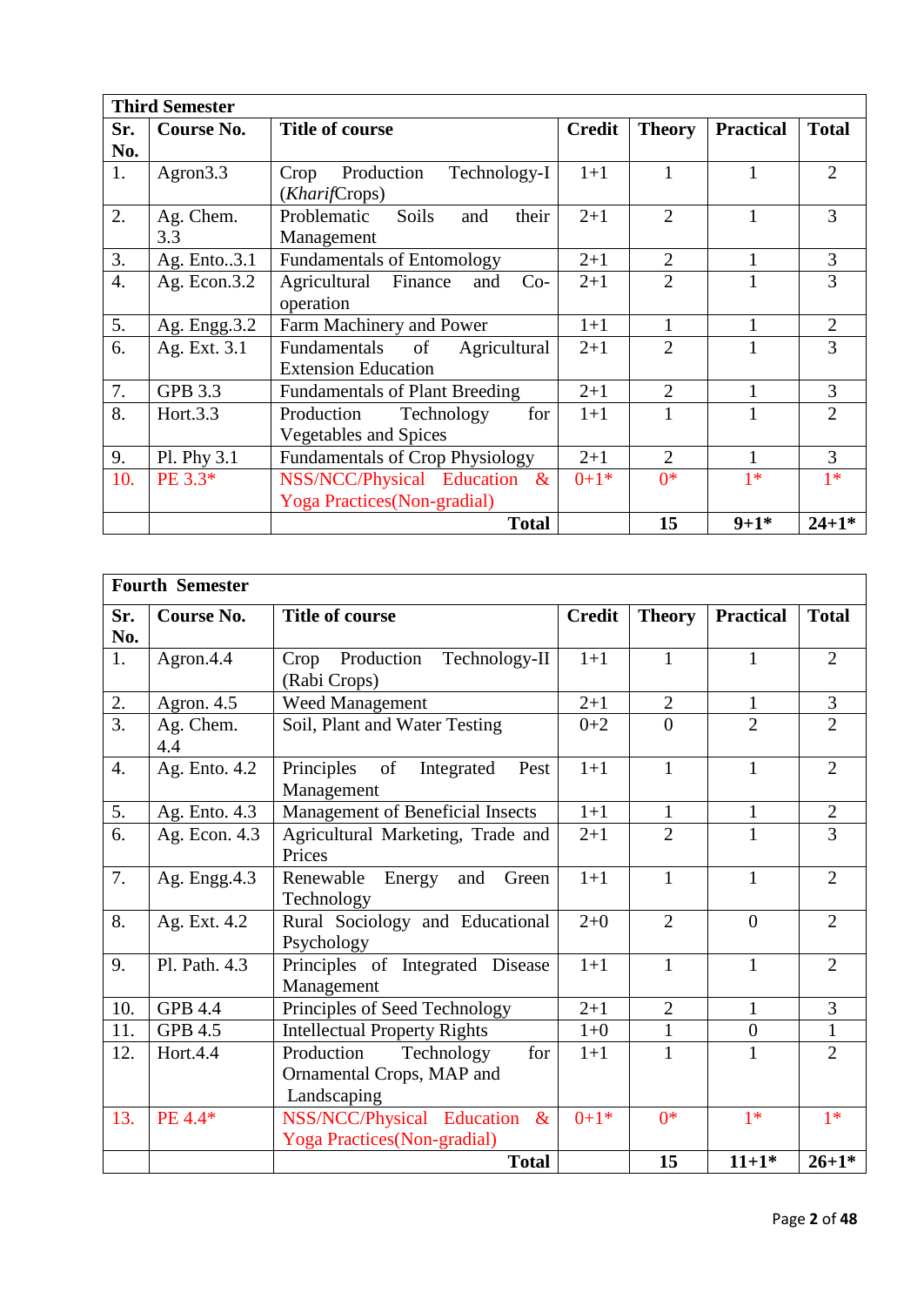| **Third Semester** | | | | | | |
|---|---|---|---|---|---|---|
| **Sr. No.** | **Course No.** | **Title of course** | **Credit** | **Theory** | **Practical** | **Total** |
| 1. | Agron3.3 | Crop Production Technology-I (*Kharif*Crops) | 1+1 | 1 | 1 | 2 |
| 2. | Ag. Chem. 3.3 | Problematic Soils and their Management | 2+1 | 2 | 1 | 3 |
| 3. | Ag. Ento..3.1 | Fundamentals of Entomology | 2+1 | 2 | 1 | 3 |
| 4. | Ag. Econ.3.2 | Agricultural Finance and Co-operation | 2+1 | 2 | 1 | 3 |
| 5. | Ag. Engg.3.2 | Farm Machinery and Power | 1+1 | 1 | 1 | 2 |
| 6. | Ag. Ext. 3.1 | Fundamentals of Agricultural Extension Education | 2+1 | 2 | 1 | 3 |
| 7. | GPB 3.3 | Fundamentals of Plant Breeding | 2+1 | 2 | 1 | 3 |
| 8. | Hort.3.3 | Production Technology for Vegetables and Spices | 1+1 | 1 | 1 | 2 |
| 9. | Pl. Phy 3.1 | Fundamentals of Crop Physiology | 2+1 | 2 | 1 | 3 |
| 10. | PE 3.3* | NSS/NCC/Physical Education & Yoga Practices(Non-gradial) | 0+1* | 0* | 1* | 1* |
| | | **Total** | | **15** | **9+1*** | **24+1*** |

| **Fourth Semester** | | | | | | |
|---|---|---|---|---|---|---|
| **Sr. No.** | **Course No.** | **Title of course** | **Credit** | **Theory** | **Practical** | **Total** |
| 1. | Agron.4.4 | Crop Production Technology-II (Rabi Crops) | 1+1 | 1 | 1 | 2 |
| 2. | Agron. 4.5 | Weed Management | 2+1 | 2 | 1 | 3 |
| 3. | Ag. Chem. 4.4 | Soil, Plant and Water Testing | 0+2 | 0 | 2 | 2 |
| 4. | Ag. Ento. 4.2 | Principles of Integrated Pest Management | 1+1 | 1 | 1 | 2 |
| 5. | Ag. Ento. 4.3 | Management of Beneficial Insects | 1+1 | 1 | 1 | 2 |
| 6. | Ag. Econ. 4.3 | Agricultural Marketing, Trade and Prices | 2+1 | 2 | 1 | 3 |
| 7. | Ag. Engg.4.3 | Renewable Energy and Green Technology | 1+1 | 1 | 1 | 2 |
| 8. | Ag. Ext. 4.2 | Rural Sociology and Educational Psychology | 2+0 | 2 | 0 | 2 |
| 9. | Pl. Path. 4.3 | Principles of Integrated Disease Management | 1+1 | 1 | 1 | 2 |
| 10. | GPB 4.4 | Principles of Seed Technology | 2+1 | 2 | 1 | 3 |
| 11. | GPB 4.5 | Intellectual Property Rights | 1+0 | 1 | 0 | 1 |
| 12. | Hort.4.4 | Production Technology for Ornamental Crops, MAP and Landscaping | 1+1 | 1 | 1 | 2 |
| 13. | PE 4.4* | NSS/NCC/Physical Education & Yoga Practices(Non-gradial) | 0+1* | 0* | 1* | 1* |
| | | **Total** | | **15** | **11+1*** | **26+1*** |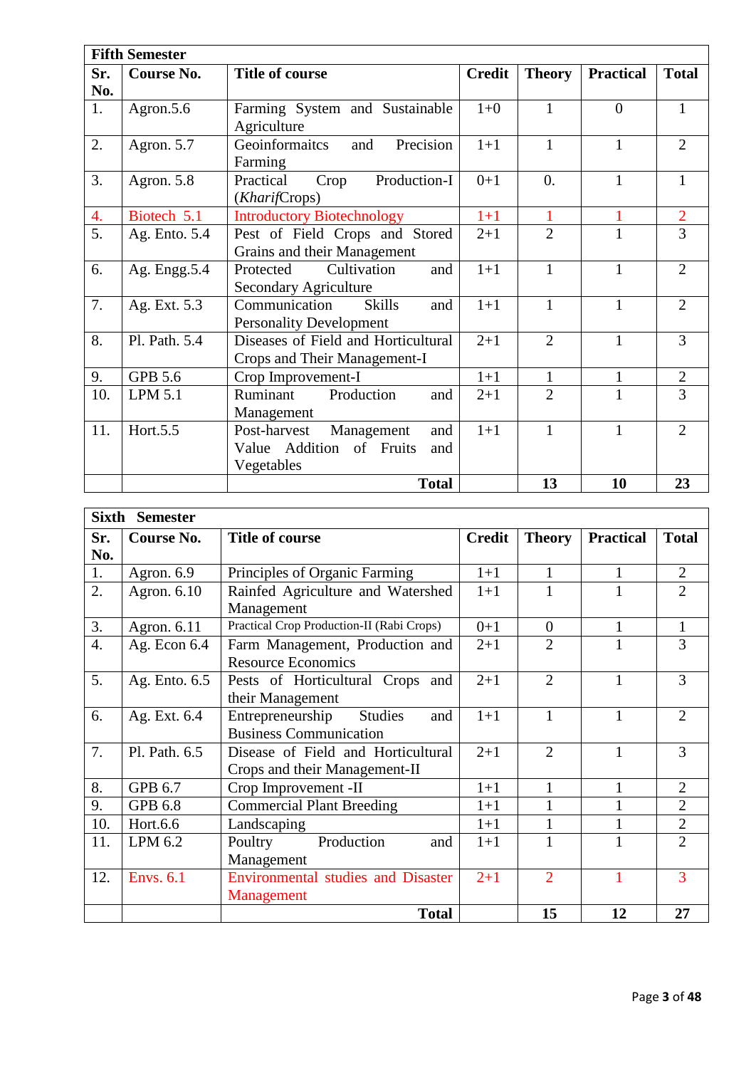| Fifth Semester | | | | | | |
|---|---|---|---|---|---|---|
| **Sr. No.** | **Course No.** | **Title of course** | **Credit** | **Theory** | **Practical** | **Total** |
| 1. | Agron.5.6 | Farming System and Sustainable Agriculture | 1+0 | 1 | 0 | 1 |
| 2. | Agron. 5.7 | Geoinformaitcs and Precision Farming | 1+1 | 1 | 1 | 2 |
| 3. | Agron. 5.8 | Practical Crop Production-I (*Kharif*Crops) | 0+1 | 0. | 1 | 1 |
| 4. | Biotech 5.1 | Introductory Biotechnology | 1+1 | 1 | 1 | 2 |
| 5. | Ag. Ento. 5.4 | Pest of Field Crops and Stored Grains and their Management | 2+1 | 2 | 1 | 3 |
| 6. | Ag. Engg.5.4 | Protected Cultivation and Secondary Agriculture | 1+1 | 1 | 1 | 2 |
| 7. | Ag. Ext. 5.3 | Communication Skills and Personality Development | 1+1 | 1 | 1 | 2 |
| 8. | Pl. Path. 5.4 | Diseases of Field and Horticultural Crops and Their Management-I | 2+1 | 2 | 1 | 3 |
| 9. | GPB 5.6 | Crop Improvement-I | 1+1 | 1 | 1 | 2 |
| 10. | LPM 5.1 | Ruminant Production and Management | 2+1 | 2 | 1 | 3 |
| 11. | Hort.5.5 | Post-harvest Management and Value Addition of Fruits and Vegetables | 1+1 | 1 | 1 | 2 |
| | | **Total** | | **13** | **10** | **23** |

| Sixth Semester | | | | | | |
|---|---|---|---|---|---|---|
| **Sr. No.** | **Course No.** | **Title of course** | **Credit** | **Theory** | **Practical** | **Total** |
| 1. | Agron. 6.9 | Principles of Organic Farming | 1+1 | 1 | 1 | 2 |
| 2. | Agron. 6.10 | Rainfed Agriculture and Watershed Management | 1+1 | 1 | 1 | 2 |
| 3. | Agron. 6.11 | Practical Crop Production-II (Rabi Crops) | 0+1 | 0 | 1 | 1 |
| 4. | Ag. Econ 6.4 | Farm Management, Production and Resource Economics | 2+1 | 2 | 1 | 3 |
| 5. | Ag. Ento. 6.5 | Pests of Horticultural Crops and their Management | 2+1 | 2 | 1 | 3 |
| 6. | Ag. Ext. 6.4 | Entrepreneurship Studies and Business Communication | 1+1 | 1 | 1 | 2 |
| 7. | Pl. Path. 6.5 | Disease of Field and Horticultural Crops and their Management-II | 2+1 | 2 | 1 | 3 |
| 8. | GPB 6.7 | Crop Improvement -II | 1+1 | 1 | 1 | 2 |
| 9. | GPB 6.8 | Commercial Plant Breeding | 1+1 | 1 | 1 | 2 |
| 10. | Hort.6.6 | Landscaping | 1+1 | 1 | 1 | 2 |
| 11. | LPM 6.2 | Poultry Production and Management | 1+1 | 1 | 1 | 2 |
| 12. | Envs. 6.1 | Environmental studies and Disaster Management | 2+1 | 2 | 1 | 3 |
| | | **Total** | | **15** | **12** | **27** |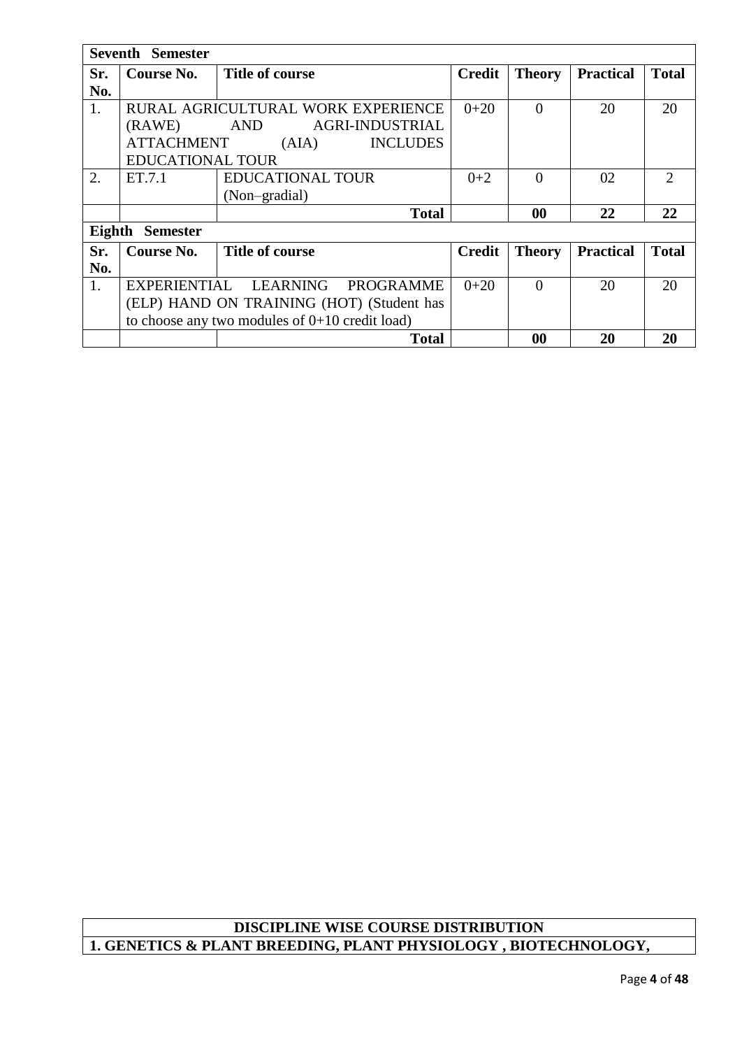| **Seventh Semester** | | | | | | |
|---|---|---|---|---|---|---|
| **Sr. No.** | **Course No.** | **Title of course** | **Credit** | **Theory** | **Practical** | **Total** |
| 1. | RURAL AGRICULTURAL WORK EXPERIENCE (RAWE) AND AGRI-INDUSTRIAL ATTACHMENT (AIA) INCLUDES EDUCATIONAL TOUR | | 0+20 | 0 | 20 | 20 |
| 2. | ET.7.1 | EDUCATIONAL TOUR (Non–gradial) | 0+2 | 0 | 02 | 2 |
| | | **Total** | | **00** | **22** | **22** |

| **Eighth Semester** | | | | | | |
|---|---|---|---|---|---|---|
| **Sr. No.** | **Course No.** | **Title of course** | **Credit** | **Theory** | **Practical** | **Total** |
| 1. | EXPERIENTIAL LEARNING PROGRAMME (ELP) HAND ON TRAINING (HOT) (Student has to choose any two modules of 0+10 credit load) | | 0+20 | 0 | 20 | 20 |
| | | **Total** | | **00** | **20** | **20** |

## DISCIPLINE WISE COURSE DISTRIBUTION

### 1. GENETICS & PLANT BREEDING, PLANT PHYSIOLOGY , BIOTECHNOLOGY,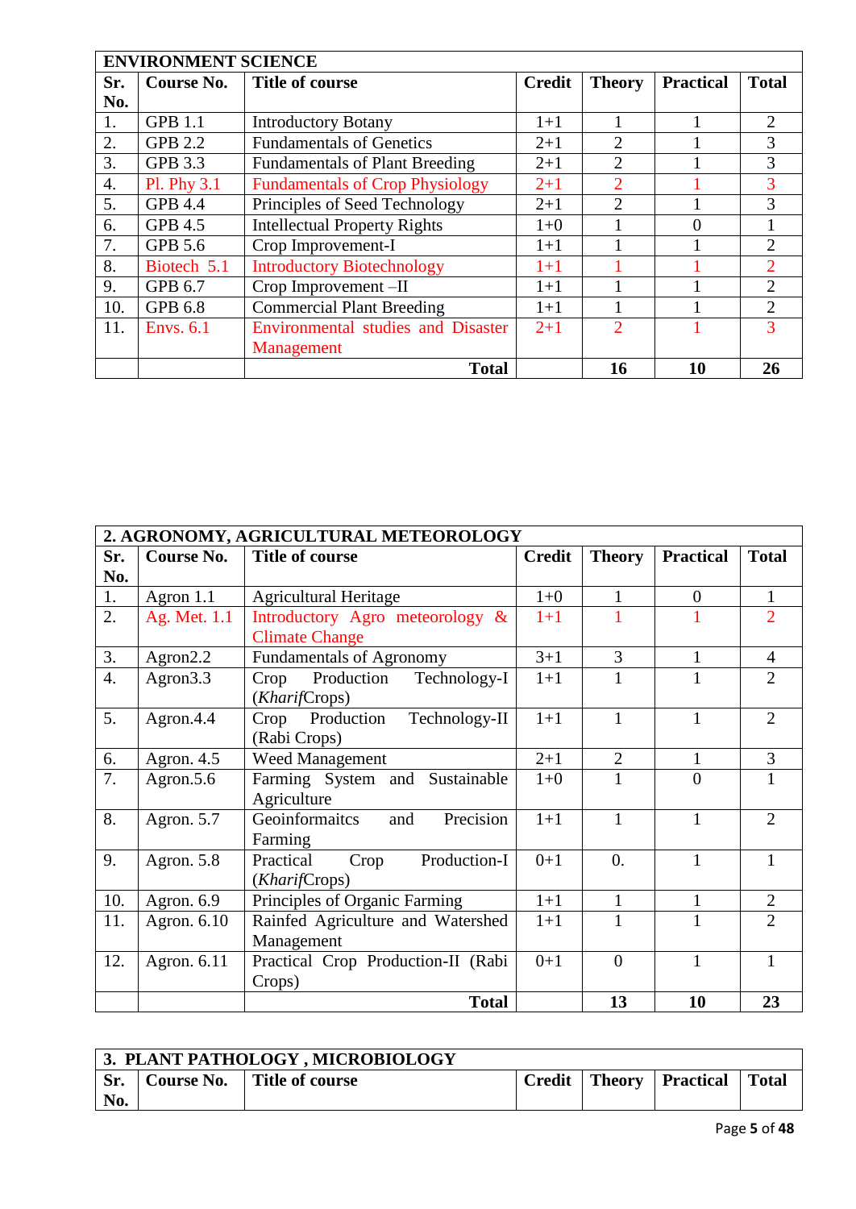| ENVIRONMENT SCIENCE | | | | | | |
|---|---|---|---|---|---|---|
| **Sr. No.** | **Course No.** | **Title of course** | **Credit** | **Theory** | **Practical** | **Total** |
| 1. | GPB 1.1 | Introductory Botany | 1+1 | 1 | 1 | 2 |
| 2. | GPB 2.2 | Fundamentals of Genetics | 2+1 | 2 | 1 | 3 |
| 3. | GPB 3.3 | Fundamentals of Plant Breeding | 2+1 | 2 | 1 | 3 |
| 4. | Pl. Phy 3.1 | Fundamentals of Crop Physiology | 2+1 | 2 | 1 | 3 |
| 5. | GPB 4.4 | Principles of Seed Technology | 2+1 | 2 | 1 | 3 |
| 6. | GPB 4.5 | Intellectual Property Rights | 1+0 | 1 | 0 | 1 |
| 7. | GPB 5.6 | Crop Improvement-I | 1+1 | 1 | 1 | 2 |
| 8. | Biotech 5.1 | Introductory Biotechnology | 1+1 | 1 | 1 | 2 |
| 9. | GPB 6.7 | Crop Improvement –II | 1+1 | 1 | 1 | 2 |
| 10. | GPB 6.8 | Commercial Plant Breeding | 1+1 | 1 | 1 | 2 |
| 11. | Envs. 6.1 | Environmental studies and Disaster Management | 2+1 | 2 | 1 | 3 |
| | | **Total** | | **16** | **10** | **26** |

| 2. AGRONOMY, AGRICULTURAL METEOROLOGY | | | | | | |
|---|---|---|---|---|---|---|
| **Sr. No.** | **Course No.** | **Title of course** | **Credit** | **Theory** | **Practical** | **Total** |
| 1. | Agron 1.1 | Agricultural Heritage | 1+0 | 1 | 0 | 1 |
| 2. | Ag. Met. 1.1 | Introductory Agro meteorology & Climate Change | 1+1 | 1 | 1 | 2 |
| 3. | Agron2.2 | Fundamentals of Agronomy | 3+1 | 3 | 1 | 4 |
| 4. | Agron3.3 | Crop Production Technology-I (*Kharif*Crops) | 1+1 | 1 | 1 | 2 |
| 5. | Agron.4.4 | Crop Production Technology-II (Rabi Crops) | 1+1 | 1 | 1 | 2 |
| 6. | Agron. 4.5 | Weed Management | 2+1 | 2 | 1 | 3 |
| 7. | Agron.5.6 | Farming System and Sustainable Agriculture | 1+0 | 1 | 0 | 1 |
| 8. | Agron. 5.7 | Geoinformaitcs and Precision Farming | 1+1 | 1 | 1 | 2 |
| 9. | Agron. 5.8 | Practical Crop Production-I (*Kharif*Crops) | 0+1 | 0. | 1 | 1 |
| 10. | Agron. 6.9 | Principles of Organic Farming | 1+1 | 1 | 1 | 2 |
| 11. | Agron. 6.10 | Rainfed Agriculture and Watershed Management | 1+1 | 1 | 1 | 2 |
| 12. | Agron. 6.11 | Practical Crop Production-II (Rabi Crops) | 0+1 | 0 | 1 | 1 |
| | | **Total** | | **13** | **10** | **23** |

| 3. PLANT PATHOLOGY , MICROBIOLOGY | | | | | | |
|---|---|---|---|---|---|---|
| **Sr. No.** | **Course No.** | **Title of course** | **Credit** | **Theory** | **Practical** | **Total** |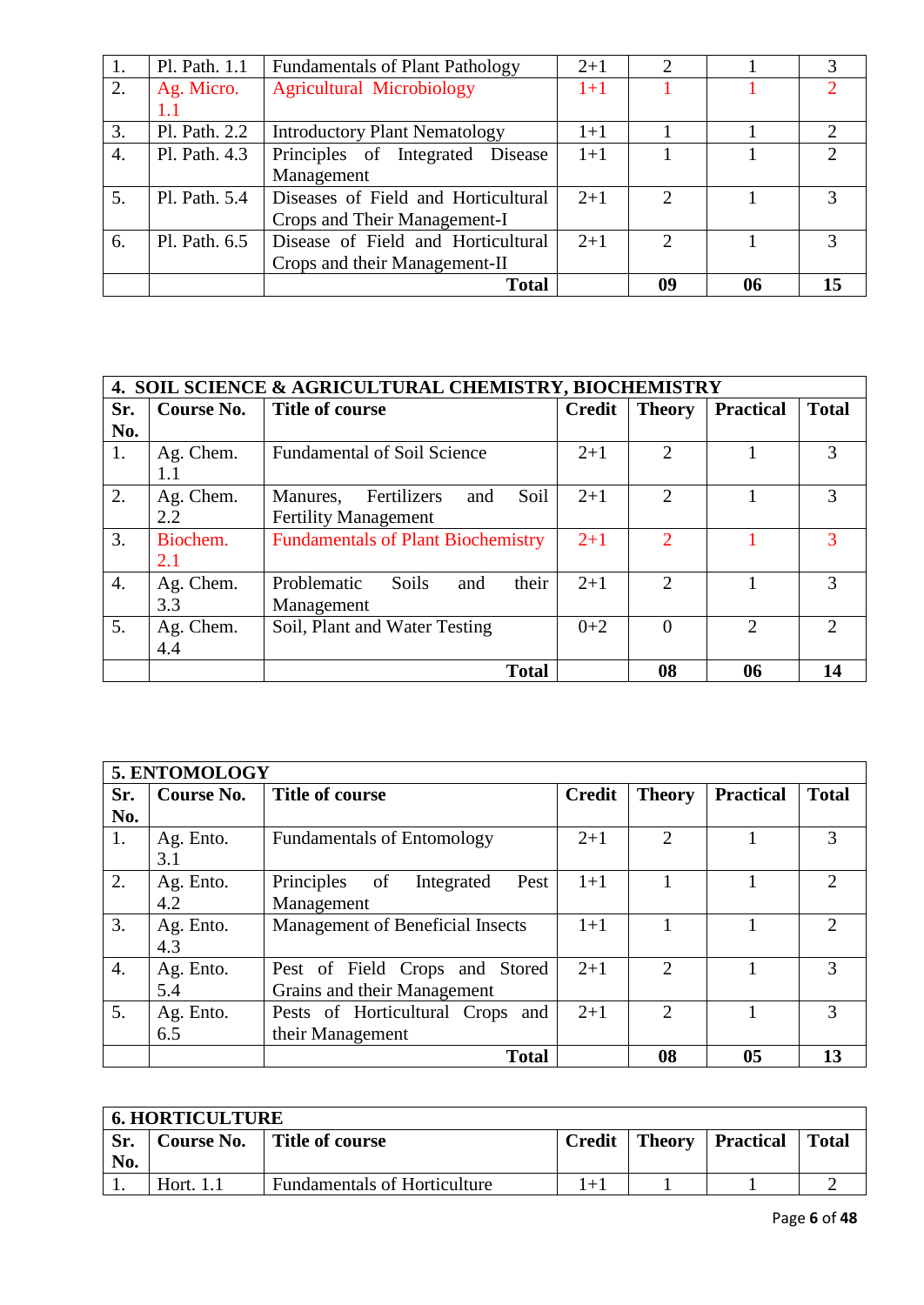| 1. | Pl. Path. 1.1 | Fundamentals of Plant Pathology | 2+1 | 2 | 1 | 3 |
|---|---|---|---|---|---|---|
| 2. | Ag. Micro. 1.1 | Agricultural Microbiology | 1+1 | 1 | 1 | 2 |
| 3. | Pl. Path. 2.2 | Introductory Plant Nematology | 1+1 | 1 | 1 | 2 |
| 4. | Pl. Path. 4.3 | Principles of Integrated Disease Management | 1+1 | 1 | 1 | 2 |
| 5. | Pl. Path. 5.4 | Diseases of Field and Horticultural Crops and Their Management-I | 2+1 | 2 | 1 | 3 |
| 6. | Pl. Path. 6.5 | Disease of Field and Horticultural Crops and their Management-II | 2+1 | 2 | 1 | 3 |
| | | **Total** | | **09** | **06** | **15** |

| **4. SOIL SCIENCE & AGRICULTURAL CHEMISTRY, BIOCHEMISTRY** | | | | | | |
|---|---|---|---|---|---|---|
| **Sr. No.** | **Course No.** | **Title of course** | **Credit** | **Theory** | **Practical** | **Total** |
| 1. | Ag. Chem. 1.1 | Fundamental of Soil Science | 2+1 | 2 | 1 | 3 |
| 2. | Ag. Chem. 2.2 | Manures, Fertilizers and Soil Fertility Management | 2+1 | 2 | 1 | 3 |
| 3. | Biochem. 2.1 | Fundamentals of Plant Biochemistry | 2+1 | 2 | 1 | 3 |
| 4. | Ag. Chem. 3.3 | Problematic Soils and their Management | 2+1 | 2 | 1 | 3 |
| 5. | Ag. Chem. 4.4 | Soil, Plant and Water Testing | 0+2 | 0 | 2 | 2 |
| | | **Total** | | **08** | **06** | **14** |

| **5. ENTOMOLOGY** | | | | | | |
|---|---|---|---|---|---|---|
| **Sr. No.** | **Course No.** | **Title of course** | **Credit** | **Theory** | **Practical** | **Total** |
| 1. | Ag. Ento. 3.1 | Fundamentals of Entomology | 2+1 | 2 | 1 | 3 |
| 2. | Ag. Ento. 4.2 | Principles of Integrated Pest Management | 1+1 | 1 | 1 | 2 |
| 3. | Ag. Ento. 4.3 | Management of Beneficial Insects | 1+1 | 1 | 1 | 2 |
| 4. | Ag. Ento. 5.4 | Pest of Field Crops and Stored Grains and their Management | 2+1 | 2 | 1 | 3 |
| 5. | Ag. Ento. 6.5 | Pests of Horticultural Crops and their Management | 2+1 | 2 | 1 | 3 |
| | | **Total** | | **08** | **05** | **13** |

| **6. HORTICULTURE** | | | | | | |
|---|---|---|---|---|---|---|
| **Sr. No.** | **Course No.** | **Title of course** | **Credit** | **Theory** | **Practical** | **Total** |
| 1. | Hort. 1.1 | Fundamentals of Horticulture | 1+1 | 1 | 1 | 2 |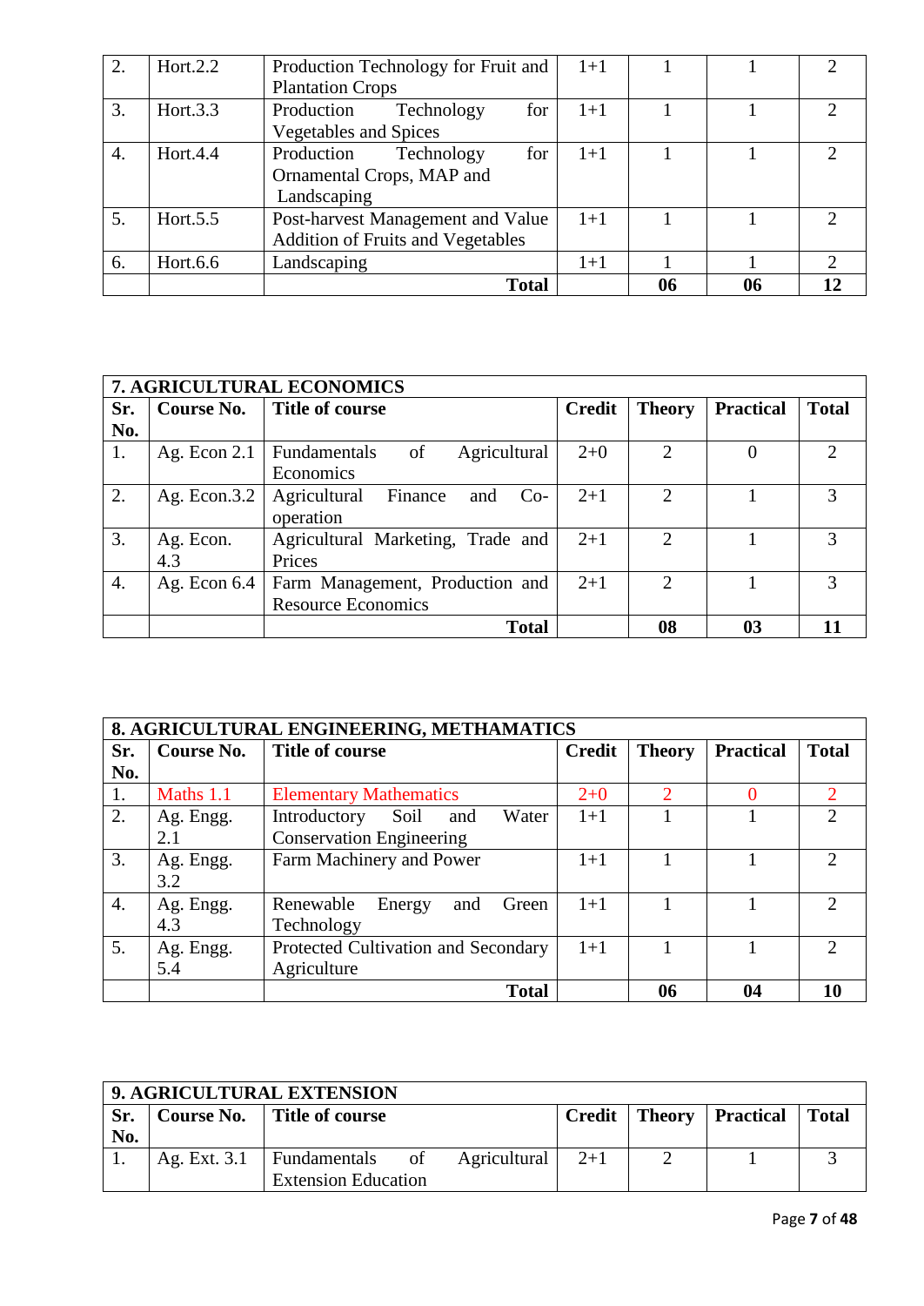| 2. | Hort.2.2 | Production Technology for Fruit and Plantation Crops | 1+1 | 1 | 1 | 2 |
|---|---|---|---|---|---|---|
| 3. | Hort.3.3 | Production Technology for Vegetables and Spices | 1+1 | 1 | 1 | 2 |
| 4. | Hort.4.4 | Production Technology for Ornamental Crops, MAP and Landscaping | 1+1 | 1 | 1 | 2 |
| 5. | Hort.5.5 | Post-harvest Management and Value Addition of Fruits and Vegetables | 1+1 | 1 | 1 | 2 |
| 6. | Hort.6.6 | Landscaping | 1+1 | 1 | 1 | 2 |
| | | **Total** | | **06** | **06** | **12** |

| **7. AGRICULTURAL ECONOMICS** | | | | | | |
|---|---|---|---|---|---|---|
| **Sr. No.** | **Course No.** | **Title of course** | **Credit** | **Theory** | **Practical** | **Total** |
| 1. | Ag. Econ 2.1 | Fundamentals of Agricultural Economics | 2+0 | 2 | 0 | 2 |
| 2. | Ag. Econ.3.2 | Agricultural Finance and Co-operation | 2+1 | 2 | 1 | 3 |
| 3. | Ag. Econ. 4.3 | Agricultural Marketing, Trade and Prices | 2+1 | 2 | 1 | 3 |
| 4. | Ag. Econ 6.4 | Farm Management, Production and Resource Economics | 2+1 | 2 | 1 | 3 |
| | | **Total** | | **08** | **03** | **11** |

| **8. AGRICULTURAL ENGINEERING, METHAMATICS** | | | | | | |
|---|---|---|---|---|---|---|
| **Sr. No.** | **Course No.** | **Title of course** | **Credit** | **Theory** | **Practical** | **Total** |
| 1. | Maths 1.1 | Elementary Mathematics | 2+0 | 2 | 0 | 2 |
| 2. | Ag. Engg. 2.1 | Introductory Soil and Water Conservation Engineering | 1+1 | 1 | 1 | 2 |
| 3. | Ag. Engg. 3.2 | Farm Machinery and Power | 1+1 | 1 | 1 | 2 |
| 4. | Ag. Engg. 4.3 | Renewable Energy and Green Technology | 1+1 | 1 | 1 | 2 |
| 5. | Ag. Engg. 5.4 | Protected Cultivation and Secondary Agriculture | 1+1 | 1 | 1 | 2 |
| | | **Total** | | **06** | **04** | **10** |

| **9. AGRICULTURAL EXTENSION** | | | | | | |
|---|---|---|---|---|---|---|
| **Sr. No.** | **Course No.** | **Title of course** | **Credit** | **Theory** | **Practical** | **Total** |
| 1. | Ag. Ext. 3.1 | Fundamentals of Agricultural Extension Education | 2+1 | 2 | 1 | 3 |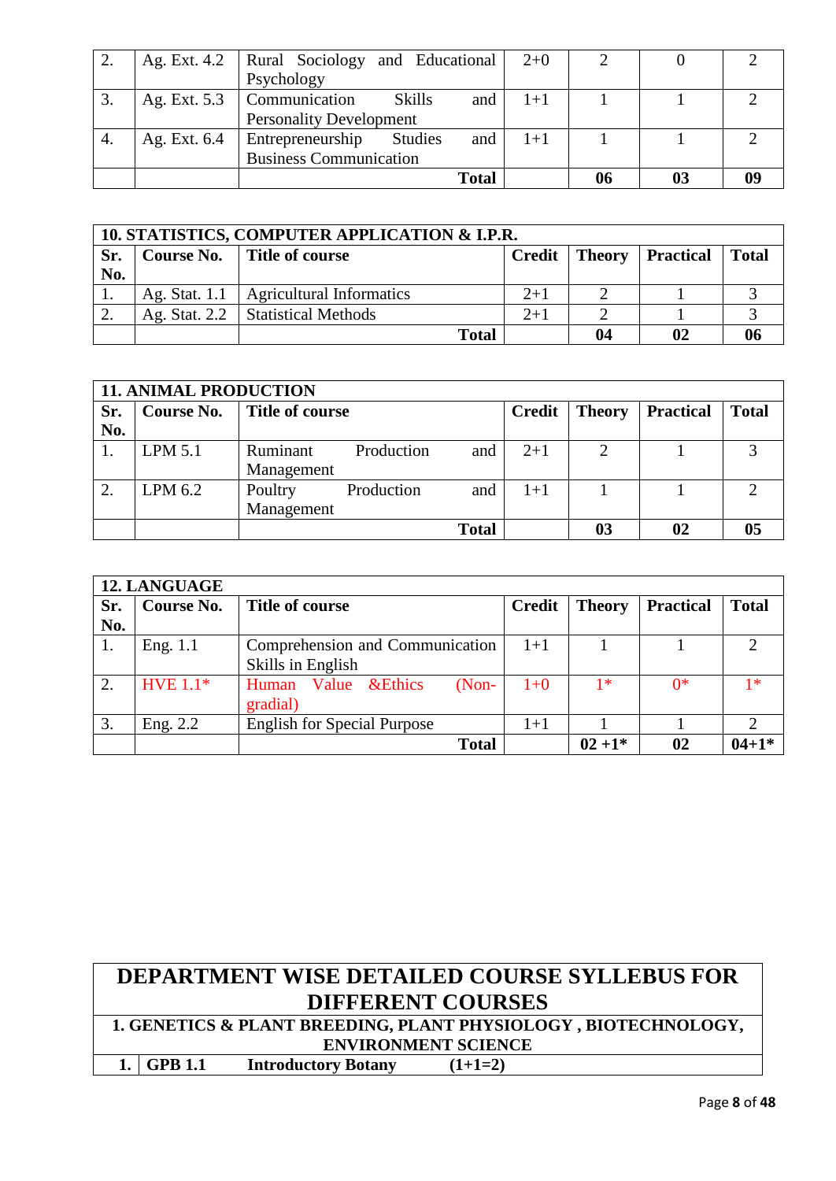| 2. | Ag. Ext. 4.2 | Rural Sociology and Educational Psychology | 2+0 | 2 | 0 | 2 |
|---|---|---|---|---|---|---|
| 3. | Ag. Ext. 5.3 | Communication Skills and Personality Development | 1+1 | 1 | 1 | 2 |
| 4. | Ag. Ext. 6.4 | Entrepreneurship Studies and Business Communication | 1+1 | 1 | 1 | 2 |
| | | **Total** | | **06** | **03** | **09** |

| **10. STATISTICS, COMPUTER APPLICATION & I.P.R.** | | | | | | |
|---|---|---|---|---|---|---|
| **Sr. No.** | **Course No.** | **Title of course** | **Credit** | **Theory** | **Practical** | **Total** |
| 1. | Ag. Stat. 1.1 | Agricultural Informatics | 2+1 | 2 | 1 | 3 |
| 2. | Ag. Stat. 2.2 | Statistical Methods | 2+1 | 2 | 1 | 3 |
| | | **Total** | | **04** | **02** | **06** |

| **11. ANIMAL PRODUCTION** | | | | | | |
|---|---|---|---|---|---|---|
| **Sr. No.** | **Course No.** | **Title of course** | **Credit** | **Theory** | **Practical** | **Total** |
| 1. | LPM 5.1 | Ruminant Production and Management | 2+1 | 2 | 1 | 3 |
| 2. | LPM 6.2 | Poultry Production and Management | 1+1 | 1 | 1 | 2 |
| | | **Total** | | **03** | **02** | **05** |

| **12. LANGUAGE** | | | | | | |
|---|---|---|---|---|---|---|
| **Sr. No.** | **Course No.** | **Title of course** | **Credit** | **Theory** | **Practical** | **Total** |
| 1. | Eng. 1.1 | Comprehension and Communication Skills in English | 1+1 | 1 | 1 | 2 |
| 2. | HVE 1.1* | Human Value &Ethics (Non-gradial) | 1+0 | 1* | 0* | 1* |
| 3. | Eng. 2.2 | English for Special Purpose | 1+1 | 1 | 1 | 2 |
| | | **Total** | | **02 +1*** | **02** | **04+1*** |

# DEPARTMENT WISE DETAILED COURSE SYLLEBUS FOR DIFFERENT COURSES

## 1. GENETICS & PLANT BREEDING, PLANT PHYSIOLOGY , BIOTECHNOLOGY, ENVIRONMENT SCIENCE

**1.** | **GPB 1.1** **Introductory Botany** **(1+1=2)**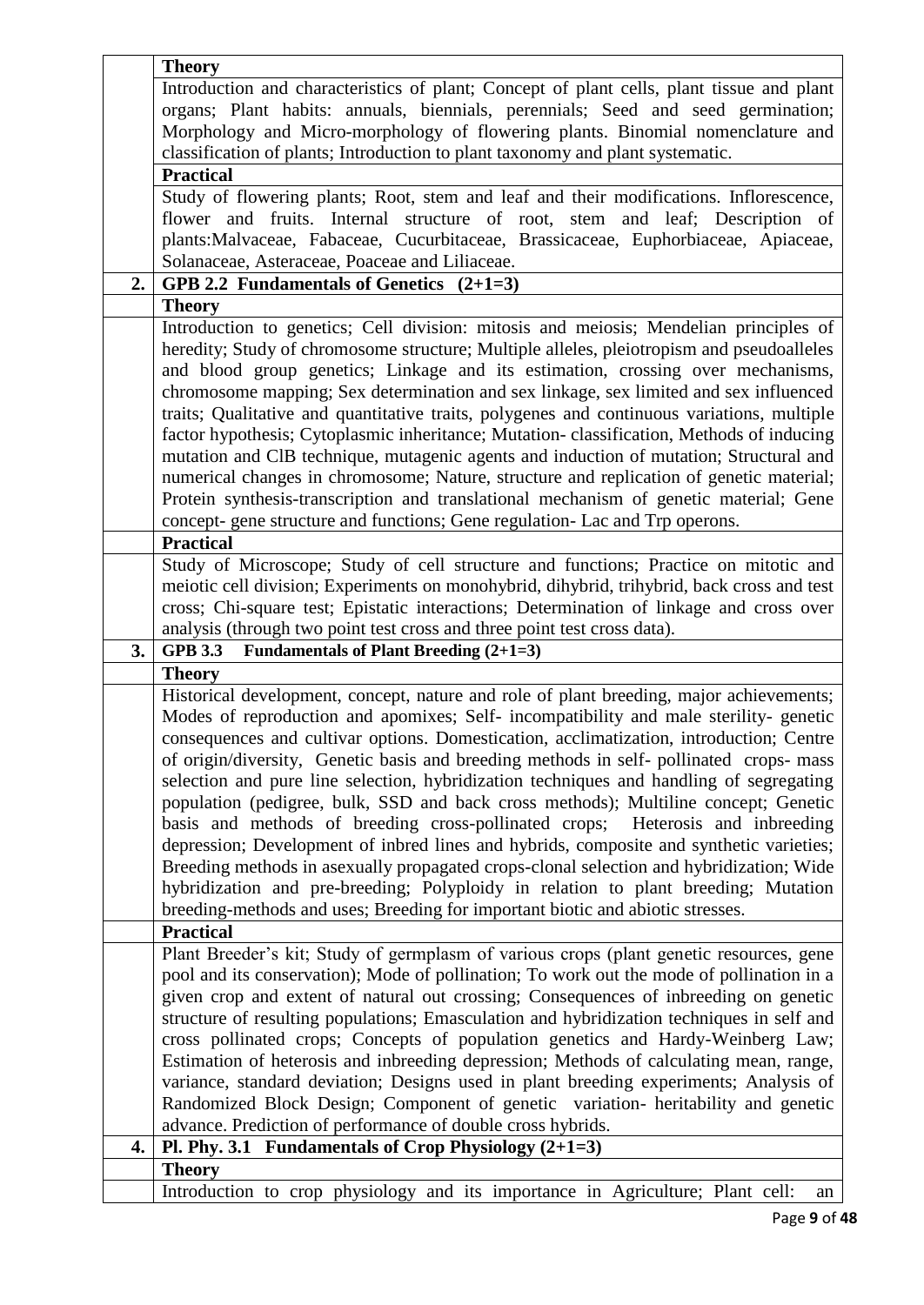| | |
|---|---|
| | **Theory** |
| | Introduction and characteristics of plant; Concept of plant cells, plant tissue and plant organs; Plant habits: annuals, biennials, perennials; Seed and seed germination; Morphology and Micro-morphology of flowering plants. Binomial nomenclature and classification of plants; Introduction to plant taxonomy and plant systematic. |
| | **Practical** |
| | Study of flowering plants; Root, stem and leaf and their modifications. Inflorescence, flower and fruits. Internal structure of root, stem and leaf; Description of plants:Malvaceae, Fabaceae, Cucurbitaceae, Brassicaceae, Euphorbiaceae, Apiaceae, Solanaceae, Asteraceae, Poaceae and Liliaceae. |
| **2.** | **GPB 2.2 Fundamentals of Genetics (2+1=3)** |
| | **Theory** |
| | Introduction to genetics; Cell division: mitosis and meiosis; Mendelian principles of heredity; Study of chromosome structure; Multiple alleles, pleiotropism and pseudoalleles and blood group genetics; Linkage and its estimation, crossing over mechanisms, chromosome mapping; Sex determination and sex linkage, sex limited and sex influenced traits; Qualitative and quantitative traits, polygenes and continuous variations, multiple factor hypothesis; Cytoplasmic inheritance; Mutation- classification, Methods of inducing mutation and ClB technique, mutagenic agents and induction of mutation; Structural and numerical changes in chromosome; Nature, structure and replication of genetic material; Protein synthesis-transcription and translational mechanism of genetic material; Gene concept- gene structure and functions; Gene regulation- Lac and Trp operons. |
| | **Practical** |
| | Study of Microscope; Study of cell structure and functions; Practice on mitotic and meiotic cell division; Experiments on monohybrid, dihybrid, trihybrid, back cross and test cross; Chi-square test; Epistatic interactions; Determination of linkage and cross over analysis (through two point test cross and three point test cross data). |
| **3.** | **GPB 3.3 Fundamentals of Plant Breeding (2+1=3)** |
| | **Theory** |
| | Historical development, concept, nature and role of plant breeding, major achievements; Modes of reproduction and apomixes; Self- incompatibility and male sterility- genetic consequences and cultivar options. Domestication, acclimatization, introduction; Centre of origin/diversity, Genetic basis and breeding methods in self- pollinated crops- mass selection and pure line selection, hybridization techniques and handling of segregating population (pedigree, bulk, SSD and back cross methods); Multiline concept; Genetic basis and methods of breeding cross-pollinated crops; Heterosis and inbreeding depression; Development of inbred lines and hybrids, composite and synthetic varieties; Breeding methods in asexually propagated crops-clonal selection and hybridization; Wide hybridization and pre-breeding; Polyploidy in relation to plant breeding; Mutation breeding-methods and uses; Breeding for important biotic and abiotic stresses. |
| | **Practical** |
| | Plant Breeder's kit; Study of germplasm of various crops (plant genetic resources, gene pool and its conservation); Mode of pollination; To work out the mode of pollination in a given crop and extent of natural out crossing; Consequences of inbreeding on genetic structure of resulting populations; Emasculation and hybridization techniques in self and cross pollinated crops; Concepts of population genetics and Hardy-Weinberg Law; Estimation of heterosis and inbreeding depression; Methods of calculating mean, range, variance, standard deviation; Designs used in plant breeding experiments; Analysis of Randomized Block Design; Component of genetic variation- heritability and genetic advance. Prediction of performance of double cross hybrids. |
| **4.** | **Pl. Phy. 3.1 Fundamentals of Crop Physiology (2+1=3)** |
| | **Theory** |
| | Introduction to crop physiology and its importance in Agriculture; Plant cell: an |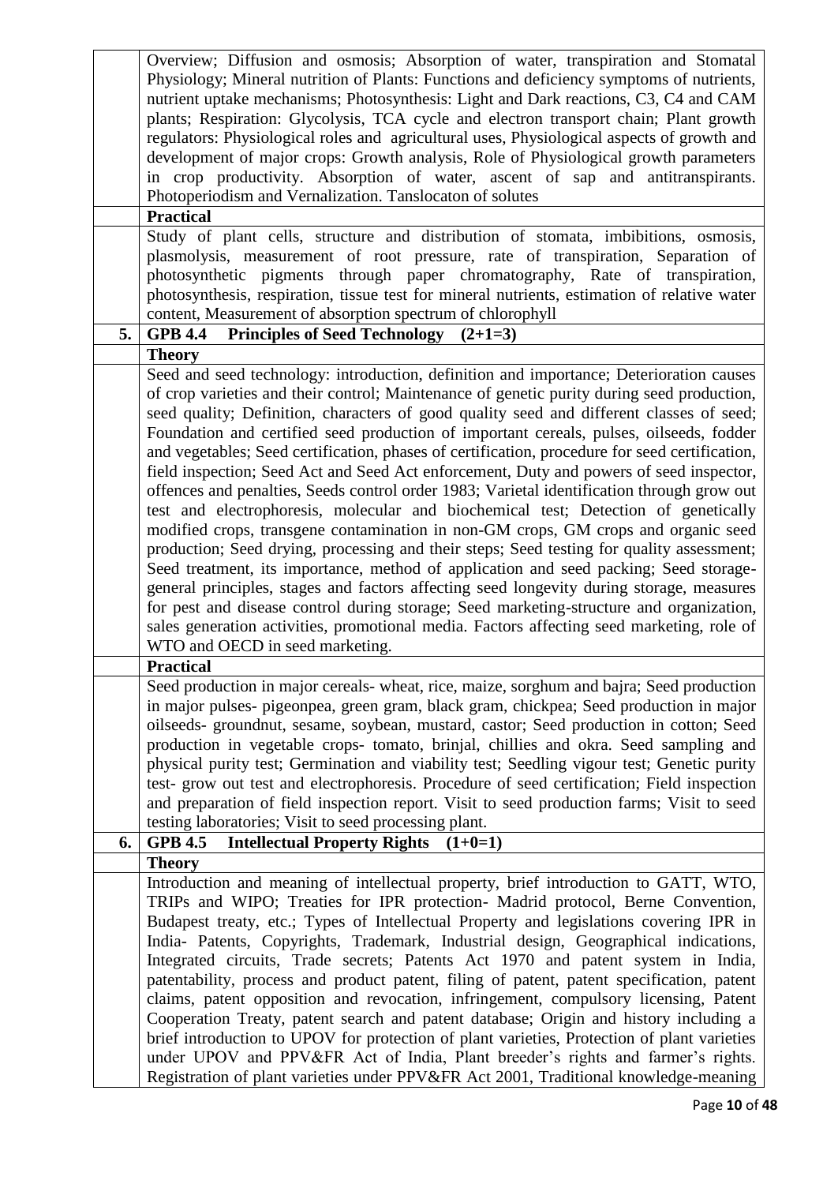| | |
|---|---|
| | Overview; Diffusion and osmosis; Absorption of water, transpiration and Stomatal Physiology; Mineral nutrition of Plants: Functions and deficiency symptoms of nutrients, nutrient uptake mechanisms; Photosynthesis: Light and Dark reactions, C3, C4 and CAM plants; Respiration: Glycolysis, TCA cycle and electron transport chain; Plant growth regulators: Physiological roles and agricultural uses, Physiological aspects of growth and development of major crops: Growth analysis, Role of Physiological growth parameters in crop productivity. Absorption of water, ascent of sap and antitranspirants. Photoperiodism and Vernalization. Tanslocaton of solutes |
| | **Practical** |
| | Study of plant cells, structure and distribution of stomata, imbibitions, osmosis, plasmolysis, measurement of root pressure, rate of transpiration, Separation of photosynthetic pigments through paper chromatography, Rate of transpiration, photosynthesis, respiration, tissue test for mineral nutrients, estimation of relative water content, Measurement of absorption spectrum of chlorophyll |
| **5.** | **GPB 4.4 Principles of Seed Technology (2+1=3)** |
| | **Theory** |
| | Seed and seed technology: introduction, definition and importance; Deterioration causes of crop varieties and their control; Maintenance of genetic purity during seed production, seed quality; Definition, characters of good quality seed and different classes of seed; Foundation and certified seed production of important cereals, pulses, oilseeds, fodder and vegetables; Seed certification, phases of certification, procedure for seed certification, field inspection; Seed Act and Seed Act enforcement, Duty and powers of seed inspector, offences and penalties, Seeds control order 1983; Varietal identification through grow out test and electrophoresis, molecular and biochemical test; Detection of genetically modified crops, transgene contamination in non-GM crops, GM crops and organic seed production; Seed drying, processing and their steps; Seed testing for quality assessment; Seed treatment, its importance, method of application and seed packing; Seed storage-general principles, stages and factors affecting seed longevity during storage, measures for pest and disease control during storage; Seed marketing-structure and organization, sales generation activities, promotional media. Factors affecting seed marketing, role of WTO and OECD in seed marketing. |
| | **Practical** |
| | Seed production in major cereals- wheat, rice, maize, sorghum and bajra; Seed production in major pulses- pigeonpea, green gram, black gram, chickpea; Seed production in major oilseeds- groundnut, sesame, soybean, mustard, castor; Seed production in cotton; Seed production in vegetable crops- tomato, brinjal, chillies and okra. Seed sampling and physical purity test; Germination and viability test; Seedling vigour test; Genetic purity test- grow out test and electrophoresis. Procedure of seed certification; Field inspection and preparation of field inspection report. Visit to seed production farms; Visit to seed testing laboratories; Visit to seed processing plant. |
| **6.** | **GPB 4.5 Intellectual Property Rights (1+0=1)** |
| | **Theory** |
| | Introduction and meaning of intellectual property, brief introduction to GATT, WTO, TRIPs and WIPO; Treaties for IPR protection- Madrid protocol, Berne Convention, Budapest treaty, etc.; Types of Intellectual Property and legislations covering IPR in India- Patents, Copyrights, Trademark, Industrial design, Geographical indications, Integrated circuits, Trade secrets; Patents Act 1970 and patent system in India, patentability, process and product patent, filing of patent, patent specification, patent claims, patent opposition and revocation, infringement, compulsory licensing, Patent Cooperation Treaty, patent search and patent database; Origin and history including a brief introduction to UPOV for protection of plant varieties, Protection of plant varieties under UPOV and PPV&FR Act of India, Plant breeder's rights and farmer's rights. Registration of plant varieties under PPV&FR Act 2001, Traditional knowledge-meaning |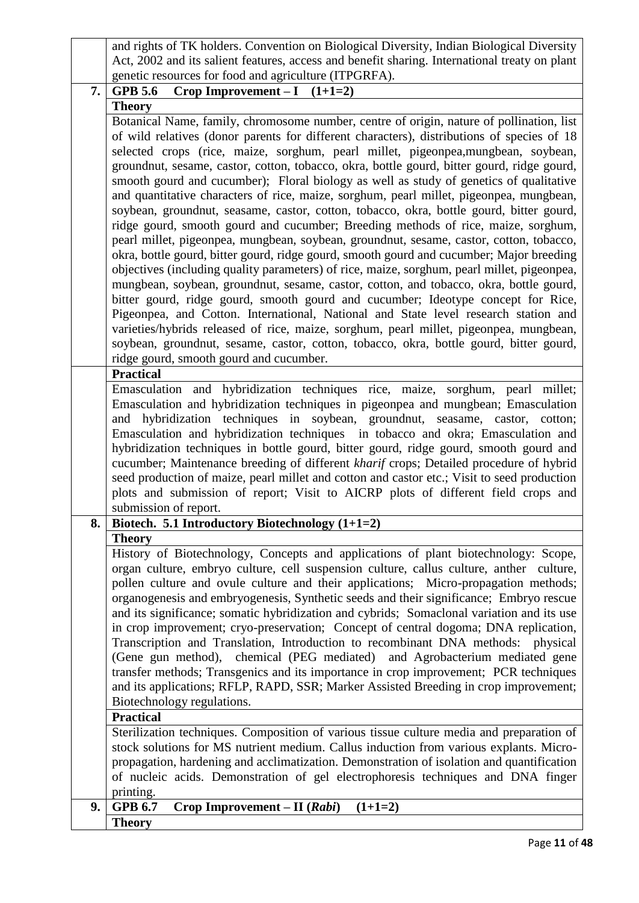| | |
|---|---|
| | and rights of TK holders. Convention on Biological Diversity, Indian Biological Diversity Act, 2002 and its salient features, access and benefit sharing. International treaty on plant genetic resources for food and agriculture (ITPGRFA). |
| **7.** | **GPB 5.6 Crop Improvement – I (1+1=2)** |
| | **Theory** |
| | Botanical Name, family, chromosome number, centre of origin, nature of pollination, list of wild relatives (donor parents for different characters), distributions of species of 18 selected crops (rice, maize, sorghum, pearl millet, pigeonpea,mungbean, soybean, groundnut, sesame, castor, cotton, tobacco, okra, bottle gourd, bitter gourd, ridge gourd, smooth gourd and cucumber); Floral biology as well as study of genetics of qualitative and quantitative characters of rice, maize, sorghum, pearl millet, pigeonpea, mungbean, soybean, groundnut, seasame, castor, cotton, tobacco, okra, bottle gourd, bitter gourd, ridge gourd, smooth gourd and cucumber; Breeding methods of rice, maize, sorghum, pearl millet, pigeonpea, mungbean, soybean, groundnut, sesame, castor, cotton, tobacco, okra, bottle gourd, bitter gourd, ridge gourd, smooth gourd and cucumber; Major breeding objectives (including quality parameters) of rice, maize, sorghum, pearl millet, pigeonpea, mungbean, soybean, groundnut, sesame, castor, cotton, and tobacco, okra, bottle gourd, bitter gourd, ridge gourd, smooth gourd and cucumber; Ideotype concept for Rice, Pigeonpea, and Cotton. International, National and State level research station and varieties/hybrids released of rice, maize, sorghum, pearl millet, pigeonpea, mungbean, soybean, groundnut, sesame, castor, cotton, tobacco, okra, bottle gourd, bitter gourd, ridge gourd, smooth gourd and cucumber. |
| | **Practical** |
| | Emasculation and hybridization techniques rice, maize, sorghum, pearl millet; Emasculation and hybridization techniques in pigeonpea and mungbean; Emasculation and hybridization techniques in soybean, groundnut, seasame, castor, cotton; Emasculation and hybridization techniques in tobacco and okra; Emasculation and hybridization techniques in bottle gourd, bitter gourd, ridge gourd, smooth gourd and cucumber; Maintenance breeding of different *kharif* crops; Detailed procedure of hybrid seed production of maize, pearl millet and cotton and castor etc.; Visit to seed production plots and submission of report; Visit to AICRP plots of different field crops and submission of report. |
| **8.** | **Biotech. 5.1 Introductory Biotechnology (1+1=2)** |
| | **Theory** |
| | History of Biotechnology, Concepts and applications of plant biotechnology: Scope, organ culture, embryo culture, cell suspension culture, callus culture, anther culture, pollen culture and ovule culture and their applications; Micro-propagation methods; organogenesis and embryogenesis, Synthetic seeds and their significance; Embryo rescue and its significance; somatic hybridization and cybrids; Somaclonal variation and its use in crop improvement; cryo-preservation; Concept of central dogoma; DNA replication, Transcription and Translation, Introduction to recombinant DNA methods: physical (Gene gun method), chemical (PEG mediated) and Agrobacterium mediated gene transfer methods; Transgenics and its importance in crop improvement; PCR techniques and its applications; RFLP, RAPD, SSR; Marker Assisted Breeding in crop improvement; Biotechnology regulations. |
| | **Practical** |
| | Sterilization techniques. Composition of various tissue culture media and preparation of stock solutions for MS nutrient medium. Callus induction from various explants. Micro-propagation, hardening and acclimatization. Demonstration of isolation and quantification of nucleic acids. Demonstration of gel electrophoresis techniques and DNA finger printing. |
| **9.** | **GPB 6.7 Crop Improvement – II (*Rabi*) (1+1=2)** |
| | **Theory** |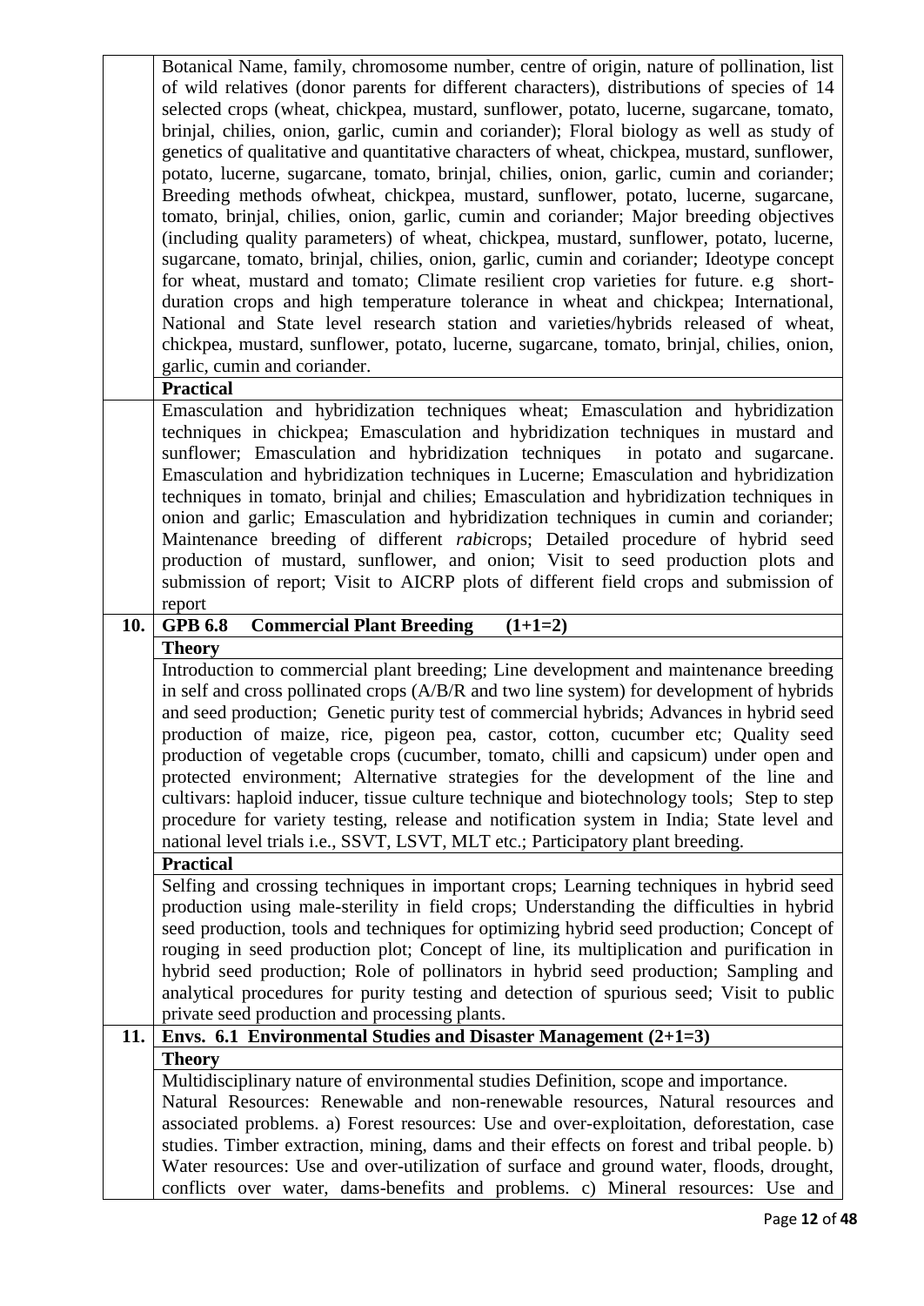| | |
|---|---|
| | Botanical Name, family, chromosome number, centre of origin, nature of pollination, list of wild relatives (donor parents for different characters), distributions of species of 14 selected crops (wheat, chickpea, mustard, sunflower, potato, lucerne, sugarcane, tomato, brinjal, chilies, onion, garlic, cumin and coriander); Floral biology as well as study of genetics of qualitative and quantitative characters of wheat, chickpea, mustard, sunflower, potato, lucerne, sugarcane, tomato, brinjal, chilies, onion, garlic, cumin and coriander; Breeding methods ofwheat, chickpea, mustard, sunflower, potato, lucerne, sugarcane, tomato, brinjal, chilies, onion, garlic, cumin and coriander; Major breeding objectives (including quality parameters) of wheat, chickpea, mustard, sunflower, potato, lucerne, sugarcane, tomato, brinjal, chilies, onion, garlic, cumin and coriander; Ideotype concept for wheat, mustard and tomato; Climate resilient crop varieties for future. e.g short-duration crops and high temperature tolerance in wheat and chickpea; International, National and State level research station and varieties/hybrids released of wheat, chickpea, mustard, sunflower, potato, lucerne, sugarcane, tomato, brinjal, chilies, onion, garlic, cumin and coriander. |
| | **Practical** |
| | Emasculation and hybridization techniques wheat; Emasculation and hybridization techniques in chickpea; Emasculation and hybridization techniques in mustard and sunflower; Emasculation and hybridization techniques in potato and sugarcane. Emasculation and hybridization techniques in Lucerne; Emasculation and hybridization techniques in tomato, brinjal and chilies; Emasculation and hybridization techniques in onion and garlic; Emasculation and hybridization techniques in cumin and coriander; Maintenance breeding of different *rabi*crops; Detailed procedure of hybrid seed production of mustard, sunflower, and onion; Visit to seed production plots and submission of report; Visit to AICRP plots of different field crops and submission of report |
| **10.** | **GPB 6.8 Commercial Plant Breeding (1+1=2)** |
| | **Theory** |
| | Introduction to commercial plant breeding; Line development and maintenance breeding in self and cross pollinated crops (A/B/R and two line system) for development of hybrids and seed production; Genetic purity test of commercial hybrids; Advances in hybrid seed production of maize, rice, pigeon pea, castor, cotton, cucumber etc; Quality seed production of vegetable crops (cucumber, tomato, chilli and capsicum) under open and protected environment; Alternative strategies for the development of the line and cultivars: haploid inducer, tissue culture technique and biotechnology tools; Step to step procedure for variety testing, release and notification system in India; State level and national level trials i.e., SSVT, LSVT, MLT etc.; Participatory plant breeding. |
| | **Practical** |
| | Selfing and crossing techniques in important crops; Learning techniques in hybrid seed production using male-sterility in field crops; Understanding the difficulties in hybrid seed production, tools and techniques for optimizing hybrid seed production; Concept of rouging in seed production plot; Concept of line, its multiplication and purification in hybrid seed production; Role of pollinators in hybrid seed production; Sampling and analytical procedures for purity testing and detection of spurious seed; Visit to public private seed production and processing plants. |
| **11.** | **Envs. 6.1 Environmental Studies and Disaster Management (2+1=3)** |
| | **Theory** |
| | Multidisciplinary nature of environmental studies Definition, scope and importance. Natural Resources: Renewable and non-renewable resources, Natural resources and associated problems. a) Forest resources: Use and over-exploitation, deforestation, case studies. Timber extraction, mining, dams and their effects on forest and tribal people. b) Water resources: Use and over-utilization of surface and ground water, floods, drought, conflicts over water, dams-benefits and problems. c) Mineral resources: Use and |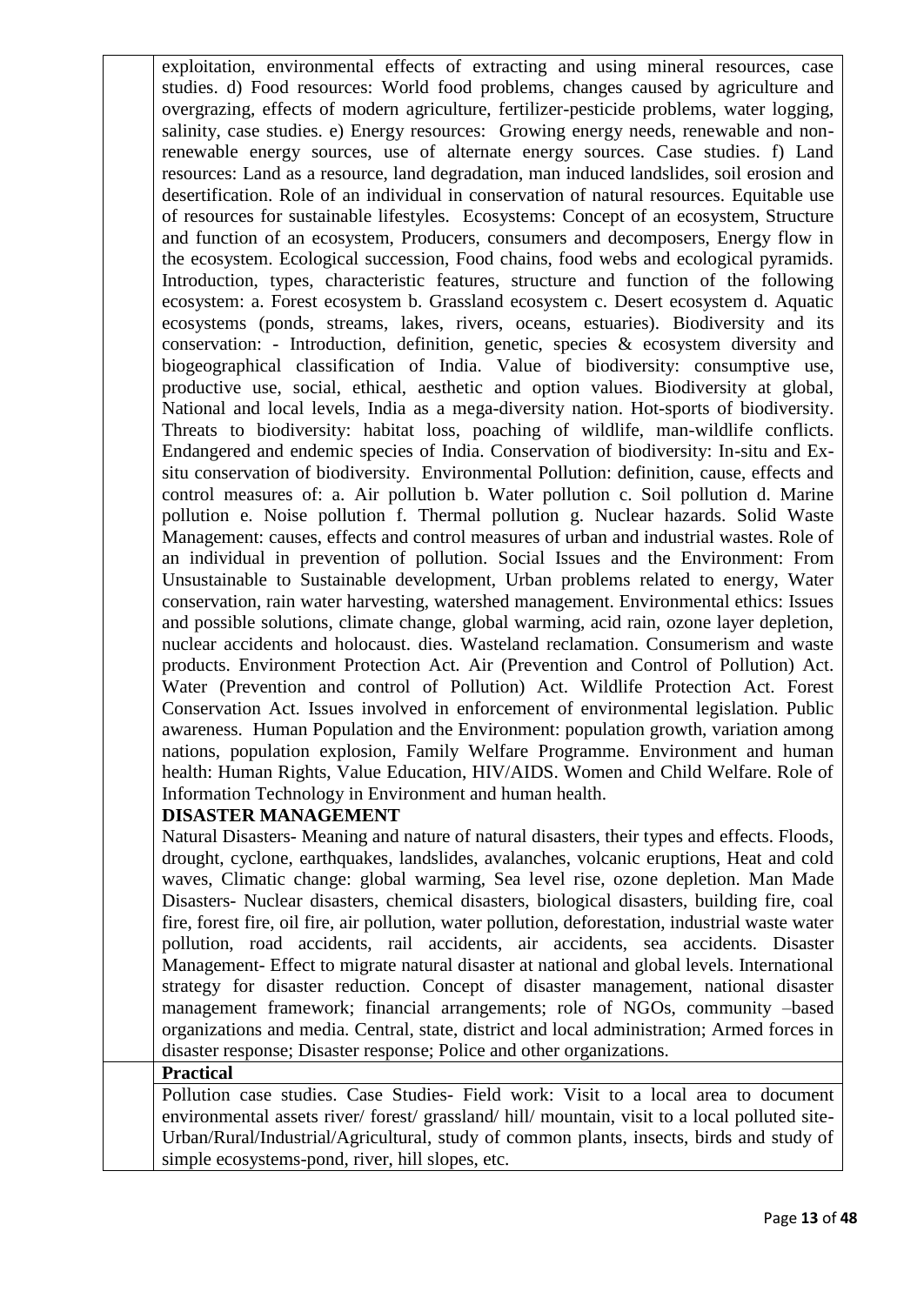exploitation, environmental effects of extracting and using mineral resources, case studies. d) Food resources: World food problems, changes caused by agriculture and overgrazing, effects of modern agriculture, fertilizer-pesticide problems, water logging, salinity, case studies. e) Energy resources: Growing energy needs, renewable and non-renewable energy sources, use of alternate energy sources. Case studies. f) Land resources: Land as a resource, land degradation, man induced landslides, soil erosion and desertification. Role of an individual in conservation of natural resources. Equitable use of resources for sustainable lifestyles. Ecosystems: Concept of an ecosystem, Structure and function of an ecosystem, Producers, consumers and decomposers, Energy flow in the ecosystem. Ecological succession, Food chains, food webs and ecological pyramids. Introduction, types, characteristic features, structure and function of the following ecosystem: a. Forest ecosystem b. Grassland ecosystem c. Desert ecosystem d. Aquatic ecosystems (ponds, streams, lakes, rivers, oceans, estuaries). Biodiversity and its conservation: - Introduction, definition, genetic, species & ecosystem diversity and biogeographical classification of India. Value of biodiversity: consumptive use, productive use, social, ethical, aesthetic and option values. Biodiversity at global, National and local levels, India as a mega-diversity nation. Hot-sports of biodiversity. Threats to biodiversity: habitat loss, poaching of wildlife, man-wildlife conflicts. Endangered and endemic species of India. Conservation of biodiversity: In-situ and Ex-situ conservation of biodiversity. Environmental Pollution: definition, cause, effects and control measures of: a. Air pollution b. Water pollution c. Soil pollution d. Marine pollution e. Noise pollution f. Thermal pollution g. Nuclear hazards. Solid Waste Management: causes, effects and control measures of urban and industrial wastes. Role of an individual in prevention of pollution. Social Issues and the Environment: From Unsustainable to Sustainable development, Urban problems related to energy, Water conservation, rain water harvesting, watershed management. Environmental ethics: Issues and possible solutions, climate change, global warming, acid rain, ozone layer depletion, nuclear accidents and holocaust. dies. Wasteland reclamation. Consumerism and waste products. Environment Protection Act. Air (Prevention and Control of Pollution) Act. Water (Prevention and control of Pollution) Act. Wildlife Protection Act. Forest Conservation Act. Issues involved in enforcement of environmental legislation. Public awareness. Human Population and the Environment: population growth, variation among nations, population explosion, Family Welfare Programme. Environment and human health: Human Rights, Value Education, HIV/AIDS. Women and Child Welfare. Role of Information Technology in Environment and human health.

**DISASTER MANAGEMENT**

Natural Disasters- Meaning and nature of natural disasters, their types and effects. Floods, drought, cyclone, earthquakes, landslides, avalanches, volcanic eruptions, Heat and cold waves, Climatic change: global warming, Sea level rise, ozone depletion. Man Made Disasters- Nuclear disasters, chemical disasters, biological disasters, building fire, coal fire, forest fire, oil fire, air pollution, water pollution, deforestation, industrial waste water pollution, road accidents, rail accidents, air accidents, sea accidents. Disaster Management- Effect to migrate natural disaster at national and global levels. International strategy for disaster reduction. Concept of disaster management, national disaster management framework; financial arrangements; role of NGOs, community –based organizations and media. Central, state, district and local administration; Armed forces in disaster response; Disaster response; Police and other organizations.

**Practical**

Pollution case studies. Case Studies- Field work: Visit to a local area to document environmental assets river/ forest/ grassland/ hill/ mountain, visit to a local polluted site- Urban/Rural/Industrial/Agricultural, study of common plants, insects, birds and study of simple ecosystems-pond, river, hill slopes, etc.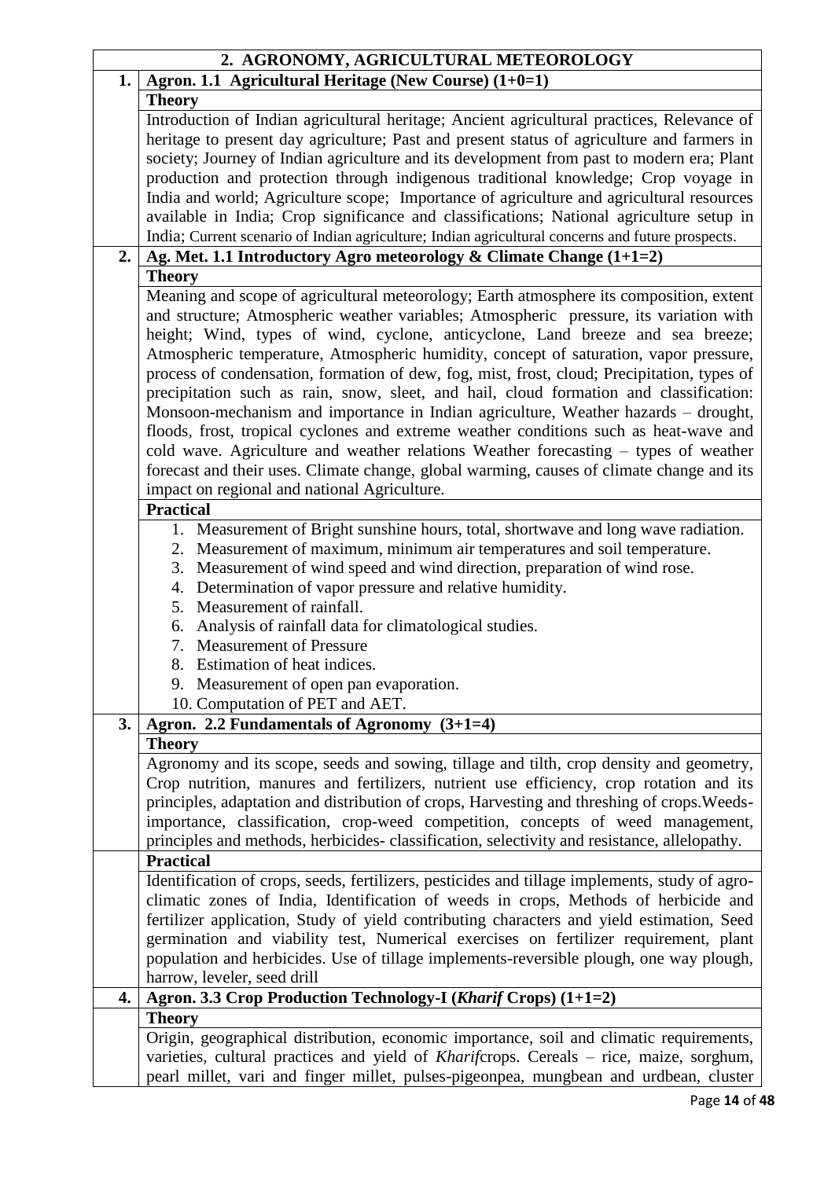## 2. AGRONOMY, AGRICULTURAL METEOROLOGY

### 1. Agron. 1.1 Agricultural Heritage (New Course) (1+0=1)

**Theory**

Introduction of Indian agricultural heritage; Ancient agricultural practices, Relevance of heritage to present day agriculture; Past and present status of agriculture and farmers in society; Journey of Indian agriculture and its development from past to modern era; Plant production and protection through indigenous traditional knowledge; Crop voyage in India and world; Agriculture scope; Importance of agriculture and agricultural resources available in India; Crop significance and classifications; National agriculture setup in India; Current scenario of Indian agriculture; Indian agricultural concerns and future prospects.

### 2. Ag. Met. 1.1 Introductory Agro meteorology & Climate Change (1+1=2)

**Theory**

Meaning and scope of agricultural meteorology; Earth atmosphere its composition, extent and structure; Atmospheric weather variables; Atmospheric pressure, its variation with height; Wind, types of wind, cyclone, anticyclone, Land breeze and sea breeze; Atmospheric temperature, Atmospheric humidity, concept of saturation, vapor pressure, process of condensation, formation of dew, fog, mist, frost, cloud; Precipitation, types of precipitation such as rain, snow, sleet, and hail, cloud formation and classification: Monsoon-mechanism and importance in Indian agriculture, Weather hazards – drought, floods, frost, tropical cyclones and extreme weather conditions such as heat-wave and cold wave. Agriculture and weather relations Weather forecasting – types of weather forecast and their uses. Climate change, global warming, causes of climate change and its impact on regional and national Agriculture.

**Practical**

1. Measurement of Bright sunshine hours, total, shortwave and long wave radiation.
2. Measurement of maximum, minimum air temperatures and soil temperature.
3. Measurement of wind speed and wind direction, preparation of wind rose.
4. Determination of vapor pressure and relative humidity.
5. Measurement of rainfall.
6. Analysis of rainfall data for climatological studies.
7. Measurement of Pressure
8. Estimation of heat indices.
9. Measurement of open pan evaporation.
10. Computation of PET and AET.

### 3. Agron. 2.2 Fundamentals of Agronomy (3+1=4)

**Theory**

Agronomy and its scope, seeds and sowing, tillage and tilth, crop density and geometry, Crop nutrition, manures and fertilizers, nutrient use efficiency, crop rotation and its principles, adaptation and distribution of crops, Harvesting and threshing of crops.Weeds-importance, classification, crop-weed competition, concepts of weed management, principles and methods, herbicides- classification, selectivity and resistance, allelopathy.

**Practical**

Identification of crops, seeds, fertilizers, pesticides and tillage implements, study of agro-climatic zones of India, Identification of weeds in crops, Methods of herbicide and fertilizer application, Study of yield contributing characters and yield estimation, Seed germination and viability test, Numerical exercises on fertilizer requirement, plant population and herbicides. Use of tillage implements-reversible plough, one way plough, harrow, leveler, seed drill

### 4. Agron. 3.3 Crop Production Technology-I (*Kharif* Crops) (1+1=2)

**Theory**

Origin, geographical distribution, economic importance, soil and climatic requirements, varieties, cultural practices and yield of *Kharif*crops. Cereals – rice, maize, sorghum, pearl millet, vari and finger millet, pulses-pigeonpea, mungbean and urdbean, cluster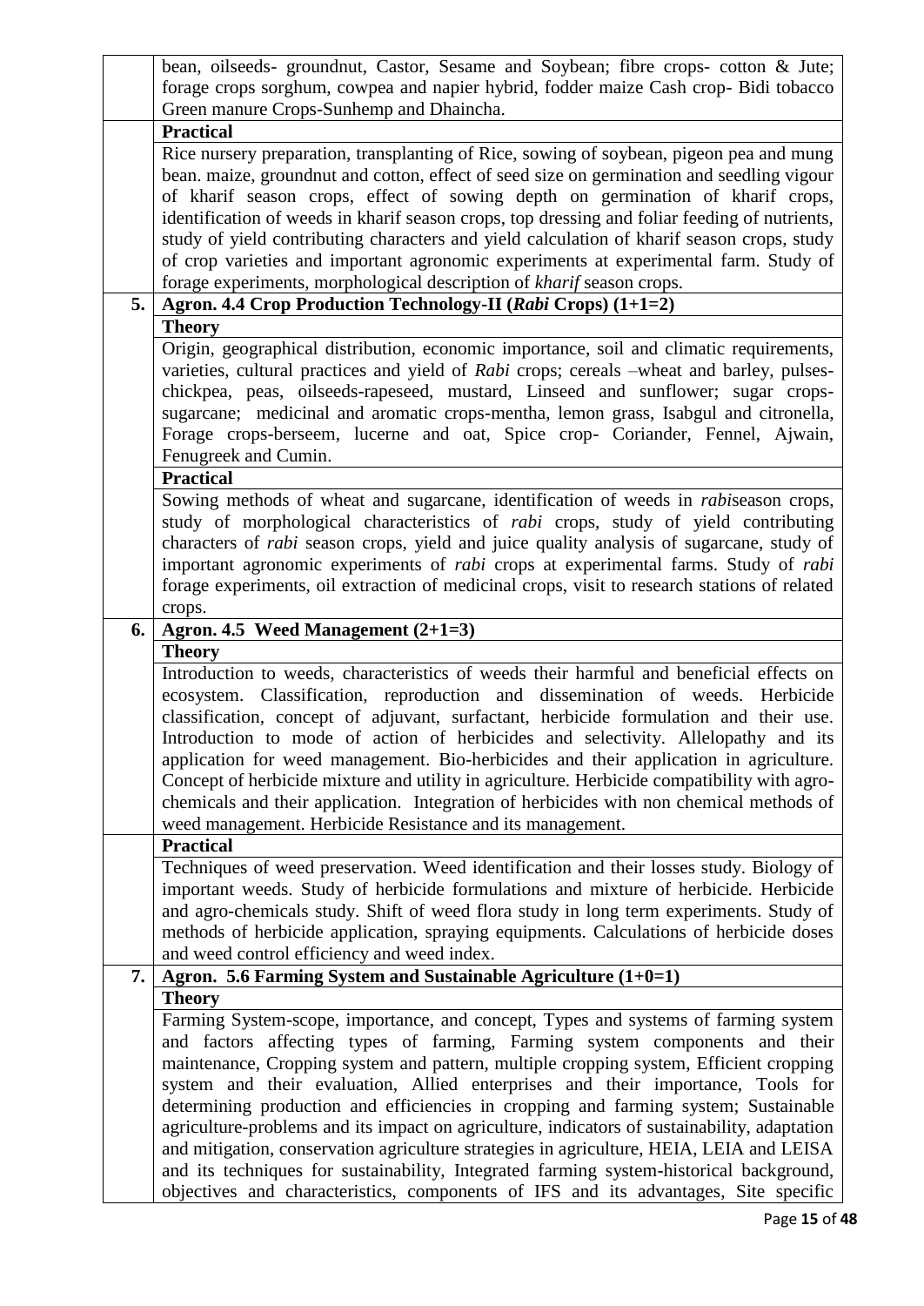| | |
|---|---|
| | bean, oilseeds- groundnut, Castor, Sesame and Soybean; fibre crops- cotton & Jute; forage crops sorghum, cowpea and napier hybrid, fodder maize Cash crop- Bidi tobacco Green manure Crops-Sunhemp and Dhaincha. |
| | **Practical** |
| | Rice nursery preparation, transplanting of Rice, sowing of soybean, pigeon pea and mung bean. maize, groundnut and cotton, effect of seed size on germination and seedling vigour of kharif season crops, effect of sowing depth on germination of kharif crops, identification of weeds in kharif season crops, top dressing and foliar feeding of nutrients, study of yield contributing characters and yield calculation of kharif season crops, study of crop varieties and important agronomic experiments at experimental farm. Study of forage experiments, morphological description of *kharif* season crops. |
| **5.** | **Agron. 4.4 Crop Production Technology-II (*Rabi* Crops) (1+1=2)** |
| | **Theory** |
| | Origin, geographical distribution, economic importance, soil and climatic requirements, varieties, cultural practices and yield of *Rabi* crops; cereals –wheat and barley, pulses-chickpea, peas, oilseeds-rapeseed, mustard, Linseed and sunflower; sugar crops-sugarcane; medicinal and aromatic crops-mentha, lemon grass, Isabgul and citronella, Forage crops-berseem, lucerne and oat, Spice crop- Coriander, Fennel, Ajwain, Fenugreek and Cumin. |
| | **Practical** |
| | Sowing methods of wheat and sugarcane, identification of weeds in *rabi*season crops, study of morphological characteristics of *rabi* crops, study of yield contributing characters of *rabi* season crops, yield and juice quality analysis of sugarcane, study of important agronomic experiments of *rabi* crops at experimental farms. Study of *rabi* forage experiments, oil extraction of medicinal crops, visit to research stations of related crops. |
| **6.** | **Agron. 4.5 Weed Management (2+1=3)** |
| | **Theory** |
| | Introduction to weeds, characteristics of weeds their harmful and beneficial effects on ecosystem. Classification, reproduction and dissemination of weeds. Herbicide classification, concept of adjuvant, surfactant, herbicide formulation and their use. Introduction to mode of action of herbicides and selectivity. Allelopathy and its application for weed management. Bio-herbicides and their application in agriculture. Concept of herbicide mixture and utility in agriculture. Herbicide compatibility with agro-chemicals and their application. Integration of herbicides with non chemical methods of weed management. Herbicide Resistance and its management. |
| | **Practical** |
| | Techniques of weed preservation. Weed identification and their losses study. Biology of important weeds. Study of herbicide formulations and mixture of herbicide. Herbicide and agro-chemicals study. Shift of weed flora study in long term experiments. Study of methods of herbicide application, spraying equipments. Calculations of herbicide doses and weed control efficiency and weed index. |
| **7.** | **Agron. 5.6 Farming System and Sustainable Agriculture (1+0=1)** |
| | **Theory** |
| | Farming System-scope, importance, and concept, Types and systems of farming system and factors affecting types of farming, Farming system components and their maintenance, Cropping system and pattern, multiple cropping system, Efficient cropping system and their evaluation, Allied enterprises and their importance, Tools for determining production and efficiencies in cropping and farming system; Sustainable agriculture-problems and its impact on agriculture, indicators of sustainability, adaptation and mitigation, conservation agriculture strategies in agriculture, HEIA, LEIA and LEISA and its techniques for sustainability, Integrated farming system-historical background, objectives and characteristics, components of IFS and its advantages, Site specific |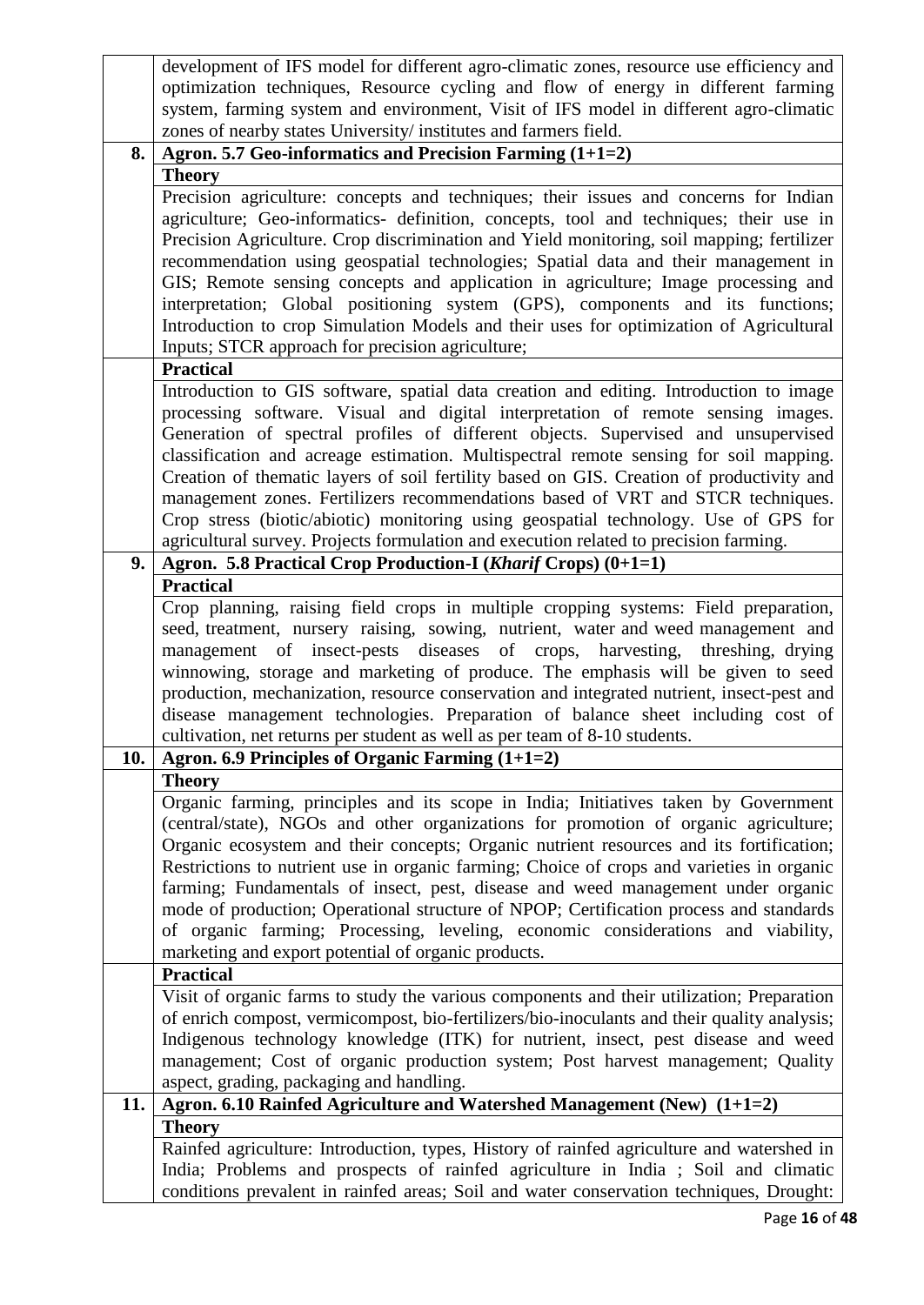| | |
|---|---|
| | development of IFS model for different agro-climatic zones, resource use efficiency and optimization techniques, Resource cycling and flow of energy in different farming system, farming system and environment, Visit of IFS model in different agro-climatic zones of nearby states University/ institutes and farmers field. |
| **8.** | **Agron. 5.7 Geo-informatics and Precision Farming (1+1=2)** |
| | **Theory** |
| | Precision agriculture: concepts and techniques; their issues and concerns for Indian agriculture; Geo-informatics- definition, concepts, tool and techniques; their use in Precision Agriculture. Crop discrimination and Yield monitoring, soil mapping; fertilizer recommendation using geospatial technologies; Spatial data and their management in GIS; Remote sensing concepts and application in agriculture; Image processing and interpretation; Global positioning system (GPS), components and its functions; Introduction to crop Simulation Models and their uses for optimization of Agricultural Inputs; STCR approach for precision agriculture; |
| | **Practical** |
| | Introduction to GIS software, spatial data creation and editing. Introduction to image processing software. Visual and digital interpretation of remote sensing images. Generation of spectral profiles of different objects. Supervised and unsupervised classification and acreage estimation. Multispectral remote sensing for soil mapping. Creation of thematic layers of soil fertility based on GIS. Creation of productivity and management zones. Fertilizers recommendations based of VRT and STCR techniques. Crop stress (biotic/abiotic) monitoring using geospatial technology. Use of GPS for agricultural survey. Projects formulation and execution related to precision farming. |
| **9.** | **Agron. 5.8 Practical Crop Production-I (*Kharif* Crops) (0+1=1)** |
| | **Practical** |
| | Crop planning, raising field crops in multiple cropping systems: Field preparation, seed, treatment, nursery raising, sowing, nutrient, water and weed management and management of insect-pests diseases of crops, harvesting, threshing, drying winnowing, storage and marketing of produce. The emphasis will be given to seed production, mechanization, resource conservation and integrated nutrient, insect-pest and disease management technologies. Preparation of balance sheet including cost of cultivation, net returns per student as well as per team of 8-10 students. |
| **10.** | **Agron. 6.9 Principles of Organic Farming (1+1=2)** |
| | **Theory** |
| | Organic farming, principles and its scope in India; Initiatives taken by Government (central/state), NGOs and other organizations for promotion of organic agriculture; Organic ecosystem and their concepts; Organic nutrient resources and its fortification; Restrictions to nutrient use in organic farming; Choice of crops and varieties in organic farming; Fundamentals of insect, pest, disease and weed management under organic mode of production; Operational structure of NPOP; Certification process and standards of organic farming; Processing, leveling, economic considerations and viability, marketing and export potential of organic products. |
| | **Practical** |
| | Visit of organic farms to study the various components and their utilization; Preparation of enrich compost, vermicompost, bio-fertilizers/bio-inoculants and their quality analysis; Indigenous technology knowledge (ITK) for nutrient, insect, pest disease and weed management; Cost of organic production system; Post harvest management; Quality aspect, grading, packaging and handling. |
| **11.** | **Agron. 6.10 Rainfed Agriculture and Watershed Management (New) (1+1=2)** |
| | **Theory** |
| | Rainfed agriculture: Introduction, types, History of rainfed agriculture and watershed in India; Problems and prospects of rainfed agriculture in India ; Soil and climatic conditions prevalent in rainfed areas; Soil and water conservation techniques, Drought: |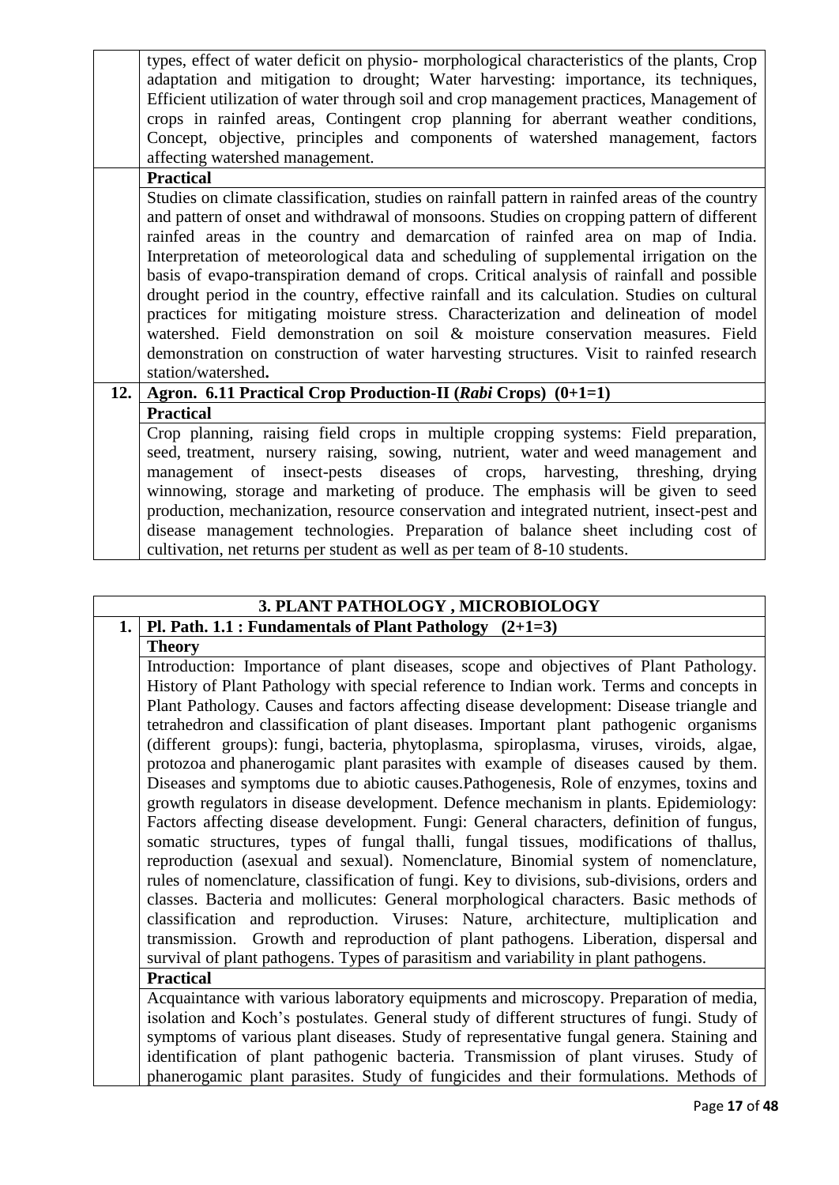| | |
|---|---|
| | types, effect of water deficit on physio- morphological characteristics of the plants, Crop adaptation and mitigation to drought; Water harvesting: importance, its techniques, Efficient utilization of water through soil and crop management practices, Management of crops in rainfed areas, Contingent crop planning for aberrant weather conditions, Concept, objective, principles and components of watershed management, factors affecting watershed management. |
| | **Practical** |
| | Studies on climate classification, studies on rainfall pattern in rainfed areas of the country and pattern of onset and withdrawal of monsoons. Studies on cropping pattern of different rainfed areas in the country and demarcation of rainfed area on map of India. Interpretation of meteorological data and scheduling of supplemental irrigation on the basis of evapo-transpiration demand of crops. Critical analysis of rainfall and possible drought period in the country, effective rainfall and its calculation. Studies on cultural practices for mitigating moisture stress. Characterization and delineation of model watershed. Field demonstration on soil & moisture conservation measures. Field demonstration on construction of water harvesting structures. Visit to rainfed research station/watershed**.** |
| **12.** | **Agron. 6.11 Practical Crop Production-II (*Rabi* Crops) (0+1=1)** |
| | **Practical** |
| | Crop planning, raising field crops in multiple cropping systems: Field preparation, seed, treatment, nursery raising, sowing, nutrient, water and weed management and management of insect-pests diseases of crops, harvesting, threshing, drying winnowing, storage and marketing of produce. The emphasis will be given to seed production, mechanization, resource conservation and integrated nutrient, insect-pest and disease management technologies. Preparation of balance sheet including cost of cultivation, net returns per student as well as per team of 8-10 students. |

| **3. PLANT PATHOLOGY , MICROBIOLOGY** | |
|---|---|
| **1.** | **Pl. Path. 1.1 : Fundamentals of Plant Pathology (2+1=3)** |
| | **Theory** |
| | Introduction: Importance of plant diseases, scope and objectives of Plant Pathology. History of Plant Pathology with special reference to Indian work. Terms and concepts in Plant Pathology. Causes and factors affecting disease development: Disease triangle and tetrahedron and classification of plant diseases. Important plant pathogenic organisms (different groups): fungi, bacteria, phytoplasma, spiroplasma, viruses, viroids, algae, protozoa and phanerogamic plant parasites with example of diseases caused by them. Diseases and symptoms due to abiotic causes.Pathogenesis, Role of enzymes, toxins and growth regulators in disease development. Defence mechanism in plants. Epidemiology: Factors affecting disease development. Fungi: General characters, definition of fungus, somatic structures, types of fungal thalli, fungal tissues, modifications of thallus, reproduction (asexual and sexual). Nomenclature, Binomial system of nomenclature, rules of nomenclature, classification of fungi. Key to divisions, sub-divisions, orders and classes. Bacteria and mollicutes: General morphological characters. Basic methods of classification and reproduction. Viruses: Nature, architecture, multiplication and transmission. Growth and reproduction of plant pathogens. Liberation, dispersal and survival of plant pathogens. Types of parasitism and variability in plant pathogens. |
| | **Practical** |
| | Acquaintance with various laboratory equipments and microscopy. Preparation of media, isolation and Koch's postulates. General study of different structures of fungi. Study of symptoms of various plant diseases. Study of representative fungal genera. Staining and identification of plant pathogenic bacteria. Transmission of plant viruses. Study of phanerogamic plant parasites. Study of fungicides and their formulations. Methods of |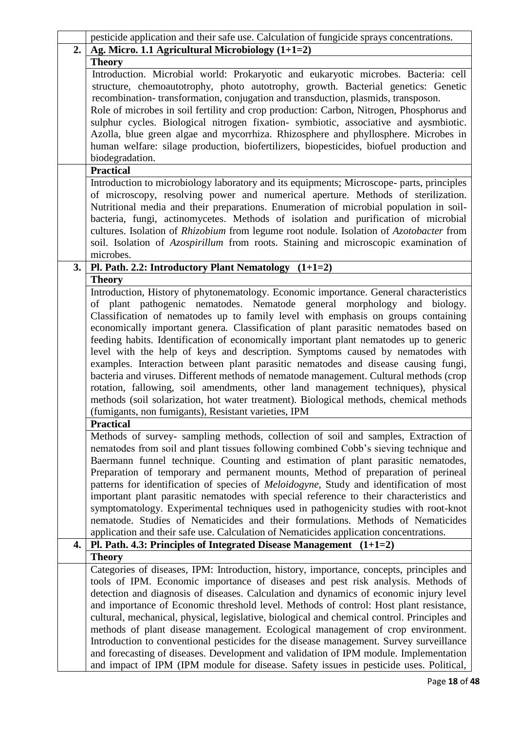| | |
|---|---|
| | pesticide application and their safe use. Calculation of fungicide sprays concentrations. |
| **2.** | **Ag. Micro. 1.1 Agricultural Microbiology (1+1=2)** |
| | **Theory** |
| | Introduction. Microbial world: Prokaryotic and eukaryotic microbes. Bacteria: cell structure, chemoautotrophy, photo autotrophy, growth. Bacterial genetics: Genetic recombination- transformation, conjugation and transduction, plasmids, transposon. Role of microbes in soil fertility and crop production: Carbon, Nitrogen, Phosphorus and sulphur cycles. Biological nitrogen fixation- symbiotic, associative and aysmbiotic. Azolla, blue green algae and mycorrhiza. Rhizosphere and phyllosphere. Microbes in human welfare: silage production, biofertilizers, biopesticides, biofuel production and biodegradation. |
| | **Practical** |
| | Introduction to microbiology laboratory and its equipments; Microscope- parts, principles of microscopy, resolving power and numerical aperture. Methods of sterilization. Nutritional media and their preparations. Enumeration of microbial population in soil-bacteria, fungi, actinomycetes. Methods of isolation and purification of microbial cultures. Isolation of *Rhizobium* from legume root nodule. Isolation of *Azotobacter* from soil. Isolation of *Azospirillum* from roots. Staining and microscopic examination of microbes. |
| **3.** | **Pl. Path. 2.2: Introductory Plant Nematology (1+1=2)** |
| | **Theory** |
| | Introduction, History of phytonematology. Economic importance. General characteristics of plant pathogenic nematodes. Nematode general morphology and biology. Classification of nematodes up to family level with emphasis on groups containing economically important genera. Classification of plant parasitic nematodes based on feeding habits. Identification of economically important plant nematodes up to generic level with the help of keys and description. Symptoms caused by nematodes with examples. Interaction between plant parasitic nematodes and disease causing fungi, bacteria and viruses. Different methods of nematode management. Cultural methods (crop rotation, fallowing, soil amendments, other land management techniques), physical methods (soil solarization, hot water treatment). Biological methods, chemical methods (fumigants, non fumigants), Resistant varieties, IPM |
| | **Practical** |
| | Methods of survey- sampling methods, collection of soil and samples, Extraction of nematodes from soil and plant tissues following combined Cobb's sieving technique and Baermann funnel technique. Counting and estimation of plant parasitic nematodes, Preparation of temporary and permanent mounts, Method of preparation of perineal patterns for identification of species of *Meloidogyne*, Study and identification of most important plant parasitic nematodes with special reference to their characteristics and symptomatology. Experimental techniques used in pathogenicity studies with root-knot nematode. Studies of Nematicides and their formulations. Methods of Nematicides application and their safe use. Calculation of Nematicides application concentrations. |
| **4.** | **Pl. Path. 4.3: Principles of Integrated Disease Management (1+1=2)** |
| | **Theory** |
| | Categories of diseases, IPM: Introduction, history, importance, concepts, principles and tools of IPM. Economic importance of diseases and pest risk analysis. Methods of detection and diagnosis of diseases. Calculation and dynamics of economic injury level and importance of Economic threshold level. Methods of control: Host plant resistance, cultural, mechanical, physical, legislative, biological and chemical control. Principles and methods of plant disease management. Ecological management of crop environment. Introduction to conventional pesticides for the disease management. Survey surveillance and forecasting of diseases. Development and validation of IPM module. Implementation and impact of IPM (IPM module for disease. Safety issues in pesticide uses. Political, |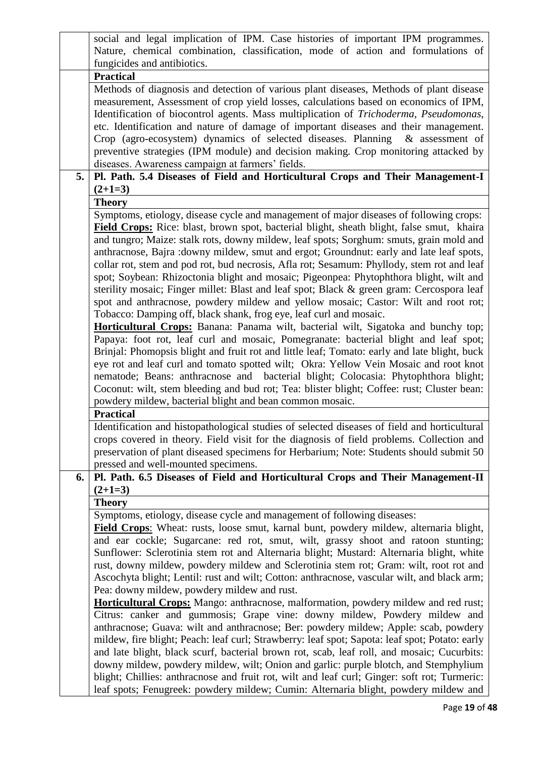| | |
|---|---|
| | social and legal implication of IPM. Case histories of important IPM programmes. Nature, chemical combination, classification, mode of action and formulations of fungicides and antibiotics. |
| | **Practical** |
| | Methods of diagnosis and detection of various plant diseases, Methods of plant disease measurement, Assessment of crop yield losses, calculations based on economics of IPM, Identification of biocontrol agents. Mass multiplication of *Trichoderma*, *Pseudomonas*, etc. Identification and nature of damage of important diseases and their management. Crop (agro-ecosystem) dynamics of selected diseases. Planning & assessment of preventive strategies (IPM module) and decision making. Crop monitoring attacked by diseases. Awareness campaign at farmers' fields. |
| **5.** | **Pl. Path. 5.4 Diseases of Field and Horticultural Crops and Their Management-I (2+1=3)** |
| | **Theory** |
| | Symptoms, etiology, disease cycle and management of major diseases of following crops: **Field Crops:** Rice: blast, brown spot, bacterial blight, sheath blight, false smut, khaira and tungro; Maize: stalk rots, downy mildew, leaf spots; Sorghum: smuts, grain mold and anthracnose, Bajra :downy mildew, smut and ergot; Groundnut: early and late leaf spots, collar rot, stem and pod rot, bud necrosis, Afla rot; Sesamum: Phyllody, stem rot and leaf spot; Soybean: Rhizoctonia blight and mosaic; Pigeonpea: Phytophthora blight, wilt and sterility mosaic; Finger millet: Blast and leaf spot; Black & green gram: Cercospora leaf spot and anthracnose, powdery mildew and yellow mosaic; Castor: Wilt and root rot; Tobacco: Damping off, black shank, frog eye, leaf curl and mosaic. **Horticultural Crops:** Banana: Panama wilt, bacterial wilt, Sigatoka and bunchy top; Papaya: foot rot, leaf curl and mosaic, Pomegranate: bacterial blight and leaf spot; Brinjal: Phomopsis blight and fruit rot and little leaf; Tomato: early and late blight, buck eye rot and leaf curl and tomato spotted wilt; Okra: Yellow Vein Mosaic and root knot nematode; Beans: anthracnose and bacterial blight; Colocasia: Phytophthora blight; Coconut: wilt, stem bleeding and bud rot; Tea: blister blight; Coffee: rust; Cluster bean: powdery mildew, bacterial blight and bean common mosaic. |
| | **Practical** |
| | Identification and histopathological studies of selected diseases of field and horticultural crops covered in theory. Field visit for the diagnosis of field problems. Collection and preservation of plant diseased specimens for Herbarium; Note: Students should submit 50 pressed and well-mounted specimens. |
| **6.** | **Pl. Path. 6.5 Diseases of Field and Horticultural Crops and Their Management-II (2+1=3)** |
| | **Theory** |
| | Symptoms, etiology, disease cycle and management of following diseases: **Field Crops**: Wheat: rusts, loose smut, karnal bunt, powdery mildew, alternaria blight, and ear cockle; Sugarcane: red rot, smut, wilt, grassy shoot and ratoon stunting; Sunflower: Sclerotinia stem rot and Alternaria blight; Mustard: Alternaria blight, white rust, downy mildew, powdery mildew and Sclerotinia stem rot; Gram: wilt, root rot and Ascochyta blight; Lentil: rust and wilt; Cotton: anthracnose, vascular wilt, and black arm; Pea: downy mildew, powdery mildew and rust. **Horticultural Crops:** Mango: anthracnose, malformation, powdery mildew and red rust; Citrus: canker and gummosis; Grape vine: downy mildew, Powdery mildew and anthracnose; Guava: wilt and anthracnose; Ber: powdery mildew; Apple: scab, powdery mildew, fire blight; Peach: leaf curl; Strawberry: leaf spot; Sapota: leaf spot; Potato: early and late blight, black scurf, bacterial brown rot, scab, leaf roll, and mosaic; Cucurbits: downy mildew, powdery mildew, wilt; Onion and garlic: purple blotch, and Stemphylium blight; Chillies: anthracnose and fruit rot, wilt and leaf curl; Ginger: soft rot; Turmeric: leaf spots; Fenugreek: powdery mildew; Cumin: Alternaria blight, powdery mildew and |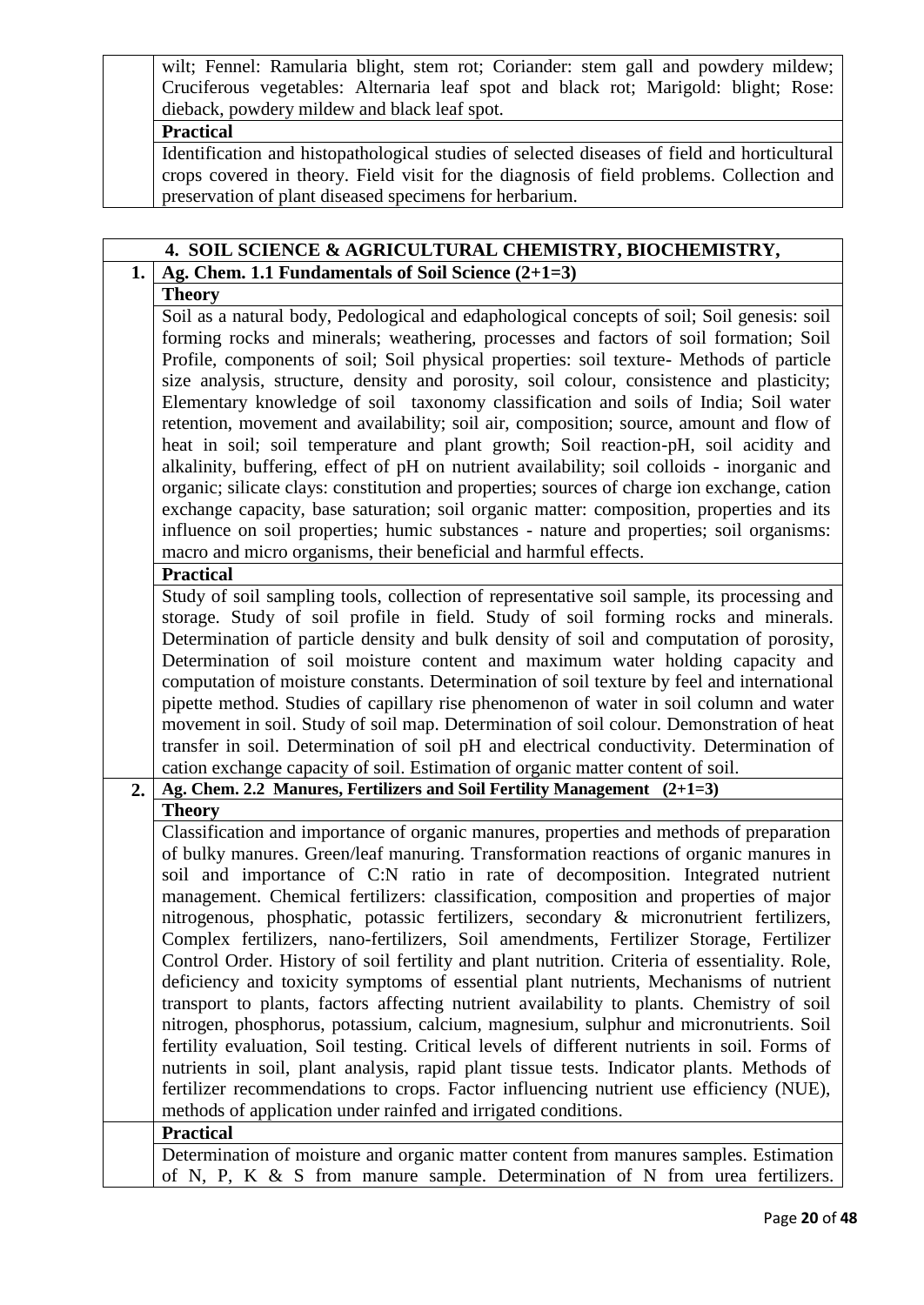| | |
|---|---|
| | wilt; Fennel: Ramularia blight, stem rot; Coriander: stem gall and powdery mildew; Cruciferous vegetables: Alternaria leaf spot and black rot; Marigold: blight; Rose: dieback, powdery mildew and black leaf spot. |
| | **Practical** |
| | Identification and histopathological studies of selected diseases of field and horticultural crops covered in theory. Field visit for the diagnosis of field problems. Collection and preservation of plant diseased specimens for herbarium. |

| | **4. SOIL SCIENCE & AGRICULTURAL CHEMISTRY, BIOCHEMISTRY,** |
|---|---|
| **1.** | **Ag. Chem. 1.1 Fundamentals of Soil Science (2+1=3)** |
| | **Theory** |
| | Soil as a natural body, Pedological and edaphological concepts of soil; Soil genesis: soil forming rocks and minerals; weathering, processes and factors of soil formation; Soil Profile, components of soil; Soil physical properties: soil texture- Methods of particle size analysis, structure, density and porosity, soil colour, consistence and plasticity; Elementary knowledge of soil taxonomy classification and soils of India; Soil water retention, movement and availability; soil air, composition; source, amount and flow of heat in soil; soil temperature and plant growth; Soil reaction-pH, soil acidity and alkalinity, buffering, effect of pH on nutrient availability; soil colloids - inorganic and organic; silicate clays: constitution and properties; sources of charge ion exchange, cation exchange capacity, base saturation; soil organic matter: composition, properties and its influence on soil properties; humic substances - nature and properties; soil organisms: macro and micro organisms, their beneficial and harmful effects. |
| | **Practical** |
| | Study of soil sampling tools, collection of representative soil sample, its processing and storage. Study of soil profile in field. Study of soil forming rocks and minerals. Determination of particle density and bulk density of soil and computation of porosity, Determination of soil moisture content and maximum water holding capacity and computation of moisture constants. Determination of soil texture by feel and international pipette method. Studies of capillary rise phenomenon of water in soil column and water movement in soil. Study of soil map. Determination of soil colour. Demonstration of heat transfer in soil. Determination of soil pH and electrical conductivity. Determination of cation exchange capacity of soil. Estimation of organic matter content of soil. |
| **2.** | **Ag. Chem. 2.2 Manures, Fertilizers and Soil Fertility Management (2+1=3)** |
| | **Theory** |
| | Classification and importance of organic manures, properties and methods of preparation of bulky manures. Green/leaf manuring. Transformation reactions of organic manures in soil and importance of C:N ratio in rate of decomposition. Integrated nutrient management. Chemical fertilizers: classification, composition and properties of major nitrogenous, phosphatic, potassic fertilizers, secondary & micronutrient fertilizers, Complex fertilizers, nano-fertilizers, Soil amendments, Fertilizer Storage, Fertilizer Control Order. History of soil fertility and plant nutrition. Criteria of essentiality. Role, deficiency and toxicity symptoms of essential plant nutrients, Mechanisms of nutrient transport to plants, factors affecting nutrient availability to plants. Chemistry of soil nitrogen, phosphorus, potassium, calcium, magnesium, sulphur and micronutrients. Soil fertility evaluation, Soil testing. Critical levels of different nutrients in soil. Forms of nutrients in soil, plant analysis, rapid plant tissue tests. Indicator plants. Methods of fertilizer recommendations to crops. Factor influencing nutrient use efficiency (NUE), methods of application under rainfed and irrigated conditions. |
| | **Practical** |
| | Determination of moisture and organic matter content from manures samples. Estimation of N, P, K & S from manure sample. Determination of N from urea fertilizers. |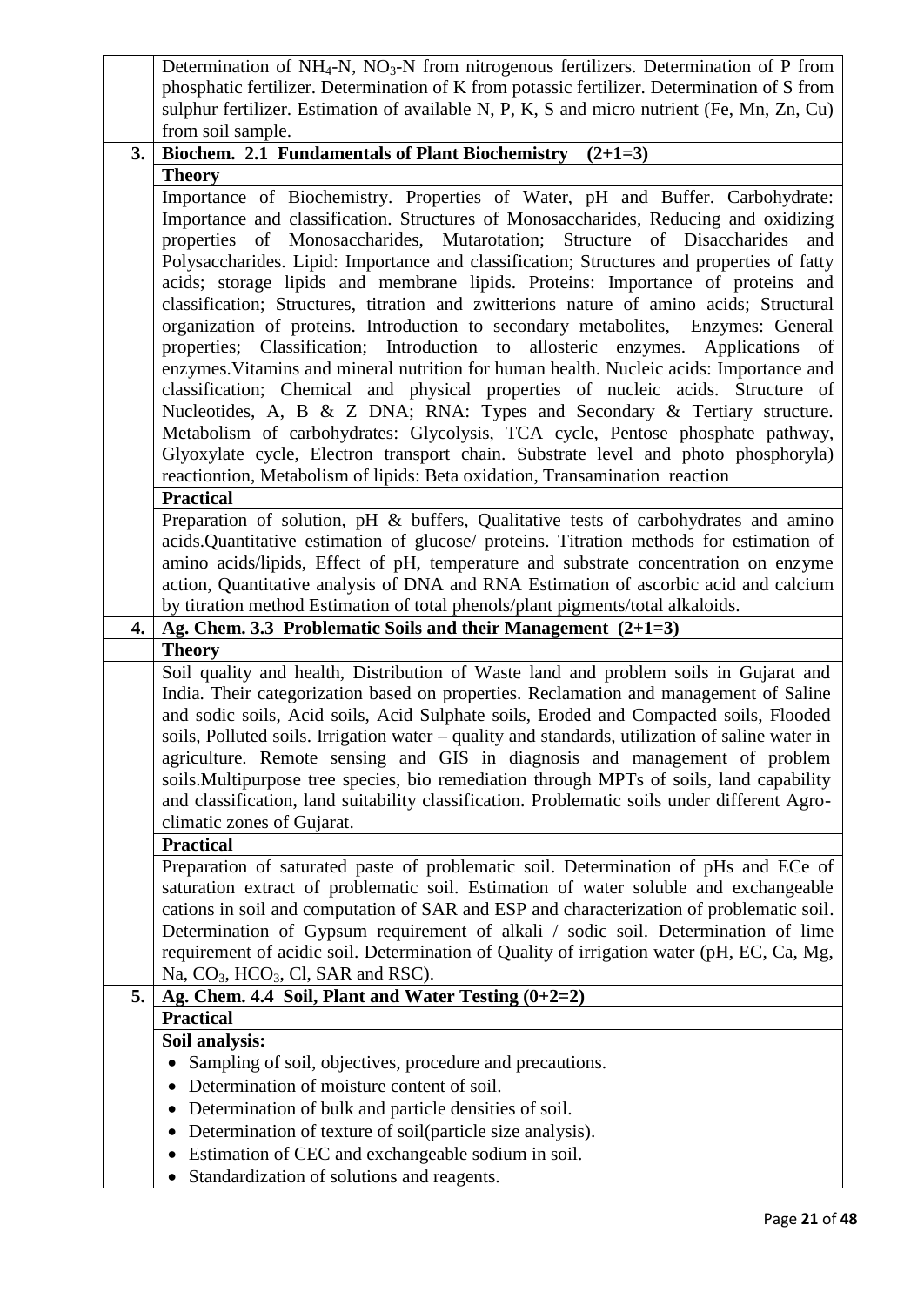| | |
|---|---|
| | Determination of $NH_4$-N, $NO_3$-N from nitrogenous fertilizers. Determination of P from phosphatic fertilizer. Determination of K from potassic fertilizer. Determination of S from sulphur fertilizer. Estimation of available N, P, K, S and micro nutrient (Fe, Mn, Zn, Cu) from soil sample. |
| **3.** | **Biochem. 2.1 Fundamentals of Plant Biochemistry (2+1=3)** |
| | **Theory** |
| | Importance of Biochemistry. Properties of Water, pH and Buffer. Carbohydrate: Importance and classification. Structures of Monosaccharides, Reducing and oxidizing properties of Monosaccharides, Mutarotation; Structure of Disaccharides and Polysaccharides. Lipid: Importance and classification; Structures and properties of fatty acids; storage lipids and membrane lipids. Proteins: Importance of proteins and classification; Structures, titration and zwitterions nature of amino acids; Structural organization of proteins. Introduction to secondary metabolites, Enzymes: General properties; Classification; Introduction to allosteric enzymes. Applications of enzymes.Vitamins and mineral nutrition for human health. Nucleic acids: Importance and classification; Chemical and physical properties of nucleic acids. Structure of Nucleotides, A, B & Z DNA; RNA: Types and Secondary & Tertiary structure. Metabolism of carbohydrates: Glycolysis, TCA cycle, Pentose phosphate pathway, Glyoxylate cycle, Electron transport chain. Substrate level and photo phosphoryla) reactiontion, Metabolism of lipids: Beta oxidation, Transamination reaction |
| | **Practical** |
| | Preparation of solution, pH & buffers, Qualitative tests of carbohydrates and amino acids.Quantitative estimation of glucose/ proteins. Titration methods for estimation of amino acids/lipids, Effect of pH, temperature and substrate concentration on enzyme action, Quantitative analysis of DNA and RNA Estimation of ascorbic acid and calcium by titration method Estimation of total phenols/plant pigments/total alkaloids. |
| **4.** | **Ag. Chem. 3.3 Problematic Soils and their Management (2+1=3)** |
| | **Theory** |
| | Soil quality and health, Distribution of Waste land and problem soils in Gujarat and India. Their categorization based on properties. Reclamation and management of Saline and sodic soils, Acid soils, Acid Sulphate soils, Eroded and Compacted soils, Flooded soils, Polluted soils. Irrigation water – quality and standards, utilization of saline water in agriculture. Remote sensing and GIS in diagnosis and management of problem soils.Multipurpose tree species, bio remediation through MPTs of soils, land capability and classification, land suitability classification. Problematic soils under different Agro-climatic zones of Gujarat. |
| | **Practical** |
| | Preparation of saturated paste of problematic soil. Determination of pHs and ECe of saturation extract of problematic soil. Estimation of water soluble and exchangeable cations in soil and computation of SAR and ESP and characterization of problematic soil. Determination of Gypsum requirement of alkali / sodic soil. Determination of lime requirement of acidic soil. Determination of Quality of irrigation water (pH, EC, Ca, Mg, Na, $CO_3$, $HCO_3$, Cl, SAR and RSC). |
| **5.** | **Ag. Chem. 4.4 Soil, Plant and Water Testing (0+2=2)** |
| | **Practical** |
| | **Soil analysis:** |
| | • Sampling of soil, objectives, procedure and precautions.<br>• Determination of moisture content of soil.<br>• Determination of bulk and particle densities of soil.<br>• Determination of texture of soil(particle size analysis).<br>• Estimation of CEC and exchangeable sodium in soil.<br>• Standardization of solutions and reagents. |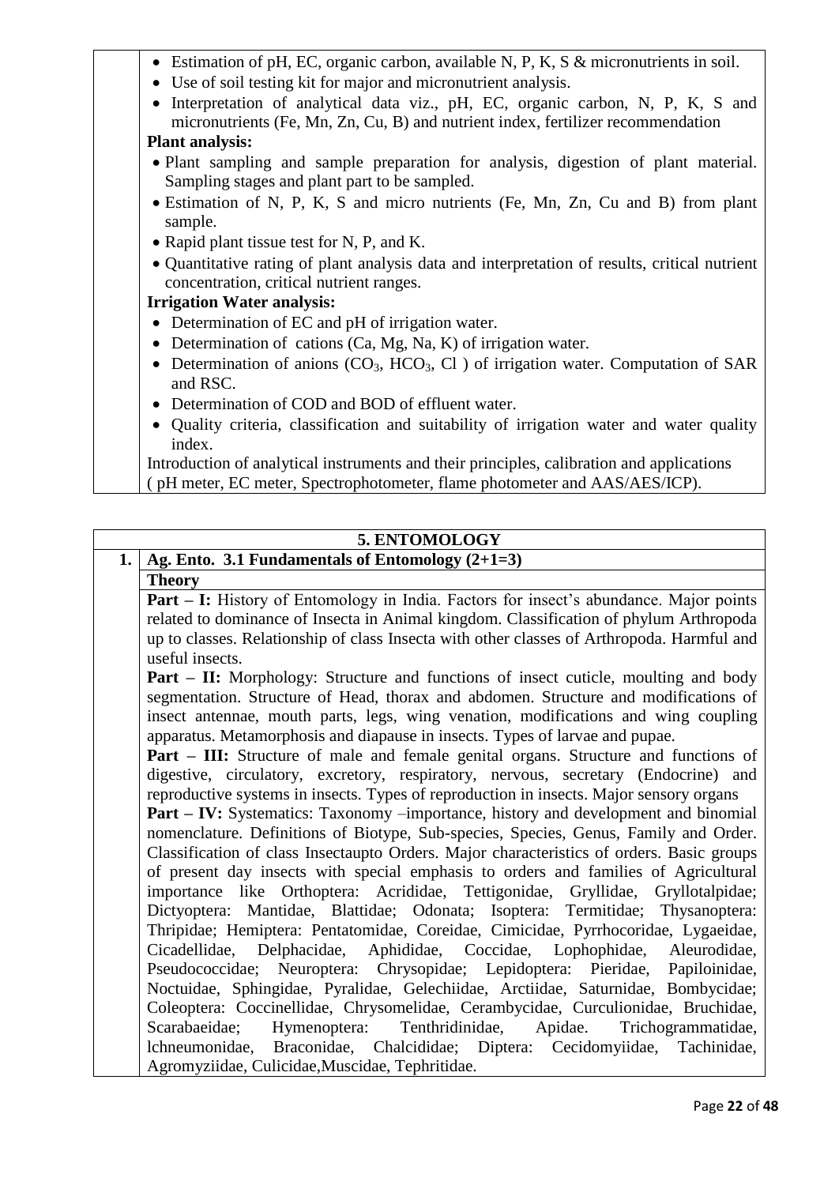- Estimation of pH, EC, organic carbon, available N, P, K, S & micronutrients in soil.
- Use of soil testing kit for major and micronutrient analysis.
- Interpretation of analytical data viz., pH, EC, organic carbon, N, P, K, S and micronutrients (Fe, Mn, Zn, Cu, B) and nutrient index, fertilizer recommendation

**Plant analysis:**

- Plant sampling and sample preparation for analysis, digestion of plant material. Sampling stages and plant part to be sampled.
- Estimation of N, P, K, S and micro nutrients (Fe, Mn, Zn, Cu and B) from plant sample.
- Rapid plant tissue test for N, P, and K.
- Quantitative rating of plant analysis data and interpretation of results, critical nutrient concentration, critical nutrient ranges.

**Irrigation Water analysis:**

- Determination of EC and pH of irrigation water.
- Determination of cations (Ca, Mg, Na, K) of irrigation water.
- Determination of anions ($CO_3$, $HCO_3$, Cl ) of irrigation water. Computation of SAR and RSC.
- Determination of COD and BOD of effluent water.
- Quality criteria, classification and suitability of irrigation water and water quality index.

Introduction of analytical instruments and their principles, calibration and applications ( pH meter, EC meter, Spectrophotometer, flame photometer and AAS/AES/ICP).

## 5. ENTOMOLOGY

### 1. Ag. Ento. 3.1 Fundamentals of Entomology (2+1=3)

**Theory**

**Part – I:** History of Entomology in India. Factors for insect's abundance. Major points related to dominance of Insecta in Animal kingdom. Classification of phylum Arthropoda up to classes. Relationship of class Insecta with other classes of Arthropoda. Harmful and useful insects.

**Part – II:** Morphology: Structure and functions of insect cuticle, moulting and body segmentation. Structure of Head, thorax and abdomen. Structure and modifications of insect antennae, mouth parts, legs, wing venation, modifications and wing coupling apparatus. Metamorphosis and diapause in insects. Types of larvae and pupae.

**Part – III:** Structure of male and female genital organs. Structure and functions of digestive, circulatory, excretory, respiratory, nervous, secretary (Endocrine) and reproductive systems in insects. Types of reproduction in insects. Major sensory organs

**Part – IV:** Systematics: Taxonomy –importance, history and development and binomial nomenclature. Definitions of Biotype, Sub-species, Species, Genus, Family and Order. Classification of class Insectaupto Orders. Major characteristics of orders. Basic groups of present day insects with special emphasis to orders and families of Agricultural importance like Orthoptera: Acrididae, Tettigonidae, Gryllidae, Gryllotalpidae; Dictyoptera: Mantidae, Blattidae; Odonata; Isoptera: Termitidae; Thysanoptera: Thripidae; Hemiptera: Pentatomidae, Coreidae, Cimicidae, Pyrrhocoridae, Lygaeidae, Cicadellidae, Delphacidae, Aphididae, Coccidae, Lophophidae, Aleurodidae, Pseudococcidae; Neuroptera: Chrysopidae; Lepidoptera: Pieridae, Papiloinidae, Noctuidae, Sphingidae, Pyralidae, Gelechiidae, Arctiidae, Saturnidae, Bombycidae; Coleoptera: Coccinellidae, Chrysomelidae, Cerambycidae, Curculionidae, Bruchidae, Scarabaeidae; Hymenoptera: Tenthridinidae, Apidae. Trichogrammatidae, lchneumonidae, Braconidae, Chalcididae; Diptera: Cecidomyiidae, Tachinidae, Agromyziidae, Culicidae,Muscidae, Tephritidae.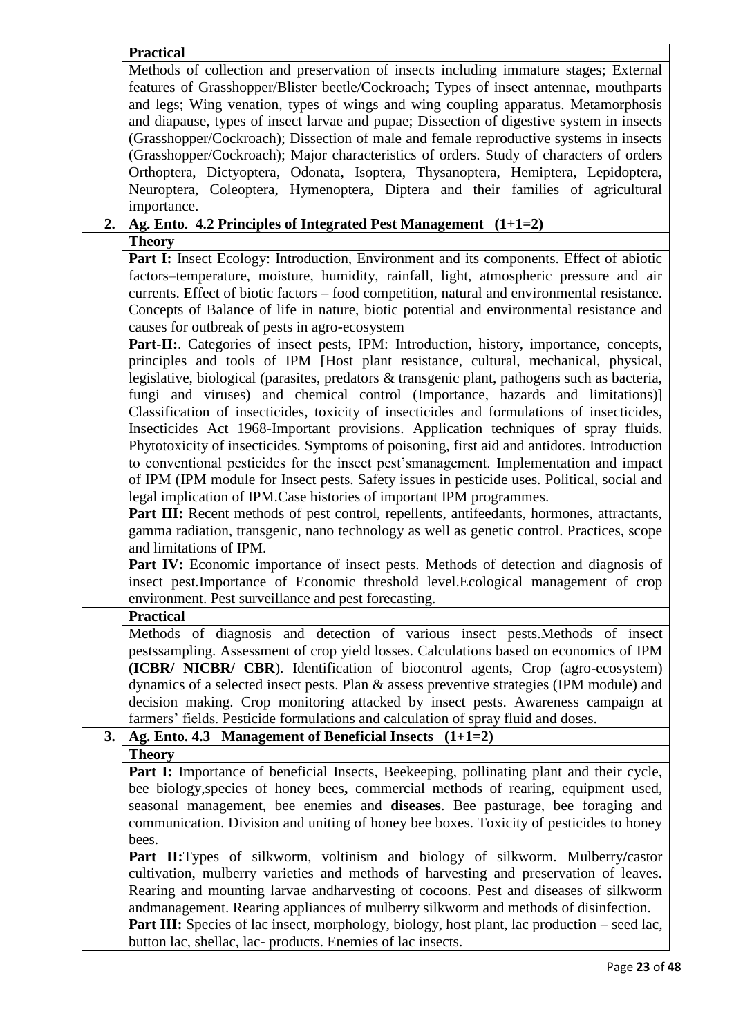| | |
|---|---|
| | **Practical** |
| | Methods of collection and preservation of insects including immature stages; External features of Grasshopper/Blister beetle/Cockroach; Types of insect antennae, mouthparts and legs; Wing venation, types of wings and wing coupling apparatus. Metamorphosis and diapause, types of insect larvae and pupae; Dissection of digestive system in insects (Grasshopper/Cockroach); Dissection of male and female reproductive systems in insects (Grasshopper/Cockroach); Major characteristics of orders. Study of characters of orders Orthoptera, Dictyoptera, Odonata, Isoptera, Thysanoptera, Hemiptera, Lepidoptera, Neuroptera, Coleoptera, Hymenoptera, Diptera and their families of agricultural importance. |
| **2.** | **Ag. Ento. 4.2 Principles of Integrated Pest Management (1+1=2)** |
| | **Theory** |
| | **Part I:** Insect Ecology: Introduction, Environment and its components. Effect of abiotic factors–temperature, moisture, humidity, rainfall, light, atmospheric pressure and air currents. Effect of biotic factors – food competition, natural and environmental resistance. Concepts of Balance of life in nature, biotic potential and environmental resistance and causes for outbreak of pests in agro-ecosystem<br>**Part-II:**. Categories of insect pests, IPM: Introduction, history, importance, concepts, principles and tools of IPM [Host plant resistance, cultural, mechanical, physical, legislative, biological (parasites, predators & transgenic plant, pathogens such as bacteria, fungi and viruses) and chemical control (Importance, hazards and limitations)] Classification of insecticides, toxicity of insecticides and formulations of insecticides, Insecticides Act 1968-Important provisions. Application techniques of spray fluids. Phytotoxicity of insecticides. Symptoms of poisoning, first aid and antidotes. Introduction to conventional pesticides for the insect pest'smanagement. Implementation and impact of IPM (IPM module for Insect pests. Safety issues in pesticide uses. Political, social and legal implication of IPM.Case histories of important IPM programmes.<br>**Part III:** Recent methods of pest control, repellents, antifeedants, hormones, attractants, gamma radiation, transgenic, nano technology as well as genetic control. Practices, scope and limitations of IPM.<br>**Part IV:** Economic importance of insect pests. Methods of detection and diagnosis of insect pest.Importance of Economic threshold level.Ecological management of crop environment. Pest surveillance and pest forecasting. |
| | **Practical** |
| | Methods of diagnosis and detection of various insect pests.Methods of insect pestssampling. Assessment of crop yield losses. Calculations based on economics of IPM **(ICBR/ NICBR/ CBR**). Identification of biocontrol agents, Crop (agro-ecosystem) dynamics of a selected insect pests. Plan & assess preventive strategies (IPM module) and decision making. Crop monitoring attacked by insect pests. Awareness campaign at farmers' fields. Pesticide formulations and calculation of spray fluid and doses. |
| **3.** | **Ag. Ento. 4.3 Management of Beneficial Insects (1+1=2)** |
| | **Theory** |
| | **Part I:** Importance of beneficial Insects, Beekeeping, pollinating plant and their cycle, bee biology,species of honey bees**,** commercial methods of rearing, equipment used, seasonal management, bee enemies and **diseases**. Bee pasturage, bee foraging and communication. Division and uniting of honey bee boxes. Toxicity of pesticides to honey bees.<br>**Part II:**Types of silkworm, voltinism and biology of silkworm. Mulberry/castor cultivation, mulberry varieties and methods of harvesting and preservation of leaves. Rearing and mounting larvae andharvesting of cocoons. Pest and diseases of silkworm andmanagement. Rearing appliances of mulberry silkworm and methods of disinfection.<br>**Part III:** Species of lac insect, morphology, biology, host plant, lac production – seed lac, button lac, shellac, lac- products. Enemies of lac insects. |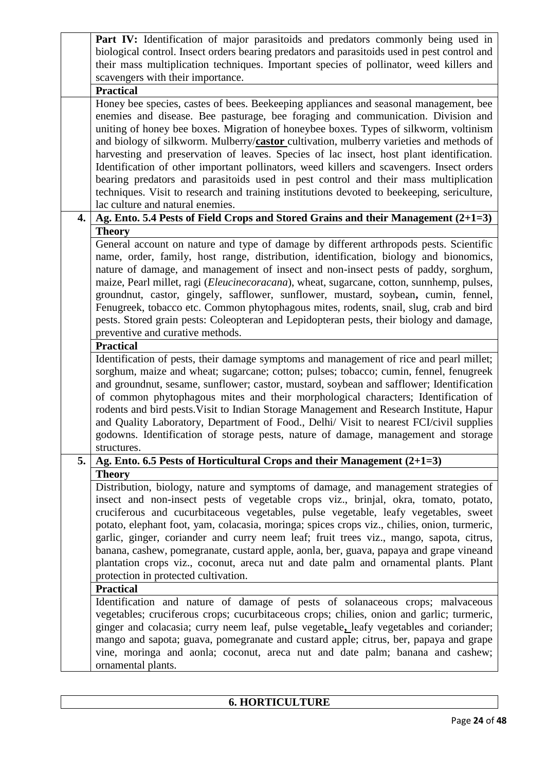|    |    |
|---|---|
| | **Part IV:** Identification of major parasitoids and predators commonly being used in biological control. Insect orders bearing predators and parasitoids used in pest control and their mass multiplication techniques. Important species of pollinator, weed killers and scavengers with their importance. |
| | **Practical** |
| | Honey bee species, castes of bees. Beekeeping appliances and seasonal management, bee enemies and disease. Bee pasturage, bee foraging and communication. Division and uniting of honey bee boxes. Migration of honeybee boxes. Types of silkworm, voltinism and biology of silkworm. Mulberry/**castor** cultivation, mulberry varieties and methods of harvesting and preservation of leaves. Species of lac insect, host plant identification. Identification of other important pollinators, weed killers and scavengers. Insect orders bearing predators and parasitoids used in pest control and their mass multiplication techniques. Visit to research and training institutions devoted to beekeeping, sericulture, lac culture and natural enemies. |
| **4.** | **Ag. Ento. 5.4 Pests of Field Crops and Stored Grains and their Management (2+1=3)** |
| | **Theory** |
| | General account on nature and type of damage by different arthropods pests. Scientific name, order, family, host range, distribution, identification, biology and bionomics, nature of damage, and management of insect and non-insect pests of paddy, sorghum, maize, Pearl millet, ragi (*Eleucinecoracana*), wheat, sugarcane, cotton, sunnhemp, pulses, groundnut, castor, gingely, safflower, sunflower, mustard, soybean**,** cumin, fennel, Fenugreek, tobacco etc. Common phytophagous mites, rodents, snail, slug, crab and bird pests. Stored grain pests: Coleopteran and Lepidopteran pests, their biology and damage, preventive and curative methods. |
| | **Practical** |
| | Identification of pests, their damage symptoms and management of rice and pearl millet; sorghum, maize and wheat; sugarcane; cotton; pulses; tobacco; cumin, fennel, fenugreek and groundnut, sesame, sunflower; castor, mustard, soybean and safflower; Identification of common phytophagous mites and their morphological characters; Identification of rodents and bird pests.Visit to Indian Storage Management and Research Institute, Hapur and Quality Laboratory, Department of Food., Delhi/ Visit to nearest FCI/civil supplies godowns. Identification of storage pests, nature of damage, management and storage structures. |
| **5.** | **Ag. Ento. 6.5 Pests of Horticultural Crops and their Management (2+1=3)** |
| | **Theory** |
| | Distribution, biology, nature and symptoms of damage, and management strategies of insect and non-insect pests of vegetable crops viz., brinjal, okra, tomato, potato, cruciferous and cucurbitaceous vegetables, pulse vegetable, leafy vegetables, sweet potato, elephant foot, yam, colacasia, moringa; spices crops viz., chilies, onion, turmeric, garlic, ginger, coriander and curry neem leaf; fruit trees viz., mango, sapota, citrus, banana, cashew, pomegranate, custard apple, aonla, ber, guava, papaya and grape vineand plantation crops viz., coconut, areca nut and date palm and ornamental plants. Plant protection in protected cultivation. |
| | **Practical** |
| | Identification and nature of damage of pests of solanaceous crops; malvaceous vegetables; cruciferous crops; cucurbitaceous crops; chilies, onion and garlic; turmeric, ginger and colacasia; curry neem leaf, pulse vegetable**,** leafy vegetables and coriander; mango and sapota; guava, pomegranate and custard apple; citrus, ber, papaya and grape vine, moringa and aonla; coconut, areca nut and date palm; banana and cashew; ornamental plants. |

## 6. HORTICULTURE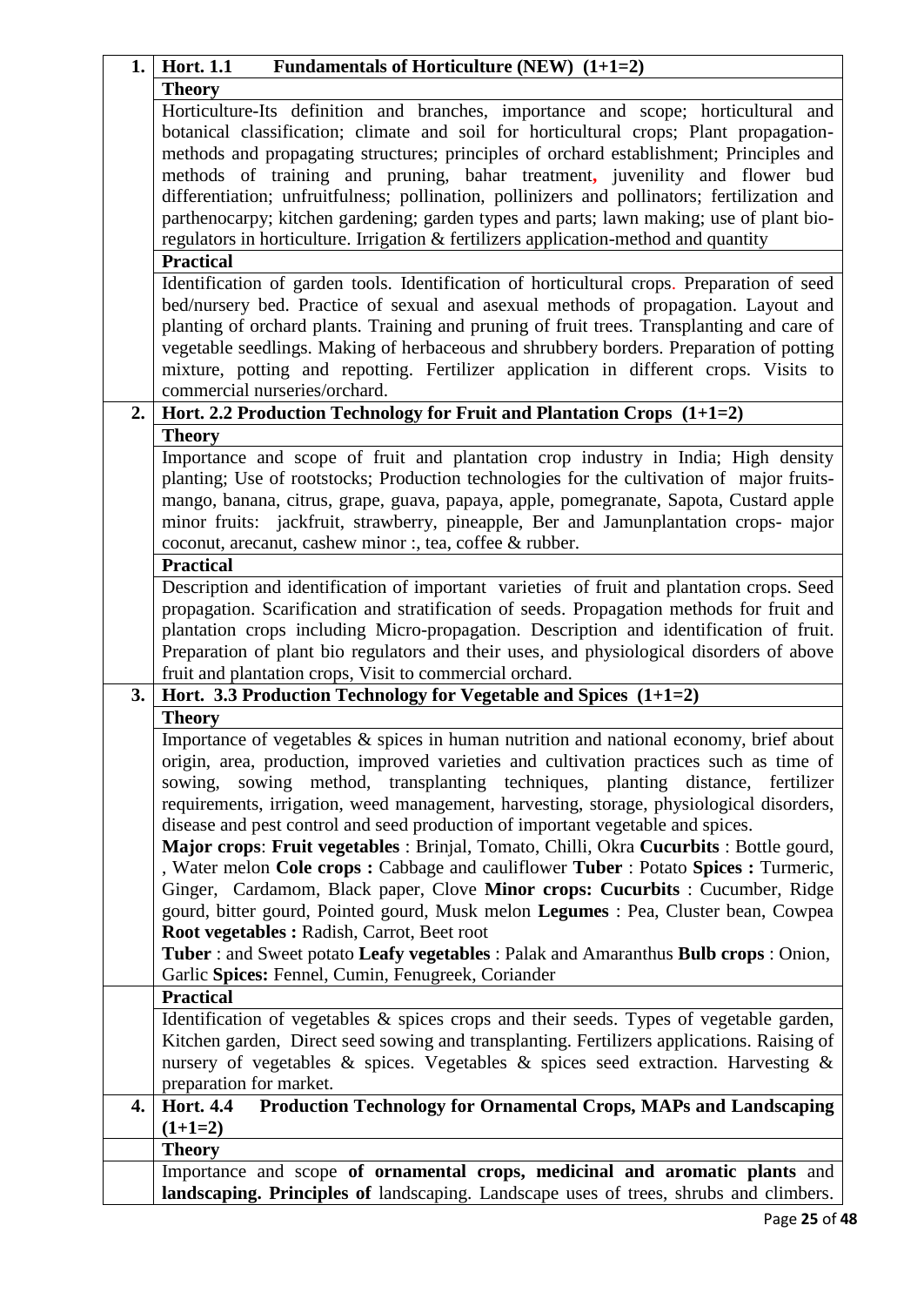| | |
|---|---|
| **1.** | **Hort. 1.1 Fundamentals of Horticulture (NEW) (1+1=2)** |
| | **Theory** |
| | Horticulture-Its definition and branches, importance and scope; horticultural and botanical classification; climate and soil for horticultural crops; Plant propagation-methods and propagating structures; principles of orchard establishment; Principles and methods of training and pruning, bahar treatment, juvenility and flower bud differentiation; unfruitfulness; pollination, pollinizers and pollinators; fertilization and parthenocarpy; kitchen gardening; garden types and parts; lawn making; use of plant bio-regulators in horticulture. Irrigation & fertilizers application-method and quantity |
| | **Practical** |
| | Identification of garden tools. Identification of horticultural crops. Preparation of seed bed/nursery bed. Practice of sexual and asexual methods of propagation. Layout and planting of orchard plants. Training and pruning of fruit trees. Transplanting and care of vegetable seedlings. Making of herbaceous and shrubbery borders. Preparation of potting mixture, potting and repotting. Fertilizer application in different crops. Visits to commercial nurseries/orchard. |
| **2.** | **Hort. 2.2 Production Technology for Fruit and Plantation Crops (1+1=2)** |
| | **Theory** |
| | Importance and scope of fruit and plantation crop industry in India; High density planting; Use of rootstocks; Production technologies for the cultivation of major fruits- mango, banana, citrus, grape, guava, papaya, apple, pomegranate, Sapota, Custard apple minor fruits: jackfruit, strawberry, pineapple, Ber and Jamunplantation crops- major coconut, arecanut, cashew minor :, tea, coffee & rubber. |
| | **Practical** |
| | Description and identification of important varieties of fruit and plantation crops. Seed propagation. Scarification and stratification of seeds. Propagation methods for fruit and plantation crops including Micro-propagation. Description and identification of fruit. Preparation of plant bio regulators and their uses, and physiological disorders of above fruit and plantation crops, Visit to commercial orchard. |
| **3.** | **Hort. 3.3 Production Technology for Vegetable and Spices (1+1=2)** |
| | **Theory** |
| | Importance of vegetables & spices in human nutrition and national economy, brief about origin, area, production, improved varieties and cultivation practices such as time of sowing, sowing method, transplanting techniques, planting distance, fertilizer requirements, irrigation, weed management, harvesting, storage, physiological disorders, disease and pest control and seed production of important vegetable and spices. **Major crops**: **Fruit vegetables** : Brinjal, Tomato, Chilli, Okra **Cucurbits** : Bottle gourd, , Water melon **Cole crops :** Cabbage and cauliflower **Tuber** : Potato **Spices :** Turmeric, Ginger, Cardamom, Black paper, Clove **Minor crops: Cucurbits** : Cucumber, Ridge gourd, bitter gourd, Pointed gourd, Musk melon **Legumes** : Pea, Cluster bean, Cowpea **Root vegetables :** Radish, Carrot, Beet root **Tuber** : and Sweet potato **Leafy vegetables** : Palak and Amaranthus **Bulb crops** : Onion, Garlic **Spices:** Fennel, Cumin, Fenugreek, Coriander |
| | **Practical** |
| | Identification of vegetables & spices crops and their seeds. Types of vegetable garden, Kitchen garden, Direct seed sowing and transplanting. Fertilizers applications. Raising of nursery of vegetables & spices. Vegetables & spices seed extraction. Harvesting & preparation for market. |
| **4.** | **Hort. 4.4 Production Technology for Ornamental Crops, MAPs and Landscaping (1+1=2)** |
| | **Theory** |
| | Importance and scope **of ornamental crops, medicinal and aromatic plants** and **landscaping. Principles of** landscaping. Landscape uses of trees, shrubs and climbers. |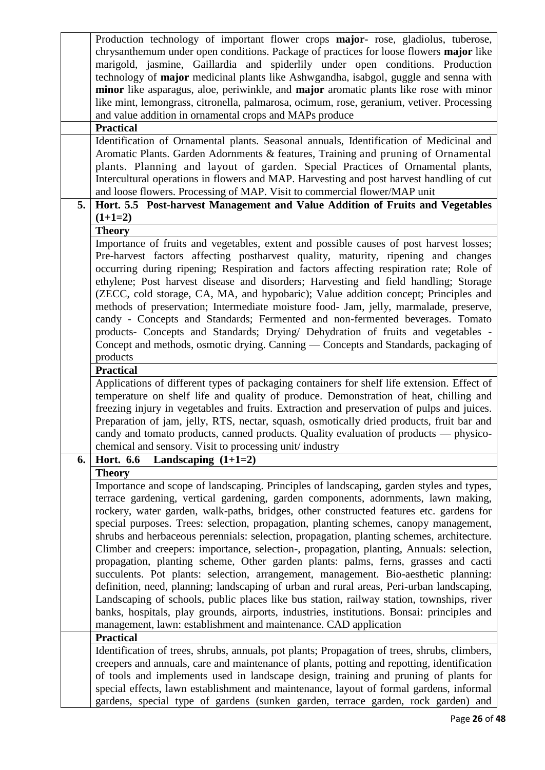|  |  |
|---|---|
|  | Production technology of important flower crops **major**- rose, gladiolus, tuberose, chrysanthemum under open conditions. Package of practices for loose flowers **major** like marigold, jasmine, Gaillardia and spiderlily under open conditions. Production technology of **major** medicinal plants like Ashwgandha, isabgol, guggle and senna with **minor** like asparagus, aloe, periwinkle, and **major** aromatic plants like rose with minor like mint, lemongrass, citronella, palmarosa, ocimum, rose, geranium, vetiver. Processing and value addition in ornamental crops and MAPs produce |
|  | **Practical** |
|  | Identification of Ornamental plants. Seasonal annuals, Identification of Medicinal and Aromatic Plants. Garden Adornments & features, Training and pruning of Ornamental plants. Planning and layout of garden. Special Practices of Ornamental plants, Intercultural operations in flowers and MAP. Harvesting and post harvest handling of cut and loose flowers. Processing of MAP. Visit to commercial flower/MAP unit |
| **5.** | **Hort. 5.5 Post-harvest Management and Value Addition of Fruits and Vegetables (1+1=2)** |
|  | **Theory** |
|  | Importance of fruits and vegetables, extent and possible causes of post harvest losses; Pre-harvest factors affecting postharvest quality, maturity, ripening and changes occurring during ripening; Respiration and factors affecting respiration rate; Role of ethylene; Post harvest disease and disorders; Harvesting and field handling; Storage (ZECC, cold storage, CA, MA, and hypobaric); Value addition concept; Principles and methods of preservation; Intermediate moisture food- Jam, jelly, marmalade, preserve, candy - Concepts and Standards; Fermented and non-fermented beverages. Tomato products- Concepts and Standards; Drying/ Dehydration of fruits and vegetables - Concept and methods, osmotic drying. Canning — Concepts and Standards, packaging of products |
|  | **Practical** |
|  | Applications of different types of packaging containers for shelf life extension. Effect of temperature on shelf life and quality of produce. Demonstration of heat, chilling and freezing injury in vegetables and fruits. Extraction and preservation of pulps and juices. Preparation of jam, jelly, RTS, nectar, squash, osmotically dried products, fruit bar and candy and tomato products, canned products. Quality evaluation of products — physico-chemical and sensory. Visit to processing unit/ industry |
| **6.** | **Hort. 6.6 Landscaping (1+1=2)** |
|  | **Theory** |
|  | Importance and scope of landscaping. Principles of landscaping, garden styles and types, terrace gardening, vertical gardening, garden components, adornments, lawn making, rockery, water garden, walk-paths, bridges, other constructed features etc. gardens for special purposes. Trees: selection, propagation, planting schemes, canopy management, shrubs and herbaceous perennials: selection, propagation, planting schemes, architecture. Climber and creepers: importance, selection-, propagation, planting, Annuals: selection, propagation, planting scheme, Other garden plants: palms, ferns, grasses and cacti succulents. Pot plants: selection, arrangement, management. Bio-aesthetic planning: definition, need, planning; landscaping of urban and rural areas, Peri-urban landscaping, Landscaping of schools, public places like bus station, railway station, townships, river banks, hospitals, play grounds, airports, industries, institutions. Bonsai: principles and management, lawn: establishment and maintenance. CAD application |
|  | **Practical** |
|  | Identification of trees, shrubs, annuals, pot plants; Propagation of trees, shrubs, climbers, creepers and annuals, care and maintenance of plants, potting and repotting, identification of tools and implements used in landscape design, training and pruning of plants for special effects, lawn establishment and maintenance, layout of formal gardens, informal gardens, special type of gardens (sunken garden, terrace garden, rock garden) and |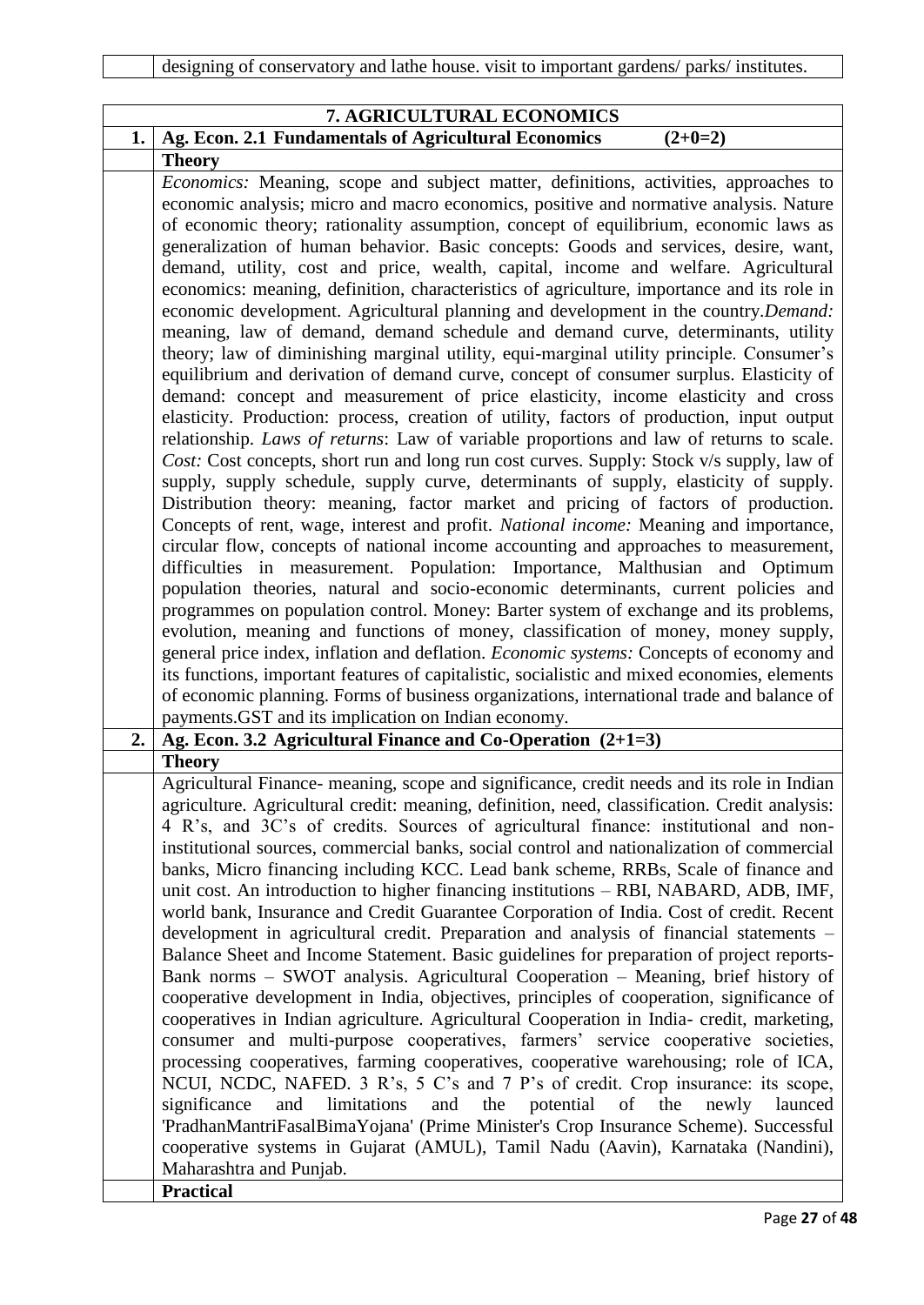| | designing of conservatory and lathe house. visit to important gardens/ parks/ institutes. |
|---|---|

| | **7. AGRICULTURAL ECONOMICS** |
|---|---|
| **1.** | **Ag. Econ. 2.1 Fundamentals of Agricultural Economics (2+0=2)** |
| | **Theory** |
| | *Economics:* Meaning, scope and subject matter, definitions, activities, approaches to economic analysis; micro and macro economics, positive and normative analysis. Nature of economic theory; rationality assumption, concept of equilibrium, economic laws as generalization of human behavior. Basic concepts: Goods and services, desire, want, demand, utility, cost and price, wealth, capital, income and welfare. Agricultural economics: meaning, definition, characteristics of agriculture, importance and its role in economic development. Agricultural planning and development in the country.*Demand:* meaning, law of demand, demand schedule and demand curve, determinants, utility theory; law of diminishing marginal utility, equi-marginal utility principle. Consumer's equilibrium and derivation of demand curve, concept of consumer surplus. Elasticity of demand: concept and measurement of price elasticity, income elasticity and cross elasticity. Production: process, creation of utility, factors of production, input output relationship. *Laws of returns*: Law of variable proportions and law of returns to scale. *Cost:* Cost concepts, short run and long run cost curves. Supply: Stock v/s supply, law of supply, supply schedule, supply curve, determinants of supply, elasticity of supply. Distribution theory: meaning, factor market and pricing of factors of production. Concepts of rent, wage, interest and profit. *National income:* Meaning and importance, circular flow, concepts of national income accounting and approaches to measurement, difficulties in measurement. Population: Importance, Malthusian and Optimum population theories, natural and socio-economic determinants, current policies and programmes on population control. Money: Barter system of exchange and its problems, evolution, meaning and functions of money, classification of money, money supply, general price index, inflation and deflation. *Economic systems:* Concepts of economy and its functions, important features of capitalistic, socialistic and mixed economies, elements of economic planning. Forms of business organizations, international trade and balance of payments.GST and its implication on Indian economy. |
| **2.** | **Ag. Econ. 3.2 Agricultural Finance and Co-Operation (2+1=3)** |
| | **Theory** |
| | Agricultural Finance- meaning, scope and significance, credit needs and its role in Indian agriculture. Agricultural credit: meaning, definition, need, classification. Credit analysis: 4 R's, and 3C's of credits. Sources of agricultural finance: institutional and non-institutional sources, commercial banks, social control and nationalization of commercial banks, Micro financing including KCC. Lead bank scheme, RRBs, Scale of finance and unit cost. An introduction to higher financing institutions – RBI, NABARD, ADB, IMF, world bank, Insurance and Credit Guarantee Corporation of India. Cost of credit. Recent development in agricultural credit. Preparation and analysis of financial statements – Balance Sheet and Income Statement. Basic guidelines for preparation of project reports- Bank norms – SWOT analysis. Agricultural Cooperation – Meaning, brief history of cooperative development in India, objectives, principles of cooperation, significance of cooperatives in Indian agriculture. Agricultural Cooperation in India- credit, marketing, consumer and multi-purpose cooperatives, farmers' service cooperative societies, processing cooperatives, farming cooperatives, cooperative warehousing; role of ICA, NCUI, NCDC, NAFED. 3 R's, 5 C's and 7 P's of credit. Crop insurance: its scope, significance and limitations and the potential of the newly launced 'PradhanMantriFasalBimaYojana' (Prime Minister's Crop Insurance Scheme). Successful cooperative systems in Gujarat (AMUL), Tamil Nadu (Aavin), Karnataka (Nandini), Maharashtra and Punjab. |
| | **Practical** |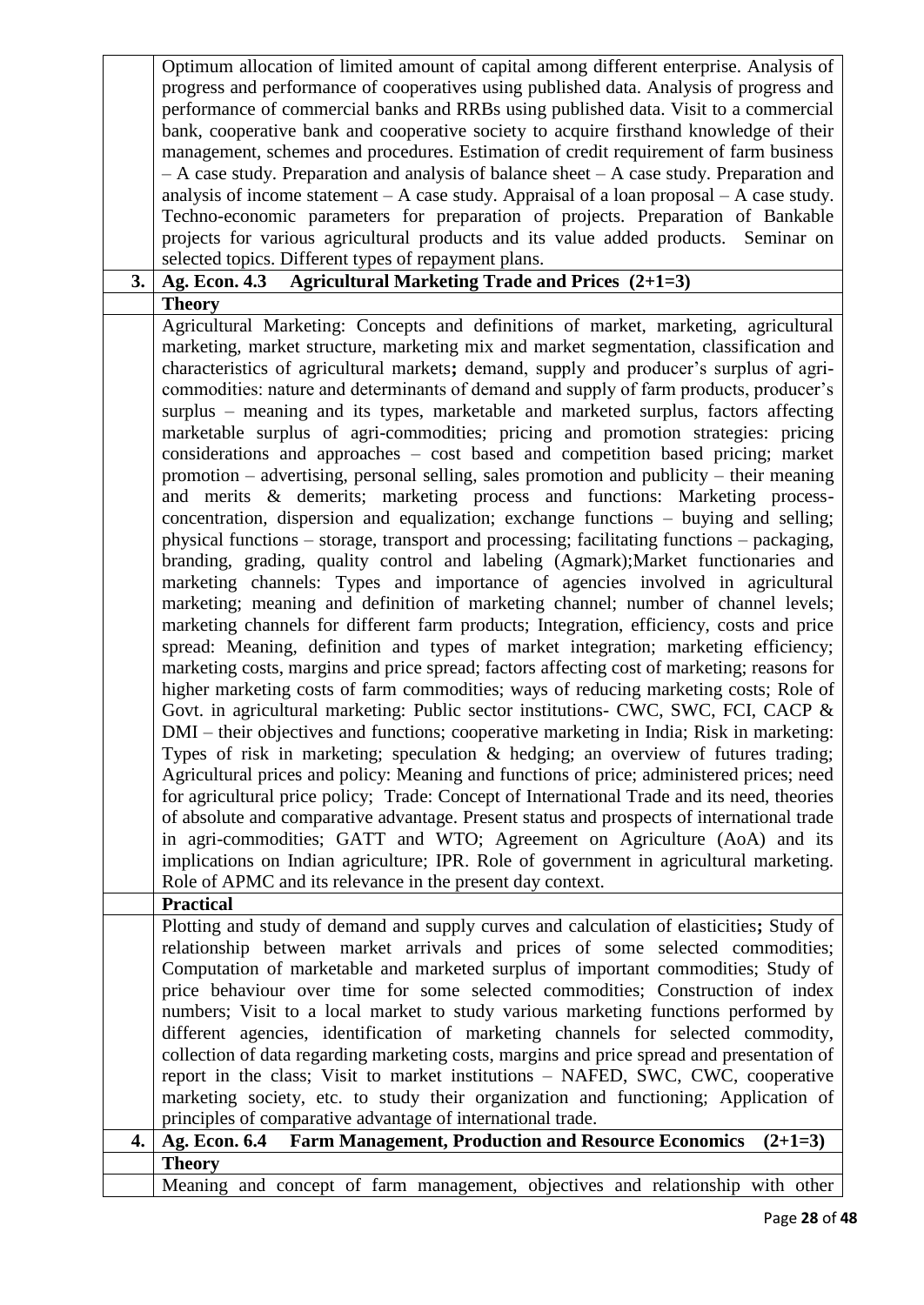| | |
|---|---|
| | Optimum allocation of limited amount of capital among different enterprise. Analysis of progress and performance of cooperatives using published data. Analysis of progress and performance of commercial banks and RRBs using published data. Visit to a commercial bank, cooperative bank and cooperative society to acquire firsthand knowledge of their management, schemes and procedures. Estimation of credit requirement of farm business – A case study. Preparation and analysis of balance sheet – A case study. Preparation and analysis of income statement – A case study. Appraisal of a loan proposal – A case study. Techno-economic parameters for preparation of projects. Preparation of Bankable projects for various agricultural products and its value added products. Seminar on selected topics. Different types of repayment plans. |
| **3.** | **Ag. Econ. 4.3 Agricultural Marketing Trade and Prices (2+1=3)** |
| | **Theory** |
| | Agricultural Marketing: Concepts and definitions of market, marketing, agricultural marketing, market structure, marketing mix and market segmentation, classification and characteristics of agricultural markets**;** demand, supply and producer's surplus of agri-commodities: nature and determinants of demand and supply of farm products, producer's surplus – meaning and its types, marketable and marketed surplus, factors affecting marketable surplus of agri-commodities; pricing and promotion strategies: pricing considerations and approaches – cost based and competition based pricing; market promotion – advertising, personal selling, sales promotion and publicity – their meaning and merits & demerits; marketing process and functions: Marketing process-concentration, dispersion and equalization; exchange functions – buying and selling; physical functions – storage, transport and processing; facilitating functions – packaging, branding, grading, quality control and labeling (Agmark);Market functionaries and marketing channels: Types and importance of agencies involved in agricultural marketing; meaning and definition of marketing channel; number of channel levels; marketing channels for different farm products; Integration, efficiency, costs and price spread: Meaning, definition and types of market integration; marketing efficiency; marketing costs, margins and price spread; factors affecting cost of marketing; reasons for higher marketing costs of farm commodities; ways of reducing marketing costs; Role of Govt. in agricultural marketing: Public sector institutions- CWC, SWC, FCI, CACP & DMI – their objectives and functions; cooperative marketing in India; Risk in marketing: Types of risk in marketing; speculation & hedging; an overview of futures trading; Agricultural prices and policy: Meaning and functions of price; administered prices; need for agricultural price policy; Trade: Concept of International Trade and its need, theories of absolute and comparative advantage. Present status and prospects of international trade in agri-commodities; GATT and WTO; Agreement on Agriculture (AoA) and its implications on Indian agriculture; IPR. Role of government in agricultural marketing. Role of APMC and its relevance in the present day context. |
| | **Practical** |
| | Plotting and study of demand and supply curves and calculation of elasticities**;** Study of relationship between market arrivals and prices of some selected commodities; Computation of marketable and marketed surplus of important commodities; Study of price behaviour over time for some selected commodities; Construction of index numbers; Visit to a local market to study various marketing functions performed by different agencies, identification of marketing channels for selected commodity, collection of data regarding marketing costs, margins and price spread and presentation of report in the class; Visit to market institutions – NAFED, SWC, CWC, cooperative marketing society, etc. to study their organization and functioning; Application of principles of comparative advantage of international trade. |
| **4.** | **Ag. Econ. 6.4 Farm Management, Production and Resource Economics (2+1=3)** |
| | **Theory** |
| | Meaning and concept of farm management, objectives and relationship with other |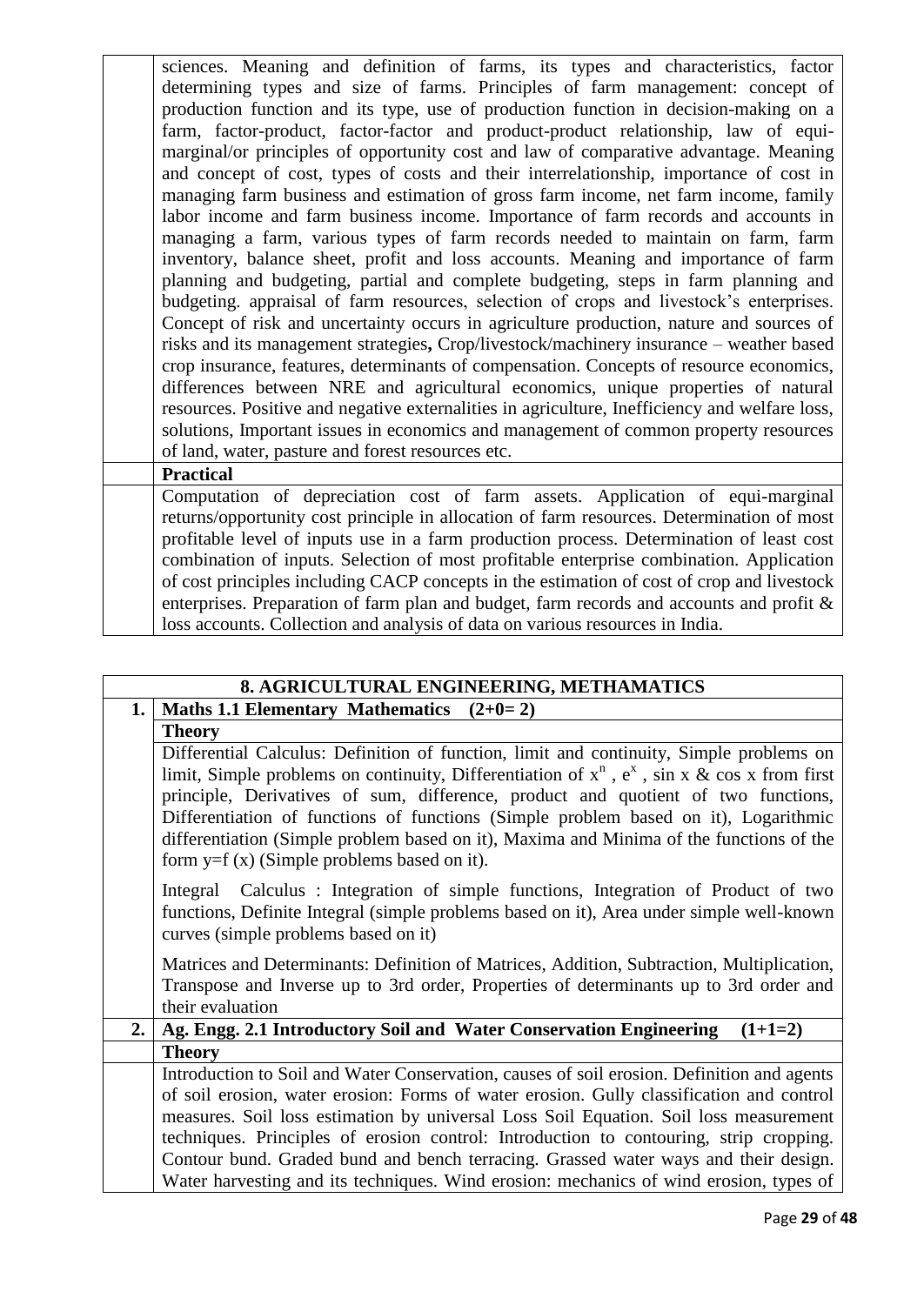| | |
|---|---|
| | sciences. Meaning and definition of farms, its types and characteristics, factor determining types and size of farms. Principles of farm management: concept of production function and its type, use of production function in decision-making on a farm, factor-product, factor-factor and product-product relationship, law of equi-marginal/or principles of opportunity cost and law of comparative advantage. Meaning and concept of cost, types of costs and their interrelationship, importance of cost in managing farm business and estimation of gross farm income, net farm income, family labor income and farm business income. Importance of farm records and accounts in managing a farm, various types of farm records needed to maintain on farm, farm inventory, balance sheet, profit and loss accounts. Meaning and importance of farm planning and budgeting, partial and complete budgeting, steps in farm planning and budgeting. appraisal of farm resources, selection of crops and livestock's enterprises. Concept of risk and uncertainty occurs in agriculture production, nature and sources of risks and its management strategies**,** Crop/livestock/machinery insurance – weather based crop insurance, features, determinants of compensation. Concepts of resource economics, differences between NRE and agricultural economics, unique properties of natural resources. Positive and negative externalities in agriculture, Inefficiency and welfare loss, solutions, Important issues in economics and management of common property resources of land, water, pasture and forest resources etc. |
| | **Practical** |
| | Computation of depreciation cost of farm assets. Application of equi-marginal returns/opportunity cost principle in allocation of farm resources. Determination of most profitable level of inputs use in a farm production process. Determination of least cost combination of inputs. Selection of most profitable enterprise combination. Application of cost principles including CACP concepts in the estimation of cost of crop and livestock enterprises. Preparation of farm plan and budget, farm records and accounts and profit & loss accounts. Collection and analysis of data on various resources in India. |

| | **8. AGRICULTURAL ENGINEERING, METHAMATICS** |
|---|---|
| **1.** | **Maths 1.1 Elementary Mathematics (2+0= 2)** |
| | **Theory** |
| | Differential Calculus: Definition of function, limit and continuity, Simple problems on limit, Simple problems on continuity, Differentiation of $x^n$ , $e^x$ , sin x & cos x from first principle, Derivatives of sum, difference, product and quotient of two functions, Differentiation of functions of functions (Simple problem based on it), Logarithmic differentiation (Simple problem based on it), Maxima and Minima of the functions of the form y=f (x) (Simple problems based on it).<br><br>Integral Calculus : Integration of simple functions, Integration of Product of two functions, Definite Integral (simple problems based on it), Area under simple well-known curves (simple problems based on it)<br><br>Matrices and Determinants: Definition of Matrices, Addition, Subtraction, Multiplication, Transpose and Inverse up to 3rd order, Properties of determinants up to 3rd order and their evaluation |
| **2.** | **Ag. Engg. 2.1 Introductory Soil and Water Conservation Engineering (1+1=2)** |
| | **Theory** |
| | Introduction to Soil and Water Conservation, causes of soil erosion. Definition and agents of soil erosion, water erosion: Forms of water erosion. Gully classification and control measures. Soil loss estimation by universal Loss Soil Equation. Soil loss measurement techniques. Principles of erosion control: Introduction to contouring, strip cropping. Contour bund. Graded bund and bench terracing. Grassed water ways and their design. Water harvesting and its techniques. Wind erosion: mechanics of wind erosion, types of |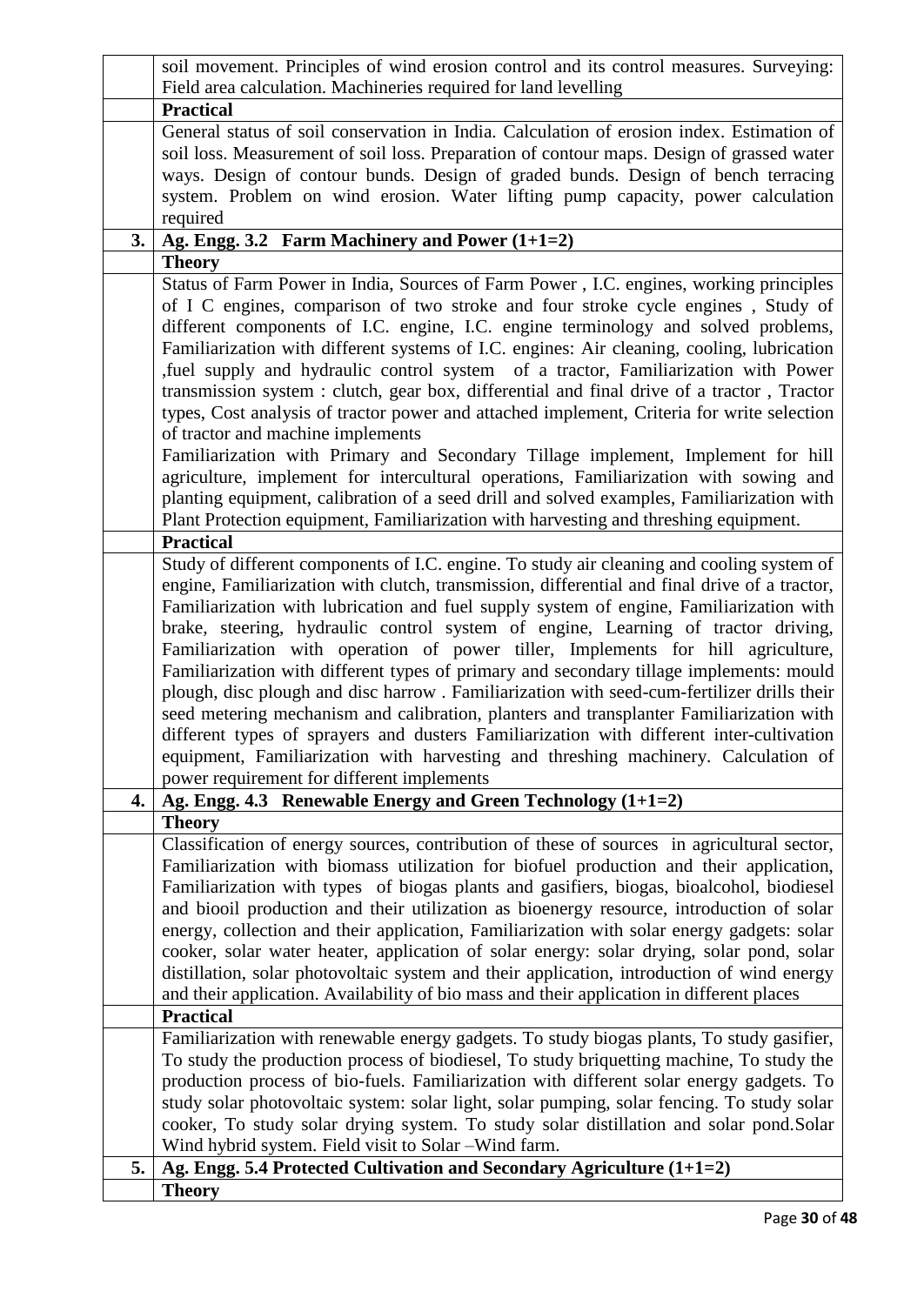| | |
|---|---|
| | soil movement. Principles of wind erosion control and its control measures. Surveying: Field area calculation. Machineries required for land levelling |
| | **Practical** |
| | General status of soil conservation in India. Calculation of erosion index. Estimation of soil loss. Measurement of soil loss. Preparation of contour maps. Design of grassed water ways. Design of contour bunds. Design of graded bunds. Design of bench terracing system. Problem on wind erosion. Water lifting pump capacity, power calculation required |
| **3.** | **Ag. Engg. 3.2 Farm Machinery and Power (1+1=2)** |
| | **Theory** |
| | Status of Farm Power in India, Sources of Farm Power , I.C. engines, working principles of I C engines, comparison of two stroke and four stroke cycle engines , Study of different components of I.C. engine, I.C. engine terminology and solved problems, Familiarization with different systems of I.C. engines: Air cleaning, cooling, lubrication ,fuel supply and hydraulic control system of a tractor, Familiarization with Power transmission system : clutch, gear box, differential and final drive of a tractor , Tractor types, Cost analysis of tractor power and attached implement, Criteria for write selection of tractor and machine implements<br>Familiarization with Primary and Secondary Tillage implement, Implement for hill agriculture, implement for intercultural operations, Familiarization with sowing and planting equipment, calibration of a seed drill and solved examples, Familiarization with Plant Protection equipment, Familiarization with harvesting and threshing equipment. |
| | **Practical** |
| | Study of different components of I.C. engine. To study air cleaning and cooling system of engine, Familiarization with clutch, transmission, differential and final drive of a tractor, Familiarization with lubrication and fuel supply system of engine, Familiarization with brake, steering, hydraulic control system of engine, Learning of tractor driving, Familiarization with operation of power tiller, Implements for hill agriculture, Familiarization with different types of primary and secondary tillage implements: mould plough, disc plough and disc harrow . Familiarization with seed-cum-fertilizer drills their seed metering mechanism and calibration, planters and transplanter Familiarization with different types of sprayers and dusters Familiarization with different inter-cultivation equipment, Familiarization with harvesting and threshing machinery. Calculation of power requirement for different implements |
| **4.** | **Ag. Engg. 4.3 Renewable Energy and Green Technology (1+1=2)** |
| | **Theory** |
| | Classification of energy sources, contribution of these of sources in agricultural sector, Familiarization with biomass utilization for biofuel production and their application, Familiarization with types of biogas plants and gasifiers, biogas, bioalcohol, biodiesel and biooil production and their utilization as bioenergy resource, introduction of solar energy, collection and their application, Familiarization with solar energy gadgets: solar cooker, solar water heater, application of solar energy: solar drying, solar pond, solar distillation, solar photovoltaic system and their application, introduction of wind energy and their application. Availability of bio mass and their application in different places |
| | **Practical** |
| | Familiarization with renewable energy gadgets. To study biogas plants, To study gasifier, To study the production process of biodiesel, To study briquetting machine, To study the production process of bio-fuels. Familiarization with different solar energy gadgets. To study solar photovoltaic system: solar light, solar pumping, solar fencing. To study solar cooker, To study solar drying system. To study solar distillation and solar pond.Solar Wind hybrid system. Field visit to Solar –Wind farm. |
| **5.** | **Ag. Engg. 5.4 Protected Cultivation and Secondary Agriculture (1+1=2)** |
| | **Theory** |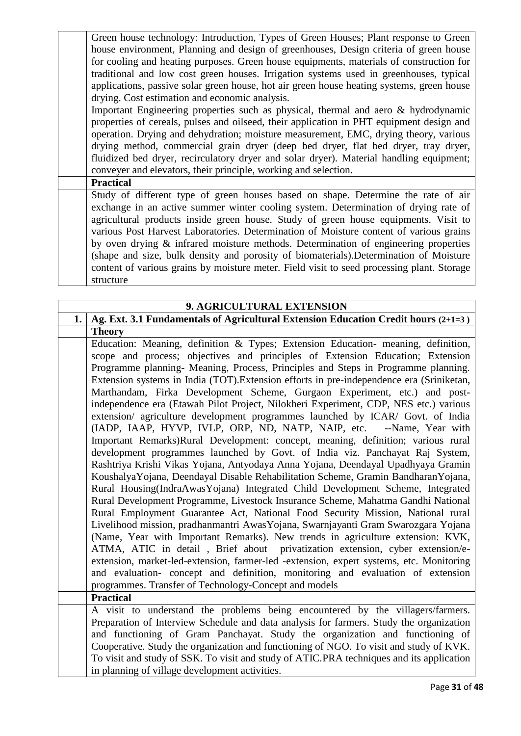| | |
|---|---|
| | Green house technology: Introduction, Types of Green Houses; Plant response to Green house environment, Planning and design of greenhouses, Design criteria of green house for cooling and heating purposes. Green house equipments, materials of construction for traditional and low cost green houses. Irrigation systems used in greenhouses, typical applications, passive solar green house, hot air green house heating systems, green house drying. Cost estimation and economic analysis.<br>Important Engineering properties such as physical, thermal and aero & hydrodynamic properties of cereals, pulses and oilseed, their application in PHT equipment design and operation. Drying and dehydration; moisture measurement, EMC, drying theory, various drying method, commercial grain dryer (deep bed dryer, flat bed dryer, tray dryer, fluidized bed dryer, recirculatory dryer and solar dryer). Material handling equipment; conveyer and elevators, their principle, working and selection. |
| | **Practical** |
| | Study of different type of green houses based on shape. Determine the rate of air exchange in an active summer winter cooling system. Determination of drying rate of agricultural products inside green house. Study of green house equipments. Visit to various Post Harvest Laboratories. Determination of Moisture content of various grains by oven drying & infrared moisture methods. Determination of engineering properties (shape and size, bulk density and porosity of biomaterials).Determination of Moisture content of various grains by moisture meter. Field visit to seed processing plant. Storage structure |

| | **9. AGRICULTURAL EXTENSION** |
|---|---|
| **1.** | **Ag. Ext. 3.1 Fundamentals of Agricultural Extension Education Credit hours (2+1=3 )** |
| | **Theory** |
| | Education: Meaning, definition & Types; Extension Education- meaning, definition, scope and process; objectives and principles of Extension Education; Extension Programme planning- Meaning, Process, Principles and Steps in Programme planning. Extension systems in India (TOT).Extension efforts in pre-independence era (Sriniketan, Marthandam, Firka Development Scheme, Gurgaon Experiment, etc.) and post-independence era (Etawah Pilot Project, Nilokheri Experiment, CDP, NES etc.) various extension/ agriculture development programmes launched by ICAR/ Govt. of India (IADP, IAAP, HYVP, IVLP, ORP, ND, NATP, NAIP, etc. --Name, Year with Important Remarks)Rural Development: concept, meaning, definition; various rural development programmes launched by Govt. of India viz. Panchayat Raj System, Rashtriya Krishi Vikas Yojana, Antyodaya Anna Yojana, Deendayal Upadhyaya Gramin KoushalyaYojana, Deendayal Disable Rehabilitation Scheme, Gramin BandharanYojana, Rural Housing(IndraAwasYojana) Integrated Child Development Scheme, Integrated Rural Development Programme, Livestock Insurance Scheme, Mahatma Gandhi National Rural Employment Guarantee Act, National Food Security Mission, National rural Livelihood mission, pradhanmantri AwasYojana, Swarnjayanti Gram Swarozgara Yojana (Name, Year with Important Remarks). New trends in agriculture extension: KVK, ATMA, ATIC in detail , Brief about privatization extension, cyber extension/e-extension, market-led-extension, farmer-led -extension, expert systems, etc. Monitoring and evaluation- concept and definition, monitoring and evaluation of extension programmes. Transfer of Technology-Concept and models |
| | **Practical** |
| | A visit to understand the problems being encountered by the villagers/farmers. Preparation of Interview Schedule and data analysis for farmers. Study the organization and functioning of Gram Panchayat. Study the organization and functioning of Cooperative. Study the organization and functioning of NGO. To visit and study of KVK. To visit and study of SSK. To visit and study of ATIC.PRA techniques and its application in planning of village development activities. |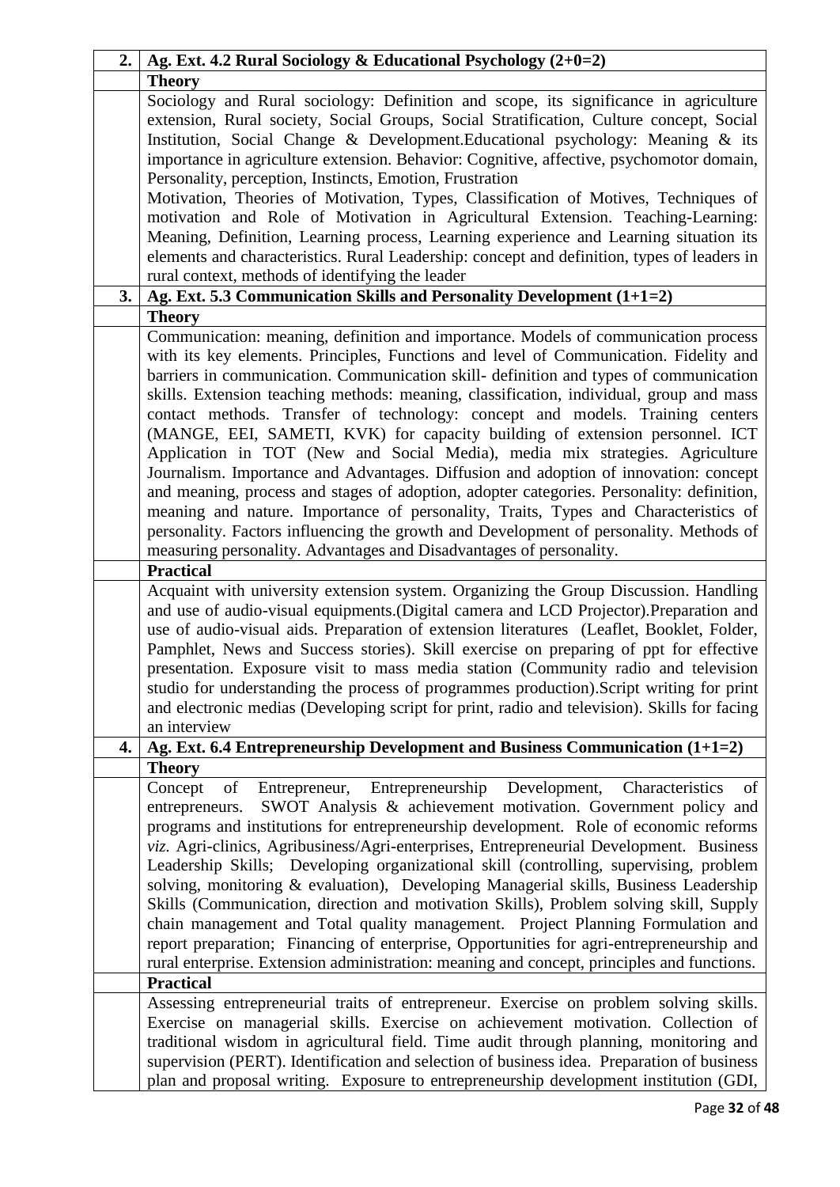| 2. | **Ag. Ext. 4.2 Rural Sociology & Educational Psychology (2+0=2)** |
|---|---|
| | **Theory** |
| | Sociology and Rural sociology: Definition and scope, its significance in agriculture extension, Rural society, Social Groups, Social Stratification, Culture concept, Social Institution, Social Change & Development.Educational psychology: Meaning & its importance in agriculture extension. Behavior: Cognitive, affective, psychomotor domain, Personality, perception, Instincts, Emotion, Frustration Motivation, Theories of Motivation, Types, Classification of Motives, Techniques of motivation and Role of Motivation in Agricultural Extension. Teaching-Learning: Meaning, Definition, Learning process, Learning experience and Learning situation its elements and characteristics. Rural Leadership: concept and definition, types of leaders in rural context, methods of identifying the leader |
| **3.** | **Ag. Ext. 5.3 Communication Skills and Personality Development (1+1=2)** |
| | **Theory** |
| | Communication: meaning, definition and importance. Models of communication process with its key elements. Principles, Functions and level of Communication. Fidelity and barriers in communication. Communication skill- definition and types of communication skills. Extension teaching methods: meaning, classification, individual, group and mass contact methods. Transfer of technology: concept and models. Training centers (MANGE, EEI, SAMETI, KVK) for capacity building of extension personnel. ICT Application in TOT (New and Social Media), media mix strategies. Agriculture Journalism. Importance and Advantages. Diffusion and adoption of innovation: concept and meaning, process and stages of adoption, adopter categories. Personality: definition, meaning and nature. Importance of personality, Traits, Types and Characteristics of personality. Factors influencing the growth and Development of personality. Methods of measuring personality. Advantages and Disadvantages of personality. |
| | **Practical** |
| | Acquaint with university extension system. Organizing the Group Discussion. Handling and use of audio-visual equipments.(Digital camera and LCD Projector).Preparation and use of audio-visual aids. Preparation of extension literatures (Leaflet, Booklet, Folder, Pamphlet, News and Success stories). Skill exercise on preparing of ppt for effective presentation. Exposure visit to mass media station (Community radio and television studio for understanding the process of programmes production).Script writing for print and electronic medias (Developing script for print, radio and television). Skills for facing an interview |
| **4.** | **Ag. Ext. 6.4 Entrepreneurship Development and Business Communication (1+1=2)** |
| | **Theory** |
| | Concept of Entrepreneur, Entrepreneurship Development, Characteristics of entrepreneurs. SWOT Analysis & achievement motivation. Government policy and programs and institutions for entrepreneurship development. Role of economic reforms *viz.* Agri-clinics, Agribusiness/Agri-enterprises, Entrepreneurial Development. Business Leadership Skills; Developing organizational skill (controlling, supervising, problem solving, monitoring & evaluation), Developing Managerial skills, Business Leadership Skills (Communication, direction and motivation Skills), Problem solving skill, Supply chain management and Total quality management. Project Planning Formulation and report preparation; Financing of enterprise, Opportunities for agri-entrepreneurship and rural enterprise. Extension administration: meaning and concept, principles and functions. |
| | **Practical** |
| | Assessing entrepreneurial traits of entrepreneur. Exercise on problem solving skills. Exercise on managerial skills. Exercise on achievement motivation. Collection of traditional wisdom in agricultural field. Time audit through planning, monitoring and supervision (PERT). Identification and selection of business idea. Preparation of business plan and proposal writing. Exposure to entrepreneurship development institution (GDI, |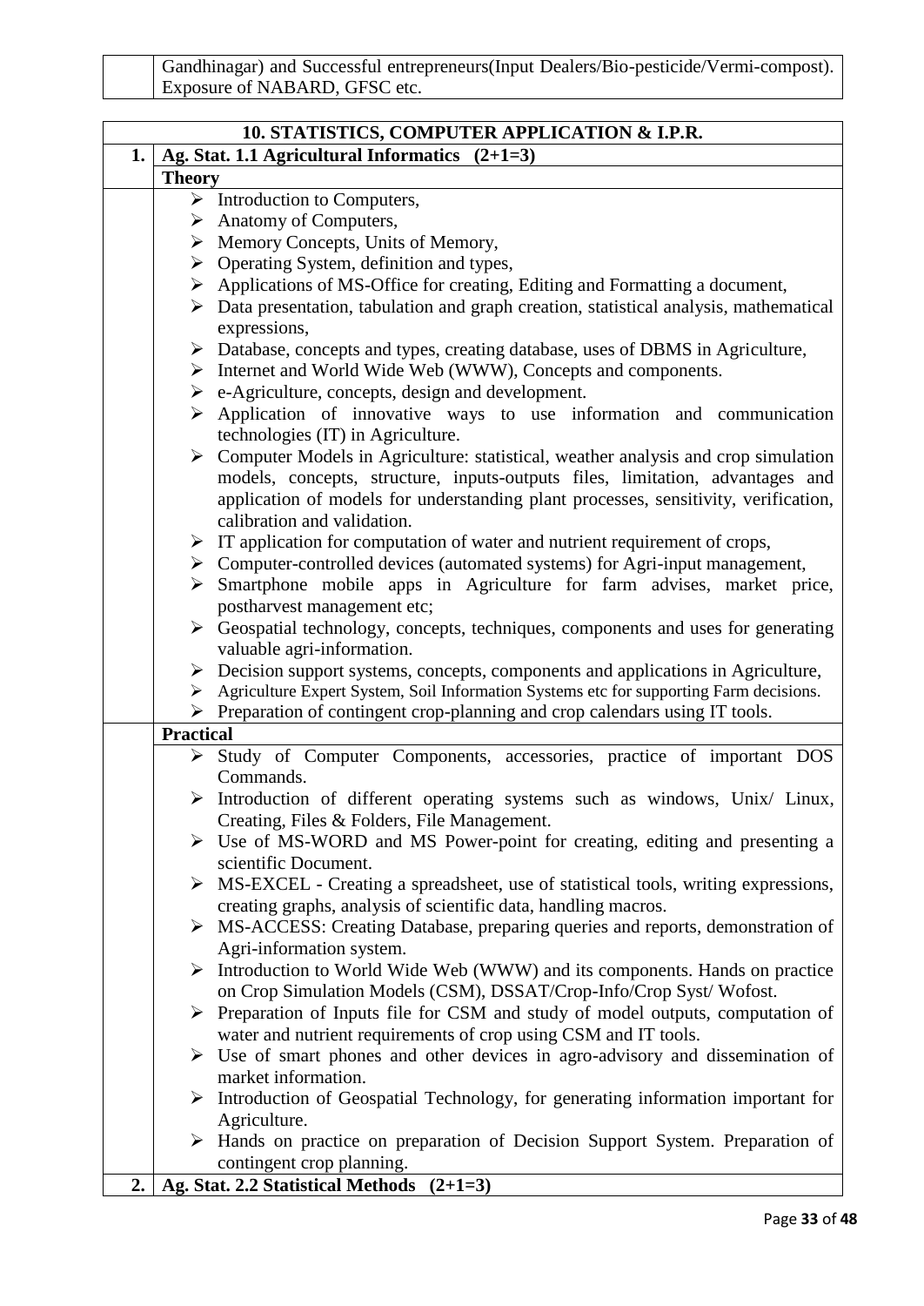| | Gandhinagar) and Successful entrepreneurs(Input Dealers/Bio-pesticide/Vermi-compost). Exposure of NABARD, GFSC etc. |
|---|---|

## 10. STATISTICS, COMPUTER APPLICATION & I.P.R.

**1. Ag. Stat. 1.1 Agricultural Informatics (2+1=3)**

**Theory**

- Introduction to Computers,
- Anatomy of Computers,
- Memory Concepts, Units of Memory,
- Operating System, definition and types,
- Applications of MS-Office for creating, Editing and Formatting a document,
- Data presentation, tabulation and graph creation, statistical analysis, mathematical expressions,
- Database, concepts and types, creating database, uses of DBMS in Agriculture,
- Internet and World Wide Web (WWW), Concepts and components.
- e-Agriculture, concepts, design and development.
- Application of innovative ways to use information and communication technologies (IT) in Agriculture.
- Computer Models in Agriculture: statistical, weather analysis and crop simulation models, concepts, structure, inputs-outputs files, limitation, advantages and application of models for understanding plant processes, sensitivity, verification, calibration and validation.
- IT application for computation of water and nutrient requirement of crops,
- Computer-controlled devices (automated systems) for Agri-input management,
- Smartphone mobile apps in Agriculture for farm advises, market price, postharvest management etc;
- Geospatial technology, concepts, techniques, components and uses for generating valuable agri-information.
- Decision support systems, concepts, components and applications in Agriculture,
- Agriculture Expert System, Soil Information Systems etc for supporting Farm decisions.
- Preparation of contingent crop-planning and crop calendars using IT tools.

**Practical**

- Study of Computer Components, accessories, practice of important DOS Commands.
- Introduction of different operating systems such as windows, Unix/ Linux, Creating, Files & Folders, File Management.
- Use of MS-WORD and MS Power-point for creating, editing and presenting a scientific Document.
- MS-EXCEL - Creating a spreadsheet, use of statistical tools, writing expressions, creating graphs, analysis of scientific data, handling macros.
- MS-ACCESS: Creating Database, preparing queries and reports, demonstration of Agri-information system.
- Introduction to World Wide Web (WWW) and its components. Hands on practice on Crop Simulation Models (CSM), DSSAT/Crop-Info/Crop Syst/ Wofost.
- Preparation of Inputs file for CSM and study of model outputs, computation of water and nutrient requirements of crop using CSM and IT tools.
- Use of smart phones and other devices in agro-advisory and dissemination of market information.
- Introduction of Geospatial Technology, for generating information important for Agriculture.
- Hands on practice on preparation of Decision Support System. Preparation of contingent crop planning.

**2. Ag. Stat. 2.2 Statistical Methods (2+1=3)**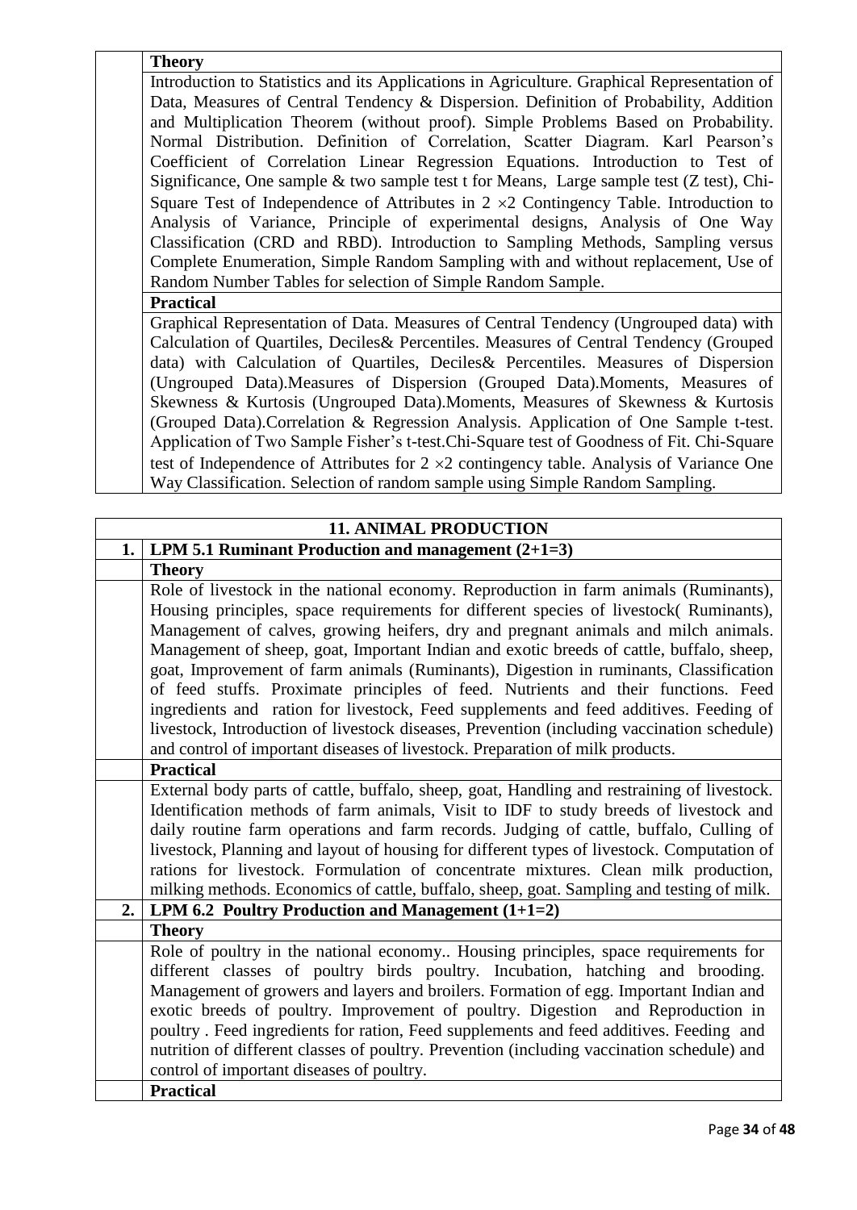| | **Theory** |
|---|---|
| | Introduction to Statistics and its Applications in Agriculture. Graphical Representation of Data, Measures of Central Tendency & Dispersion. Definition of Probability, Addition and Multiplication Theorem (without proof). Simple Problems Based on Probability. Normal Distribution. Definition of Correlation, Scatter Diagram. Karl Pearson's Coefficient of Correlation Linear Regression Equations. Introduction to Test of Significance, One sample & two sample test t for Means, Large sample test (Z test), Chi-Square Test of Independence of Attributes in $2 \times 2$ Contingency Table. Introduction to Analysis of Variance, Principle of experimental designs, Analysis of One Way Classification (CRD and RBD). Introduction to Sampling Methods, Sampling versus Complete Enumeration, Simple Random Sampling with and without replacement, Use of Random Number Tables for selection of Simple Random Sample. |
| | **Practical** |
| | Graphical Representation of Data. Measures of Central Tendency (Ungrouped data) with Calculation of Quartiles, Deciles& Percentiles. Measures of Central Tendency (Grouped data) with Calculation of Quartiles, Deciles& Percentiles. Measures of Dispersion (Ungrouped Data).Measures of Dispersion (Grouped Data).Moments, Measures of Skewness & Kurtosis (Ungrouped Data).Moments, Measures of Skewness & Kurtosis (Grouped Data).Correlation & Regression Analysis. Application of One Sample t-test. Application of Two Sample Fisher's t-test.Chi-Square test of Goodness of Fit. Chi-Square test of Independence of Attributes for $2 \times 2$ contingency table. Analysis of Variance One Way Classification. Selection of random sample using Simple Random Sampling. |

| **11. ANIMAL PRODUCTION** | |
|---|---|
| **1.** | **LPM 5.1 Ruminant Production and management (2+1=3)** |
| | **Theory** |
| | Role of livestock in the national economy. Reproduction in farm animals (Ruminants), Housing principles, space requirements for different species of livestock( Ruminants), Management of calves, growing heifers, dry and pregnant animals and milch animals. Management of sheep, goat, Important Indian and exotic breeds of cattle, buffalo, sheep, goat, Improvement of farm animals (Ruminants), Digestion in ruminants, Classification of feed stuffs. Proximate principles of feed. Nutrients and their functions. Feed ingredients and ration for livestock, Feed supplements and feed additives. Feeding of livestock, Introduction of livestock diseases, Prevention (including vaccination schedule) and control of important diseases of livestock. Preparation of milk products. |
| | **Practical** |
| | External body parts of cattle, buffalo, sheep, goat, Handling and restraining of livestock. Identification methods of farm animals, Visit to IDF to study breeds of livestock and daily routine farm operations and farm records. Judging of cattle, buffalo, Culling of livestock, Planning and layout of housing for different types of livestock. Computation of rations for livestock. Formulation of concentrate mixtures. Clean milk production, milking methods. Economics of cattle, buffalo, sheep, goat. Sampling and testing of milk. |
| **2.** | **LPM 6.2 Poultry Production and Management (1+1=2)** |
| | **Theory** |
| | Role of poultry in the national economy.. Housing principles, space requirements for different classes of poultry birds poultry. Incubation, hatching and brooding. Management of growers and layers and broilers. Formation of egg. Important Indian and exotic breeds of poultry. Improvement of poultry. Digestion and Reproduction in poultry . Feed ingredients for ration, Feed supplements and feed additives. Feeding and nutrition of different classes of poultry. Prevention (including vaccination schedule) and control of important diseases of poultry. |
| | **Practical** |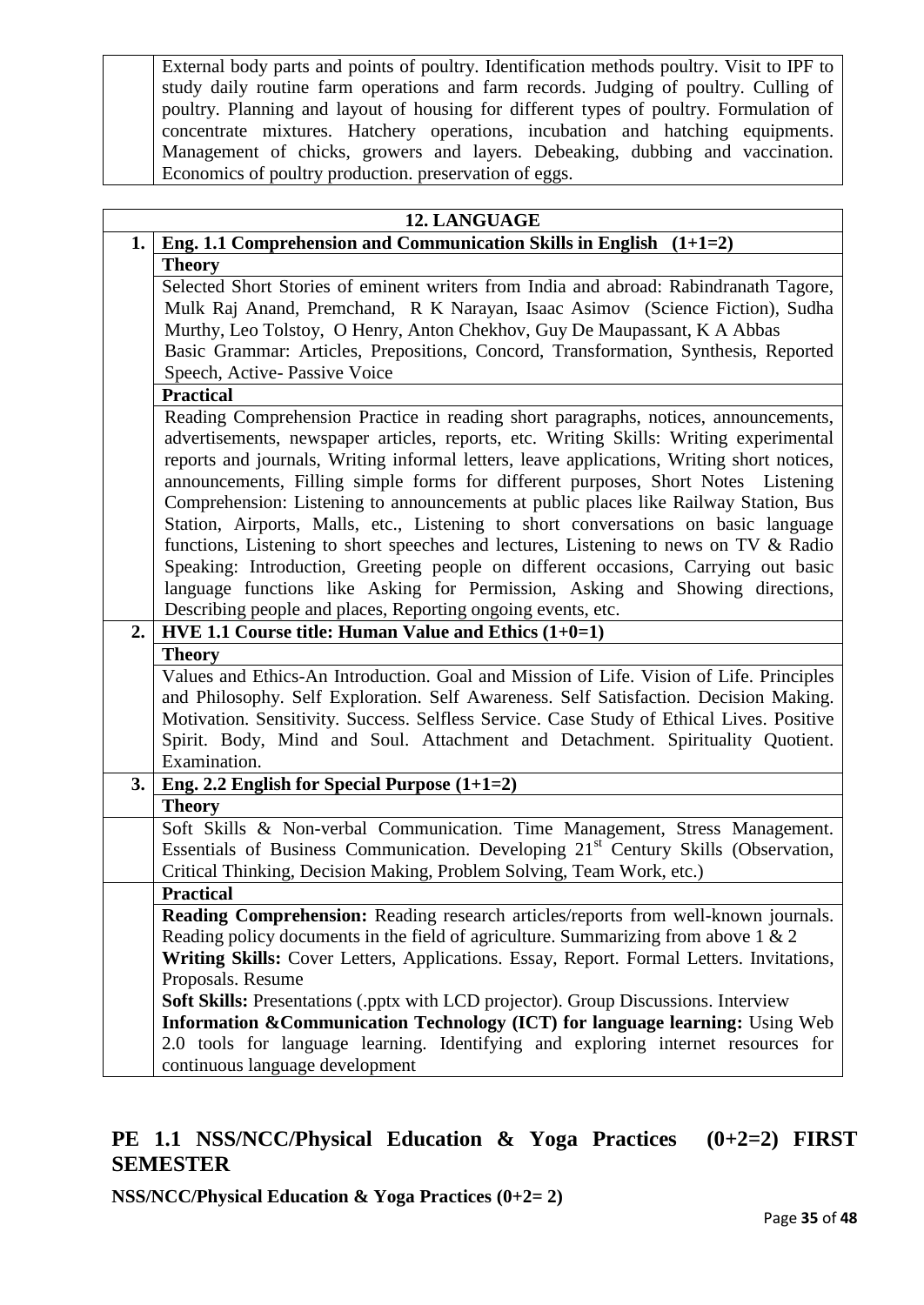| | External body parts and points of poultry. Identification methods poultry. Visit to IPF to study daily routine farm operations and farm records. Judging of poultry. Culling of poultry. Planning and layout of housing for different types of poultry. Formulation of concentrate mixtures. Hatchery operations, incubation and hatching equipments. Management of chicks, growers and layers. Debeaking, dubbing and vaccination. Economics of poultry production. preservation of eggs. |
|---|---|

| **12. LANGUAGE** | |
|---|---|
| **1.** | **Eng. 1.1 Comprehension and Communication Skills in English (1+1=2)** |
| | **Theory** |
| | Selected Short Stories of eminent writers from India and abroad: Rabindranath Tagore, Mulk Raj Anand, Premchand, R K Narayan, Isaac Asimov (Science Fiction), Sudha Murthy, Leo Tolstoy, O Henry, Anton Chekhov, Guy De Maupassant, K A Abbas<br>Basic Grammar: Articles, Prepositions, Concord, Transformation, Synthesis, Reported Speech, Active- Passive Voice |
| | **Practical** |
| | Reading Comprehension Practice in reading short paragraphs, notices, announcements, advertisements, newspaper articles, reports, etc. Writing Skills: Writing experimental reports and journals, Writing informal letters, leave applications, Writing short notices, announcements, Filling simple forms for different purposes, Short Notes Listening Comprehension: Listening to announcements at public places like Railway Station, Bus Station, Airports, Malls, etc., Listening to short conversations on basic language functions, Listening to short speeches and lectures, Listening to news on TV & Radio Speaking: Introduction, Greeting people on different occasions, Carrying out basic language functions like Asking for Permission, Asking and Showing directions, Describing people and places, Reporting ongoing events, etc. |
| **2.** | **HVE 1.1 Course title: Human Value and Ethics (1+0=1)** |
| | **Theory** |
| | Values and Ethics-An Introduction. Goal and Mission of Life. Vision of Life. Principles and Philosophy. Self Exploration. Self Awareness. Self Satisfaction. Decision Making. Motivation. Sensitivity. Success. Selfless Service. Case Study of Ethical Lives. Positive Spirit. Body, Mind and Soul. Attachment and Detachment. Spirituality Quotient. Examination. |
| **3.** | **Eng. 2.2 English for Special Purpose (1+1=2)** |
| | **Theory** |
| | Soft Skills & Non-verbal Communication. Time Management, Stress Management. Essentials of Business Communication. Developing 21st Century Skills (Observation, Critical Thinking, Decision Making, Problem Solving, Team Work, etc.) |
| | **Practical** |
| | **Reading Comprehension:** Reading research articles/reports from well-known journals. Reading policy documents in the field of agriculture. Summarizing from above 1 & 2<br>**Writing Skills:** Cover Letters, Applications. Essay, Report. Formal Letters. Invitations, Proposals. Resume<br>**Soft Skills:** Presentations (.pptx with LCD projector). Group Discussions. Interview<br>**Information &Communication Technology (ICT) for language learning:** Using Web 2.0 tools for language learning. Identifying and exploring internet resources for continuous language development |

## PE 1.1 NSS/NCC/Physical Education & Yoga Practices (0+2=2) FIRST SEMESTER

**NSS/NCC/Physical Education & Yoga Practices (0+2= 2)**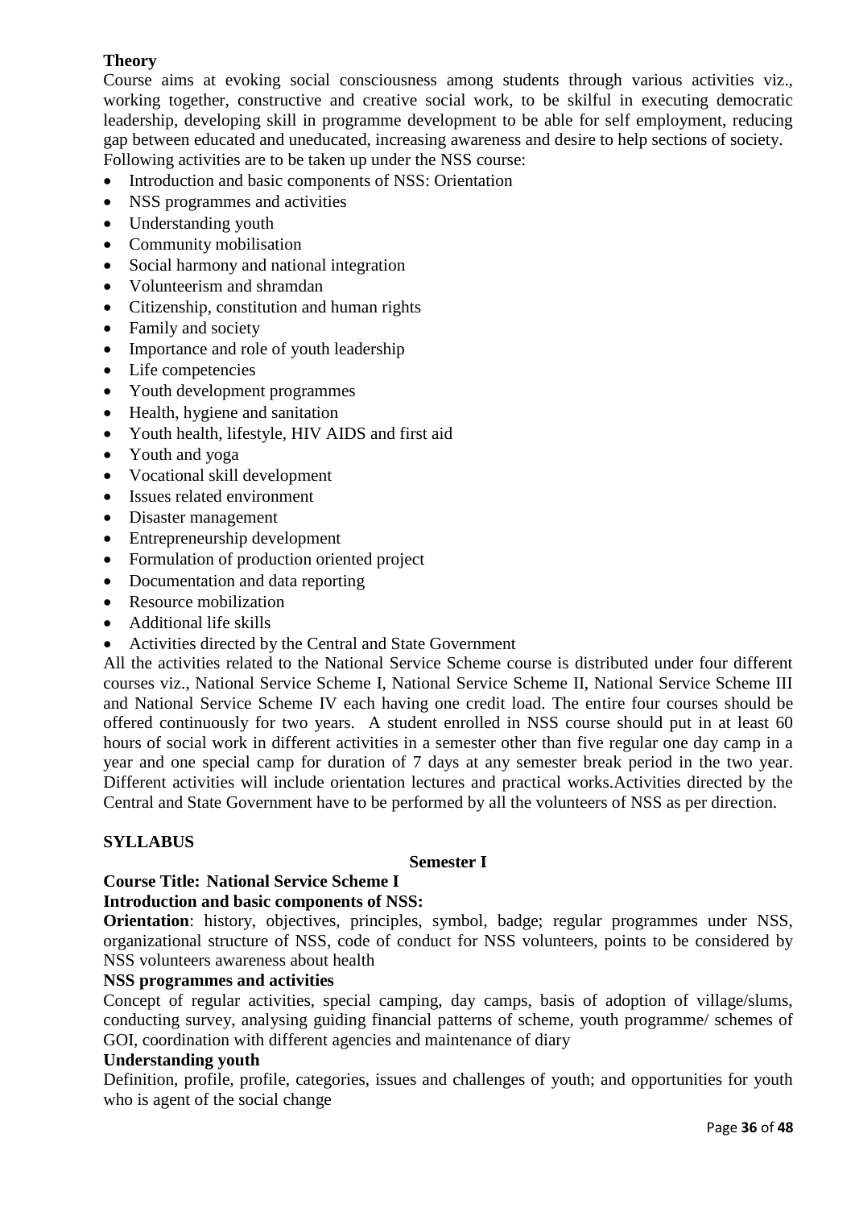**Theory**

Course aims at evoking social consciousness among students through various activities viz., working together, constructive and creative social work, to be skilful in executing democratic leadership, developing skill in programme development to be able for self employment, reducing gap between educated and uneducated, increasing awareness and desire to help sections of society. Following activities are to be taken up under the NSS course:

- Introduction and basic components of NSS: Orientation
- NSS programmes and activities
- Understanding youth
- Community mobilisation
- Social harmony and national integration
- Volunteerism and shramdan
- Citizenship, constitution and human rights
- Family and society
- Importance and role of youth leadership
- Life competencies
- Youth development programmes
- Health, hygiene and sanitation
- Youth health, lifestyle, HIV AIDS and first aid
- Youth and yoga
- Vocational skill development
- Issues related environment
- Disaster management
- Entrepreneurship development
- Formulation of production oriented project
- Documentation and data reporting
- Resource mobilization
- Additional life skills
- Activities directed by the Central and State Government

All the activities related to the National Service Scheme course is distributed under four different courses viz., National Service Scheme I, National Service Scheme II, National Service Scheme III and National Service Scheme IV each having one credit load. The entire four courses should be offered continuously for two years. A student enrolled in NSS course should put in at least 60 hours of social work in different activities in a semester other than five regular one day camp in a year and one special camp for duration of 7 days at any semester break period in the two year. Different activities will include orientation lectures and practical works.Activities directed by the Central and State Government have to be performed by all the volunteers of NSS as per direction.

**SYLLABUS**

**Semester I**

**Course Title: National Service Scheme I**

**Introduction and basic components of NSS:**

**Orientation**: history, objectives, principles, symbol, badge; regular programmes under NSS, organizational structure of NSS, code of conduct for NSS volunteers, points to be considered by NSS volunteers awareness about health

**NSS programmes and activities**

Concept of regular activities, special camping, day camps, basis of adoption of village/slums, conducting survey, analysing guiding financial patterns of scheme, youth programme/ schemes of GOI, coordination with different agencies and maintenance of diary

**Understanding youth**

Definition, profile, profile, categories, issues and challenges of youth; and opportunities for youth who is agent of the social change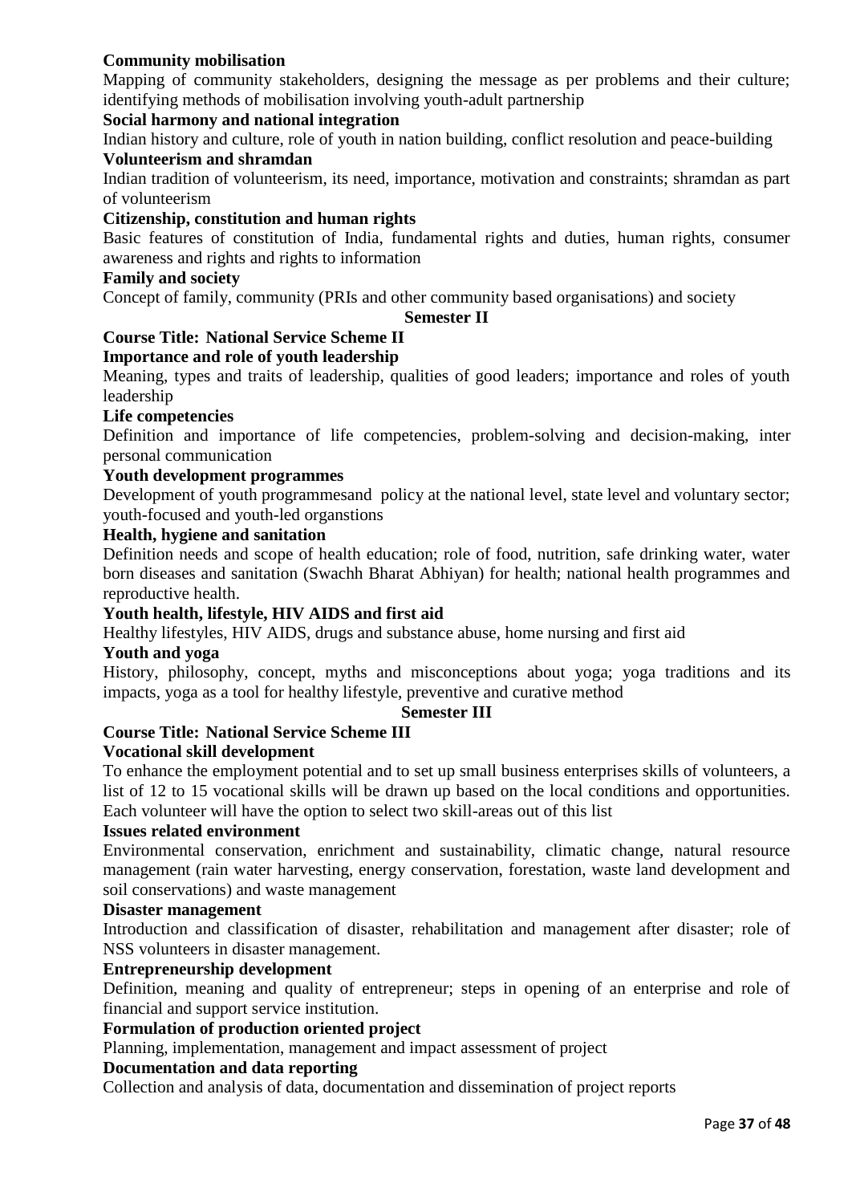**Community mobilisation**

Mapping of community stakeholders, designing the message as per problems and their culture; identifying methods of mobilisation involving youth-adult partnership

**Social harmony and national integration**

Indian history and culture, role of youth in nation building, conflict resolution and peace-building

**Volunteerism and shramdan**

Indian tradition of volunteerism, its need, importance, motivation and constraints; shramdan as part of volunteerism

**Citizenship, constitution and human rights**

Basic features of constitution of India, fundamental rights and duties, human rights, consumer awareness and rights and rights to information

**Family and society**

Concept of family, community (PRIs and other community based organisations) and society

## Semester II

**Course Title: National Service Scheme II**

**Importance and role of youth leadership**

Meaning, types and traits of leadership, qualities of good leaders; importance and roles of youth leadership

**Life competencies**

Definition and importance of life competencies, problem-solving and decision-making, inter personal communication

**Youth development programmes**

Development of youth programmesand policy at the national level, state level and voluntary sector; youth-focused and youth-led organstions

**Health, hygiene and sanitation**

Definition needs and scope of health education; role of food, nutrition, safe drinking water, water born diseases and sanitation (Swachh Bharat Abhiyan) for health; national health programmes and reproductive health.

**Youth health, lifestyle, HIV AIDS and first aid**

Healthy lifestyles, HIV AIDS, drugs and substance abuse, home nursing and first aid

**Youth and yoga**

History, philosophy, concept, myths and misconceptions about yoga; yoga traditions and its impacts, yoga as a tool for healthy lifestyle, preventive and curative method

## Semester III

**Course Title: National Service Scheme III**

**Vocational skill development**

To enhance the employment potential and to set up small business enterprises skills of volunteers, a list of 12 to 15 vocational skills will be drawn up based on the local conditions and opportunities. Each volunteer will have the option to select two skill-areas out of this list

**Issues related environment**

Environmental conservation, enrichment and sustainability, climatic change, natural resource management (rain water harvesting, energy conservation, forestation, waste land development and soil conservations) and waste management

**Disaster management**

Introduction and classification of disaster, rehabilitation and management after disaster; role of NSS volunteers in disaster management.

**Entrepreneurship development**

Definition, meaning and quality of entrepreneur; steps in opening of an enterprise and role of financial and support service institution.

**Formulation of production oriented project**

Planning, implementation, management and impact assessment of project

**Documentation and data reporting**

Collection and analysis of data, documentation and dissemination of project reports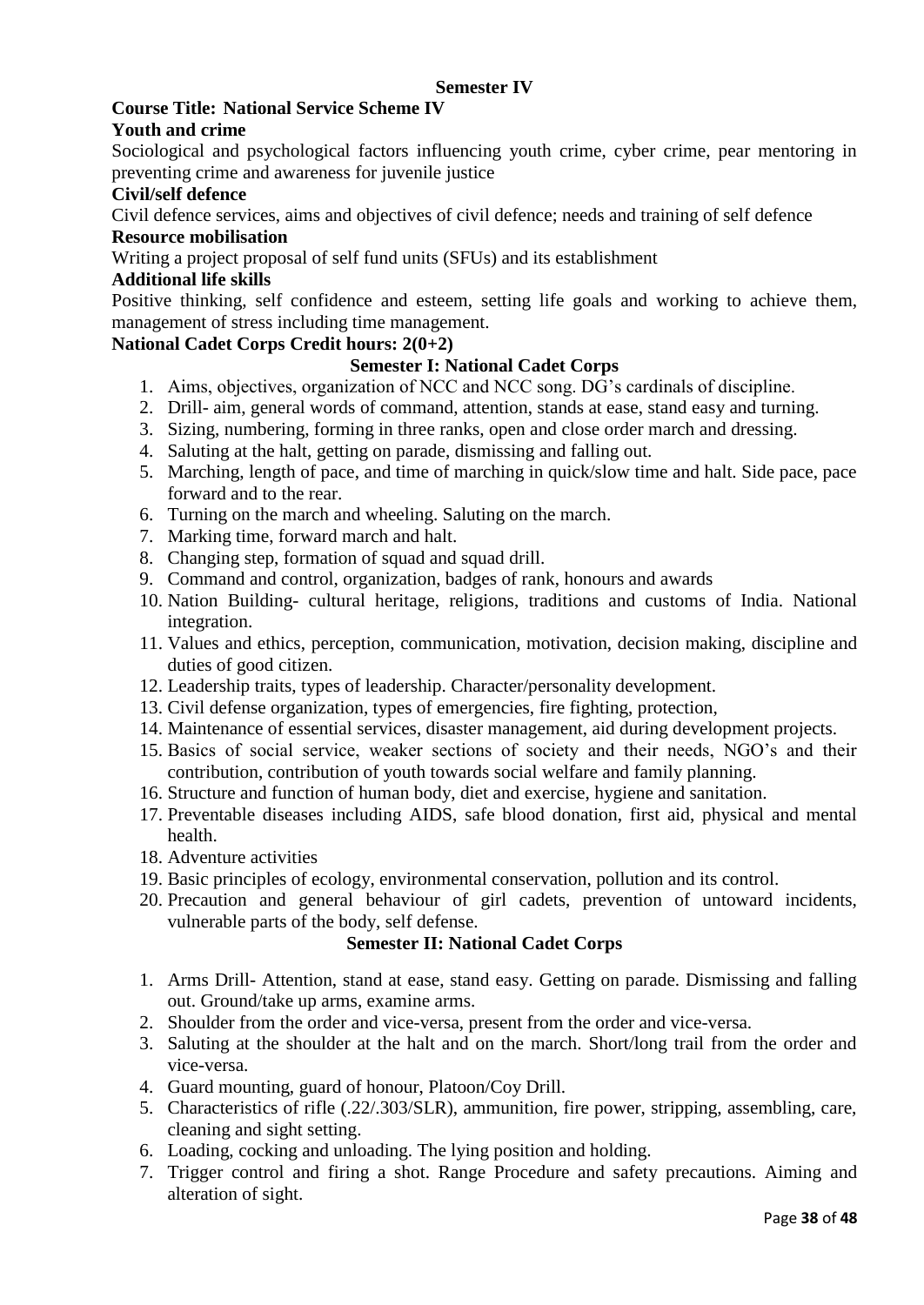## Semester IV

**Course Title: National Service Scheme IV**

**Youth and crime**

Sociological and psychological factors influencing youth crime, cyber crime, pear mentoring in preventing crime and awareness for juvenile justice

**Civil/self defence**

Civil defence services, aims and objectives of civil defence; needs and training of self defence

**Resource mobilisation**

Writing a project proposal of self fund units (SFUs) and its establishment

**Additional life skills**

Positive thinking, self confidence and esteem, setting life goals and working to achieve them, management of stress including time management.

**National Cadet Corps Credit hours: 2(0+2)**

### Semester I: National Cadet Corps

1. Aims, objectives, organization of NCC and NCC song. DG's cardinals of discipline.
2. Drill- aim, general words of command, attention, stands at ease, stand easy and turning.
3. Sizing, numbering, forming in three ranks, open and close order march and dressing.
4. Saluting at the halt, getting on parade, dismissing and falling out.
5. Marching, length of pace, and time of marching in quick/slow time and halt. Side pace, pace forward and to the rear.
6. Turning on the march and wheeling. Saluting on the march.
7. Marking time, forward march and halt.
8. Changing step, formation of squad and squad drill.
9. Command and control, organization, badges of rank, honours and awards
10. Nation Building- cultural heritage, religions, traditions and customs of India. National integration.
11. Values and ethics, perception, communication, motivation, decision making, discipline and duties of good citizen.
12. Leadership traits, types of leadership. Character/personality development.
13. Civil defense organization, types of emergencies, fire fighting, protection,
14. Maintenance of essential services, disaster management, aid during development projects.
15. Basics of social service, weaker sections of society and their needs, NGO's and their contribution, contribution of youth towards social welfare and family planning.
16. Structure and function of human body, diet and exercise, hygiene and sanitation.
17. Preventable diseases including AIDS, safe blood donation, first aid, physical and mental health.
18. Adventure activities
19. Basic principles of ecology, environmental conservation, pollution and its control.
20. Precaution and general behaviour of girl cadets, prevention of untoward incidents, vulnerable parts of the body, self defense.

### Semester II: National Cadet Corps

1. Arms Drill- Attention, stand at ease, stand easy. Getting on parade. Dismissing and falling out. Ground/take up arms, examine arms.
2. Shoulder from the order and vice-versa, present from the order and vice-versa.
3. Saluting at the shoulder at the halt and on the march. Short/long trail from the order and vice-versa.
4. Guard mounting, guard of honour, Platoon/Coy Drill.
5. Characteristics of rifle (.22/.303/SLR), ammunition, fire power, stripping, assembling, care, cleaning and sight setting.
6. Loading, cocking and unloading. The lying position and holding.
7. Trigger control and firing a shot. Range Procedure and safety precautions. Aiming and alteration of sight.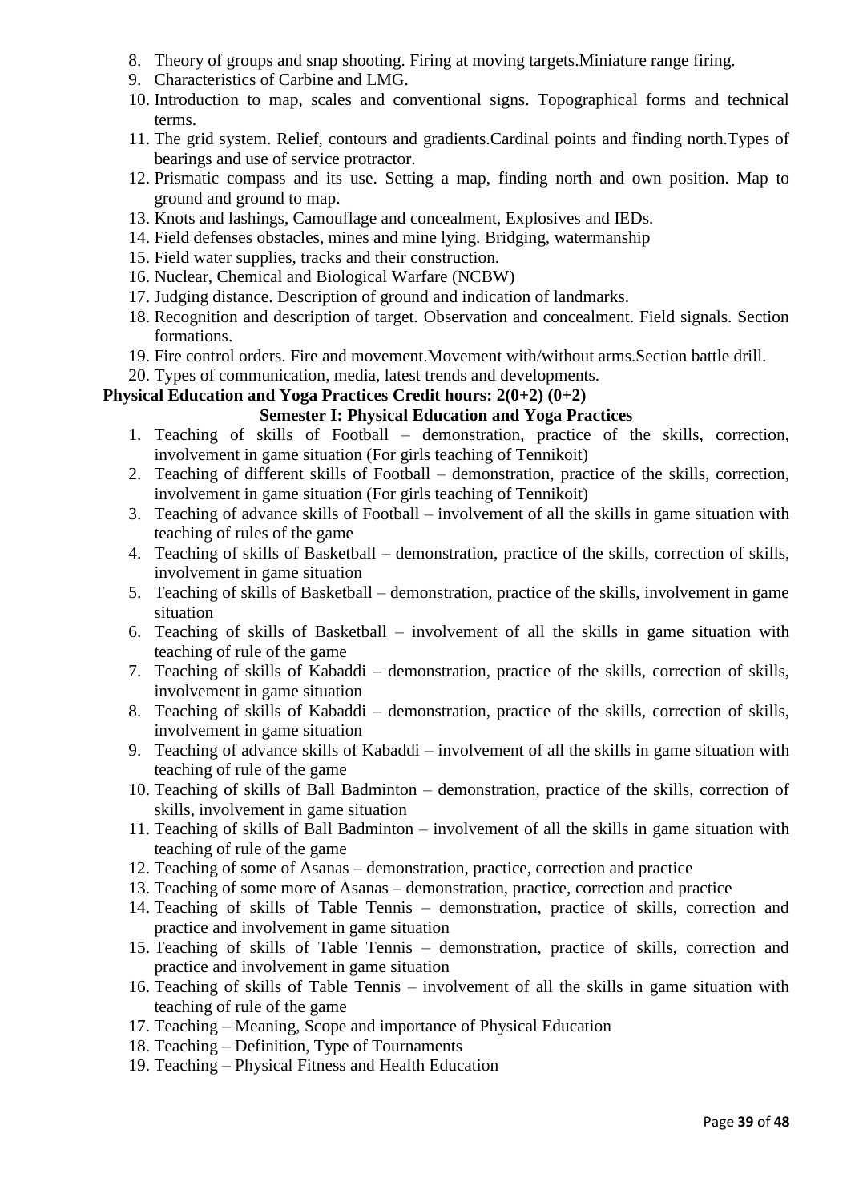8. Theory of groups and snap shooting. Firing at moving targets.Miniature range firing.
9. Characteristics of Carbine and LMG.
10. Introduction to map, scales and conventional signs. Topographical forms and technical terms.
11. The grid system. Relief, contours and gradients.Cardinal points and finding north.Types of bearings and use of service protractor.
12. Prismatic compass and its use. Setting a map, finding north and own position. Map to ground and ground to map.
13. Knots and lashings, Camouflage and concealment, Explosives and IEDs.
14. Field defenses obstacles, mines and mine lying. Bridging, watermanship
15. Field water supplies, tracks and their construction.
16. Nuclear, Chemical and Biological Warfare (NCBW)
17. Judging distance. Description of ground and indication of landmarks.
18. Recognition and description of target. Observation and concealment. Field signals. Section formations.
19. Fire control orders. Fire and movement.Movement with/without arms.Section battle drill.
20. Types of communication, media, latest trends and developments.

**Physical Education and Yoga Practices Credit hours: 2(0+2) (0+2)**

**Semester I: Physical Education and Yoga Practices**

1. Teaching of skills of Football – demonstration, practice of the skills, correction, involvement in game situation (For girls teaching of Tennikoit)
2. Teaching of different skills of Football – demonstration, practice of the skills, correction, involvement in game situation (For girls teaching of Tennikoit)
3. Teaching of advance skills of Football – involvement of all the skills in game situation with teaching of rules of the game
4. Teaching of skills of Basketball – demonstration, practice of the skills, correction of skills, involvement in game situation
5. Teaching of skills of Basketball – demonstration, practice of the skills, involvement in game situation
6. Teaching of skills of Basketball – involvement of all the skills in game situation with teaching of rule of the game
7. Teaching of skills of Kabaddi – demonstration, practice of the skills, correction of skills, involvement in game situation
8. Teaching of skills of Kabaddi – demonstration, practice of the skills, correction of skills, involvement in game situation
9. Teaching of advance skills of Kabaddi – involvement of all the skills in game situation with teaching of rule of the game
10. Teaching of skills of Ball Badminton – demonstration, practice of the skills, correction of skills, involvement in game situation
11. Teaching of skills of Ball Badminton – involvement of all the skills in game situation with teaching of rule of the game
12. Teaching of some of Asanas – demonstration, practice, correction and practice
13. Teaching of some more of Asanas – demonstration, practice, correction and practice
14. Teaching of skills of Table Tennis – demonstration, practice of skills, correction and practice and involvement in game situation
15. Teaching of skills of Table Tennis – demonstration, practice of skills, correction and practice and involvement in game situation
16. Teaching of skills of Table Tennis – involvement of all the skills in game situation with teaching of rule of the game
17. Teaching – Meaning, Scope and importance of Physical Education
18. Teaching – Definition, Type of Tournaments
19. Teaching – Physical Fitness and Health Education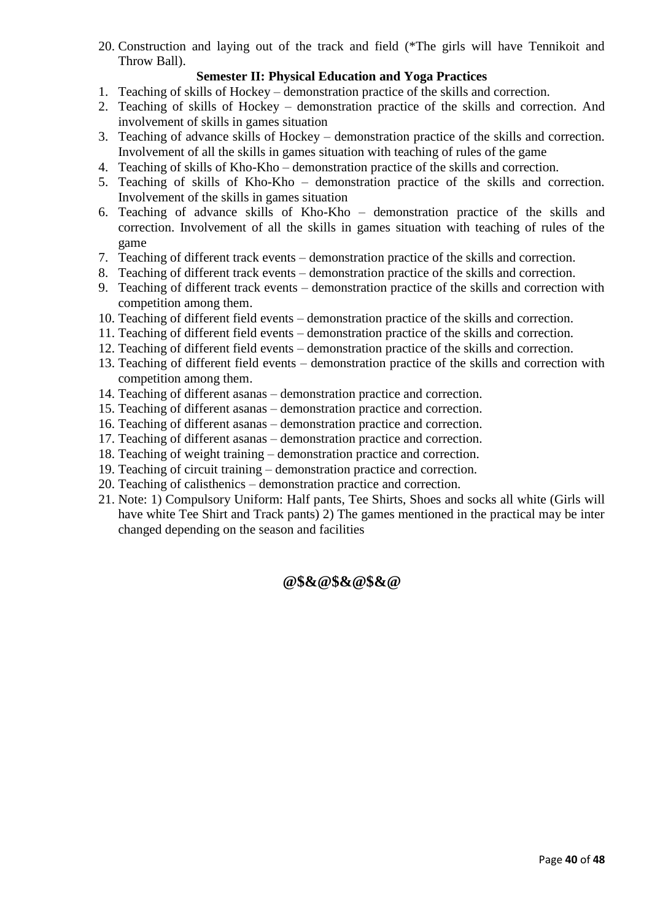20. Construction and laying out of the track and field (*The girls will have Tennikoit and Throw Ball).

### Semester II: Physical Education and Yoga Practices

1. Teaching of skills of Hockey – demonstration practice of the skills and correction.
2. Teaching of skills of Hockey – demonstration practice of the skills and correction. And involvement of skills in games situation
3. Teaching of advance skills of Hockey – demonstration practice of the skills and correction. Involvement of all the skills in games situation with teaching of rules of the game
4. Teaching of skills of Kho-Kho – demonstration practice of the skills and correction.
5. Teaching of skills of Kho-Kho – demonstration practice of the skills and correction. Involvement of the skills in games situation
6. Teaching of advance skills of Kho-Kho – demonstration practice of the skills and correction. Involvement of all the skills in games situation with teaching of rules of the game
7. Teaching of different track events – demonstration practice of the skills and correction.
8. Teaching of different track events – demonstration practice of the skills and correction.
9. Teaching of different track events – demonstration practice of the skills and correction with competition among them.
10. Teaching of different field events – demonstration practice of the skills and correction.
11. Teaching of different field events – demonstration practice of the skills and correction.
12. Teaching of different field events – demonstration practice of the skills and correction.
13. Teaching of different field events – demonstration practice of the skills and correction with competition among them.
14. Teaching of different asanas – demonstration practice and correction.
15. Teaching of different asanas – demonstration practice and correction.
16. Teaching of different asanas – demonstration practice and correction.
17. Teaching of different asanas – demonstration practice and correction.
18. Teaching of weight training – demonstration practice and correction.
19. Teaching of circuit training – demonstration practice and correction.
20. Teaching of calisthenics – demonstration practice and correction.
21. Note: 1) Compulsory Uniform: Half pants, Tee Shirts, Shoes and socks all white (Girls will have white Tee Shirt and Track pants) 2) The games mentioned in the practical may be inter changed depending on the season and facilities

**@$&@$&@$&@**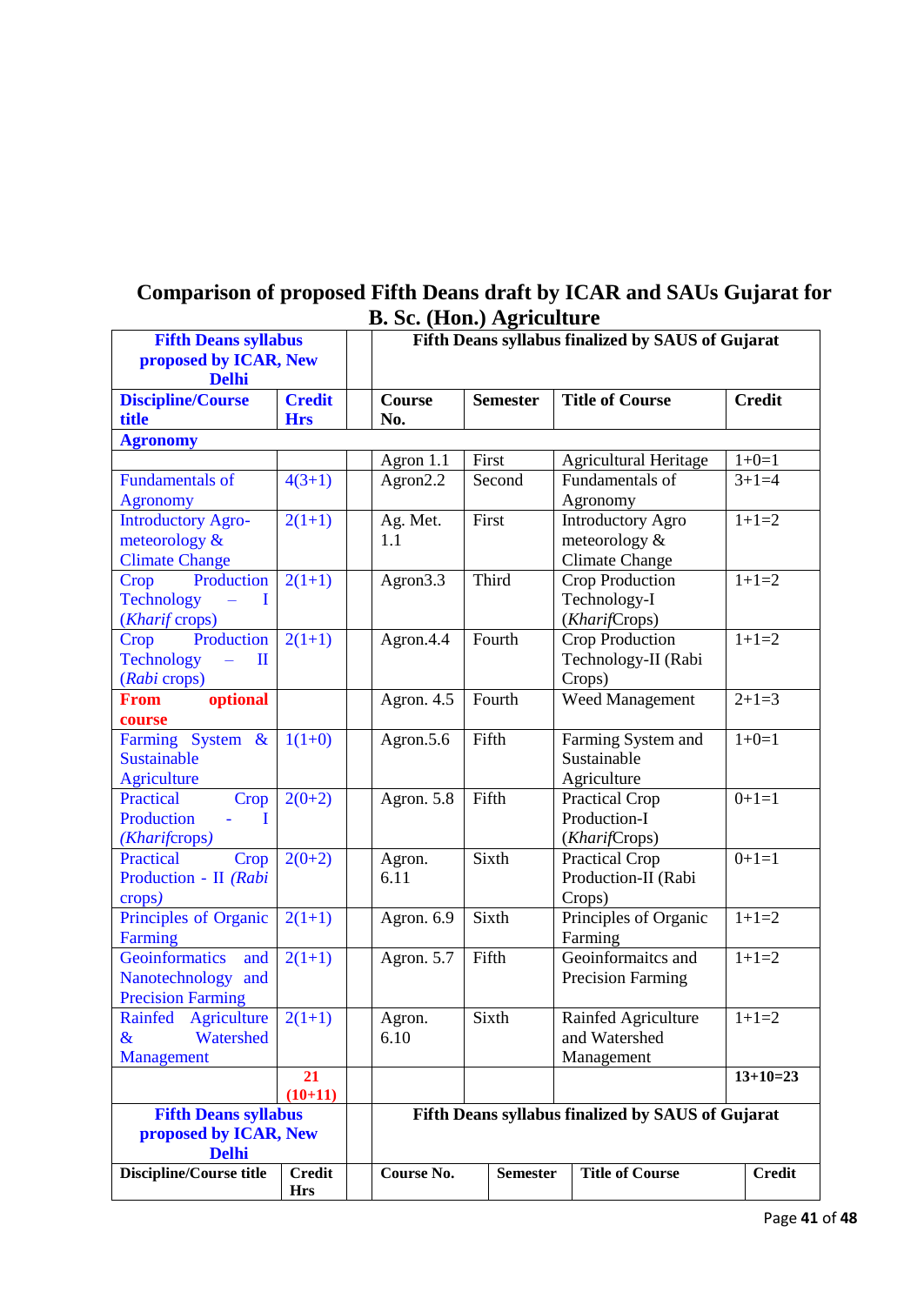## Comparison of proposed Fifth Deans draft by ICAR and SAUs Gujarat for B. Sc. (Hon.) Agriculture

| Fifth Deans syllabus proposed by ICAR, New Delhi | | | Fifth Deans syllabus finalized by SAUS of Gujarat | | | |
|---|---|---|---|---|---|---|
| **Discipline/Course title** | **Credit Hrs** | | **Course No.** | **Semester** | **Title of Course** | **Credit** |
| **Agronomy** | | | | | | |
| | | | Agron 1.1 | First | Agricultural Heritage | 1+0=1 |
| Fundamentals of Agronomy | 4(3+1) | | Agron2.2 | Second | Fundamentals of Agronomy | 3+1=4 |
| Introductory Agro-meteorology & Climate Change | 2(1+1) | | Ag. Met. 1.1 | First | Introductory Agro meteorology & Climate Change | 1+1=2 |
| Crop Production Technology – I (*Kharif* crops) | 2(1+1) | | Agron3.3 | Third | Crop Production Technology-I (*Kharif*Crops) | 1+1=2 |
| Crop Production Technology – II (*Rabi* crops) | 2(1+1) | | Agron.4.4 | Fourth | Crop Production Technology-II (Rabi Crops) | 1+1=2 |
| **From optional course** | | | Agron. 4.5 | Fourth | Weed Management | 2+1=3 |
| Farming System & Sustainable Agriculture | 1(1+0) | | Agron.5.6 | Fifth | Farming System and Sustainable Agriculture | 1+0=1 |
| Practical Crop Production - I (*Kharif*crops) | 2(0+2) | | Agron. 5.8 | Fifth | Practical Crop Production-I (*Kharif*Crops) | 0+1=1 |
| Practical Crop Production - II (*Rabi* crops) | 2(0+2) | | Agron. 6.11 | Sixth | Practical Crop Production-II (Rabi Crops) | 0+1=1 |
| Principles of Organic Farming | 2(1+1) | | Agron. 6.9 | Sixth | Principles of Organic Farming | 1+1=2 |
| Geoinformatics and Nanotechnology and Precision Farming | 2(1+1) | | Agron. 5.7 | Fifth | Geoinformaitcs and Precision Farming | 1+1=2 |
| Rainfed Agriculture & Watershed Management | 2(1+1) | | Agron. 6.10 | Sixth | Rainfed Agriculture and Watershed Management | 1+1=2 |
| | **21 (10+11)** | | | | | **13+10=23** |

| Fifth Deans syllabus proposed by ICAR, New Delhi | | | Fifth Deans syllabus finalized by SAUS of Gujarat | | | |
|---|---|---|---|---|---|---|
| **Discipline/Course title** | **Credit Hrs** | | **Course No.** | **Semester** | **Title of Course** | **Credit** |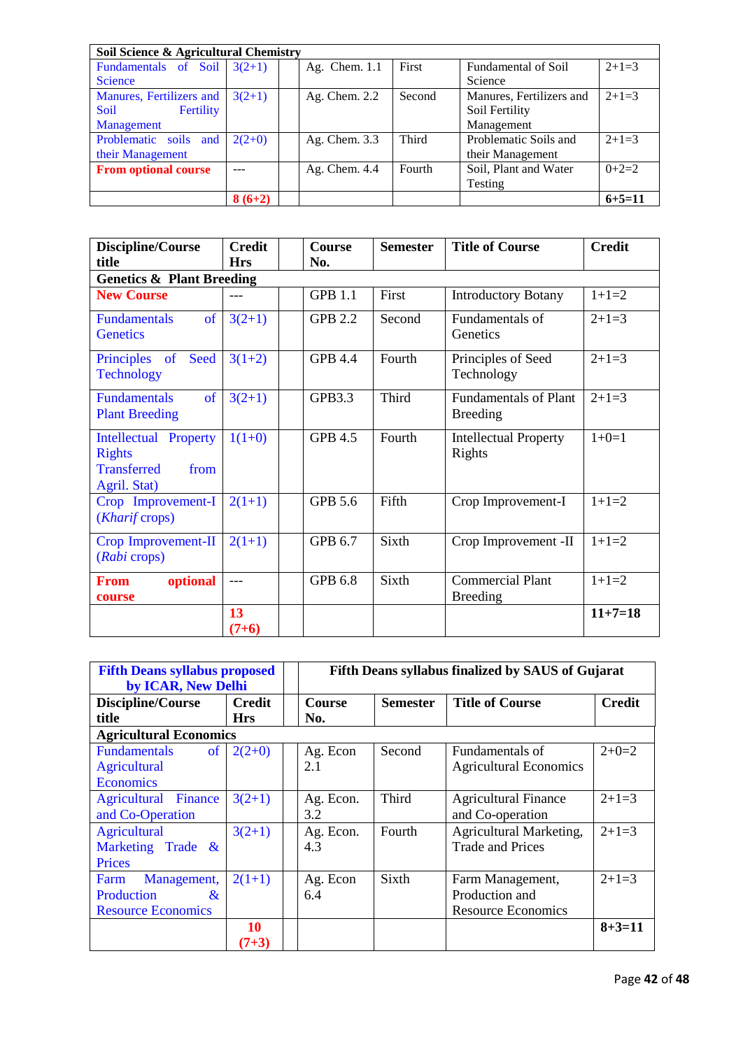| Soil Science & Agricultural Chemistry | | | | | | |
|---|---|---|---|---|---|---|
| Fundamentals of Soil Science | 3(2+1) | | Ag. Chem. 1.1 | First | Fundamental of Soil Science | 2+1=3 |
| Manures, Fertilizers and Soil Fertility Management | 3(2+1) | | Ag. Chem. 2.2 | Second | Manures, Fertilizers and Soil Fertility Management | 2+1=3 |
| Problematic soils and their Management | 2(2+0) | | Ag. Chem. 3.3 | Third | Problematic Soils and their Management | 2+1=3 |
| **From optional course** | --- | | Ag. Chem. 4.4 | Fourth | Soil, Plant and Water Testing | 0+2=2 |
| | **8 (6+2)** | | | | | **6+5=11** |

| Discipline/Course title | Credit Hrs | | Course No. | Semester | Title of Course | Credit |
|---|---|---|---|---|---|---|
| **Genetics & Plant Breeding** | | | | | | |
| **New Course** | --- | | GPB 1.1 | First | Introductory Botany | 1+1=2 |
| Fundamentals of Genetics | 3(2+1) | | GPB 2.2 | Second | Fundamentals of Genetics | 2+1=3 |
| Principles of Seed Technology | 3(1+2) | | GPB 4.4 | Fourth | Principles of Seed Technology | 2+1=3 |
| Fundamentals of Plant Breeding | 3(2+1) | | GPB3.3 | Third | Fundamentals of Plant Breeding | 2+1=3 |
| Intellectual Property Rights Transferred from Agril. Stat) | 1(1+0) | | GPB 4.5 | Fourth | Intellectual Property Rights | 1+0=1 |
| Crop Improvement-I (*Kharif* crops) | 2(1+1) | | GPB 5.6 | Fifth | Crop Improvement-I | 1+1=2 |
| Crop Improvement-II (*Rabi* crops) | 2(1+1) | | GPB 6.7 | Sixth | Crop Improvement -II | 1+1=2 |
| **From optional course** | --- | | GPB 6.8 | Sixth | Commercial Plant Breeding | 1+1=2 |
| | **13 (7+6)** | | | | | **11+7=18** |

| **Fifth Deans syllabus proposed by ICAR, New Delhi** | | | **Fifth Deans syllabus finalized by SAUS of Gujarat** | | | |
|---|---|---|---|---|---|---|
| **Discipline/Course title** | **Credit Hrs** | | **Course No.** | **Semester** | **Title of Course** | **Credit** |
| **Agricultural Economics** | | | | | | |
| Fundamentals of Agricultural Economics | 2(2+0) | | Ag. Econ 2.1 | Second | Fundamentals of Agricultural Economics | 2+0=2 |
| Agricultural Finance and Co-Operation | 3(2+1) | | Ag. Econ. 3.2 | Third | Agricultural Finance and Co-operation | 2+1=3 |
| Agricultural Marketing Trade & Prices | 3(2+1) | | Ag. Econ. 4.3 | Fourth | Agricultural Marketing, Trade and Prices | 2+1=3 |
| Farm Management, Production & Resource Economics | 2(1+1) | | Ag. Econ 6.4 | Sixth | Farm Management, Production and Resource Economics | 2+1=3 |
| | **10 (7+3)** | | | | | **8+3=11** |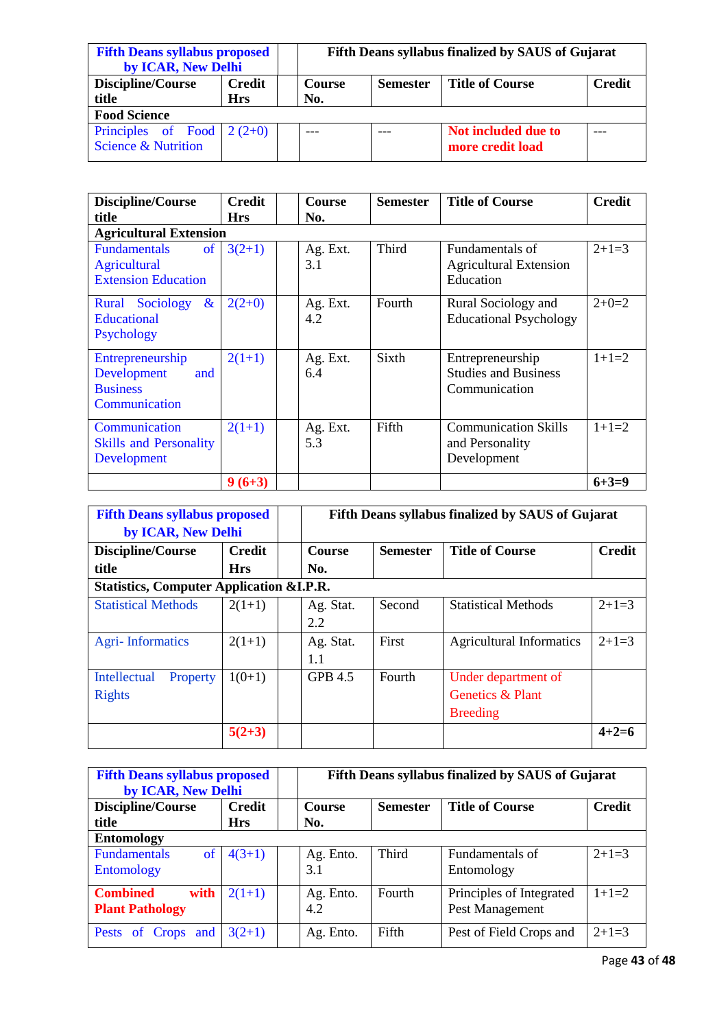| Fifth Deans syllabus proposed by ICAR, New Delhi | | | Fifth Deans syllabus finalized by SAUS of Gujarat | | | |
|---|---|---|---|---|---|---|
| **Discipline/Course title** | **Credit Hrs** | | **Course No.** | **Semester** | **Title of Course** | **Credit** |
| **Food Science** | | | | | | |
| Principles of Food Science & Nutrition | 2 (2+0) | | --- | --- | **Not included due to more credit load** | --- |

| Discipline/Course title | Credit Hrs | | Course No. | Semester | Title of Course | Credit |
|---|---|---|---|---|---|---|
| **Agricultural Extension** | | | | | | |
| Fundamentals of Agricultural Extension Education | 3(2+1) | | Ag. Ext. 3.1 | Third | Fundamentals of Agricultural Extension Education | 2+1=3 |
| Rural Sociology & Educational Psychology | 2(2+0) | | Ag. Ext. 4.2 | Fourth | Rural Sociology and Educational Psychology | 2+0=2 |
| Entrepreneurship Development and Business Communication | 2(1+1) | | Ag. Ext. 6.4 | Sixth | Entrepreneurship Studies and Business Communication | 1+1=2 |
| Communication Skills and Personality Development | 2(1+1) | | Ag. Ext. 5.3 | Fifth | Communication Skills and Personality Development | 1+1=2 |
| | **9 (6+3)** | | | | | **6+3=9** |

| Fifth Deans syllabus proposed by ICAR, New Delhi | | | Fifth Deans syllabus finalized by SAUS of Gujarat | | | |
|---|---|---|---|---|---|---|
| **Discipline/Course title** | **Credit Hrs** | | **Course No.** | **Semester** | **Title of Course** | **Credit** |
| **Statistics, Computer Application &I.P.R.** | | | | | | |
| Statistical Methods | 2(1+1) | | Ag. Stat. 2.2 | Second | Statistical Methods | 2+1=3 |
| Agri- Informatics | 2(1+1) | | Ag. Stat. 1.1 | First | Agricultural Informatics | 2+1=3 |
| Intellectual Property Rights | 1(0+1) | | GPB 4.5 | Fourth | Under department of Genetics & Plant Breeding | |
| | **5(2+3)** | | | | | **4+2=6** |

| Fifth Deans syllabus proposed by ICAR, New Delhi | | | Fifth Deans syllabus finalized by SAUS of Gujarat | | | |
|---|---|---|---|---|---|---|
| **Discipline/Course title** | **Credit Hrs** | | **Course No.** | **Semester** | **Title of Course** | **Credit** |
| **Entomology** | | | | | | |
| Fundamentals of Entomology | 4(3+1) | | Ag. Ento. 3.1 | Third | Fundamentals of Entomology | 2+1=3 |
| **Combined with Plant Pathology** | 2(1+1) | | Ag. Ento. 4.2 | Fourth | Principles of Integrated Pest Management | 1+1=2 |
| Pests of Crops and | 3(2+1) | | Ag. Ento. | Fifth | Pest of Field Crops and | 2+1=3 |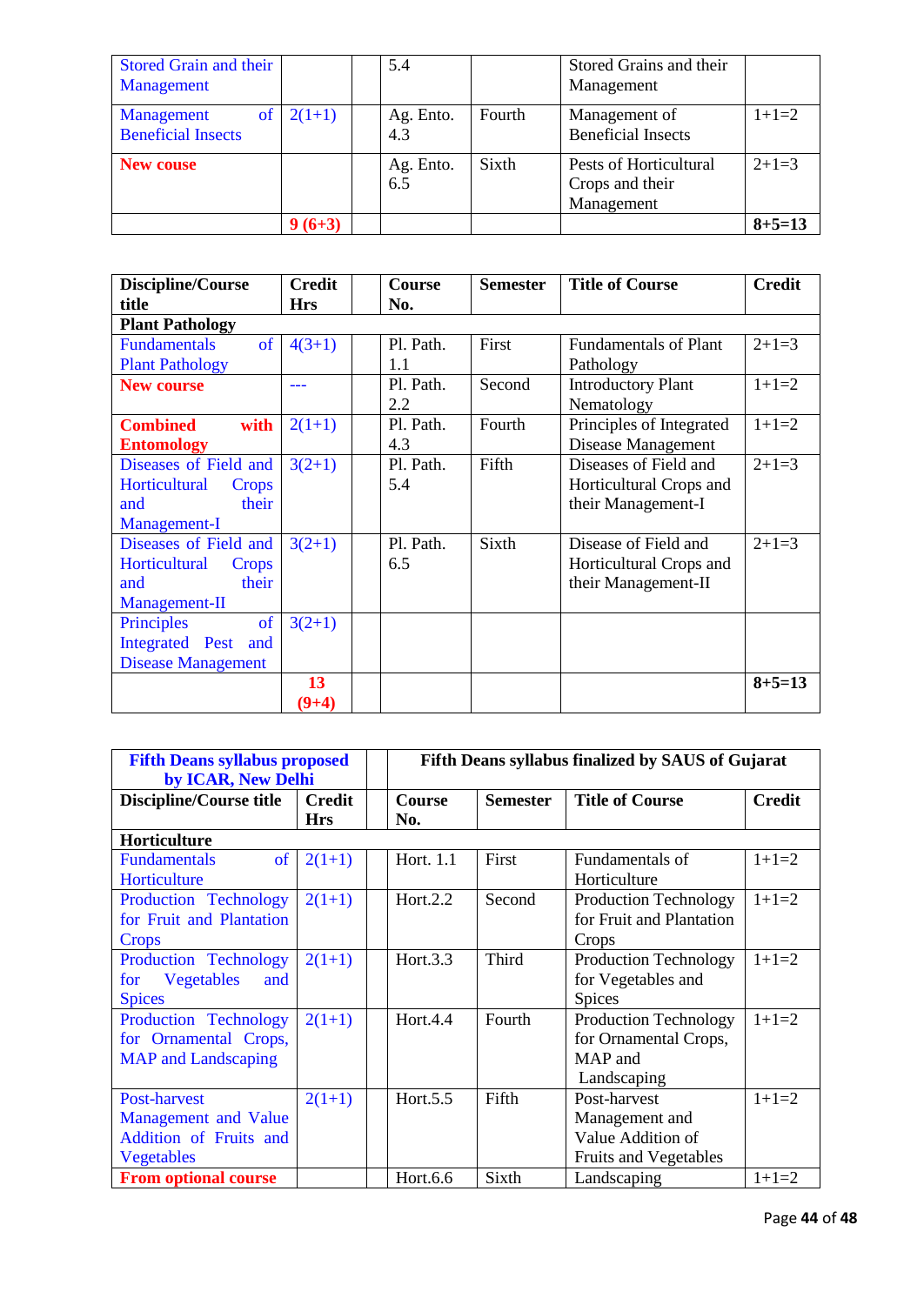| | | | | | | |
|---|---|---|---|---|---|---|
| Stored Grain and their Management | | | 5.4 | | Stored Grains and their Management | |
| Management of Beneficial Insects | 2(1+1) | | Ag. Ento. 4.3 | Fourth | Management of Beneficial Insects | 1+1=2 |
| **New couse** | | | Ag. Ento. 6.5 | Sixth | Pests of Horticultural Crops and their Management | 2+1=3 |
| | **9 (6+3)** | | | | | **8+5=13** |

| Discipline/Course title | Credit Hrs | | Course No. | Semester | Title of Course | Credit |
|---|---|---|---|---|---|---|
| **Plant Pathology** | | | | | | |
| Fundamentals of Plant Pathology | 4(3+1) | | Pl. Path. 1.1 | First | Fundamentals of Plant Pathology | 2+1=3 |
| **New course** | --- | | Pl. Path. 2.2 | Second | Introductory Plant Nematology | 1+1=2 |
| **Combined with Entomology** | 2(1+1) | | Pl. Path. 4.3 | Fourth | Principles of Integrated Disease Management | 1+1=2 |
| Diseases of Field and Horticultural Crops and their Management-I | 3(2+1) | | Pl. Path. 5.4 | Fifth | Diseases of Field and Horticultural Crops and their Management-I | 2+1=3 |
| Diseases of Field and Horticultural Crops and their Management-II | 3(2+1) | | Pl. Path. 6.5 | Sixth | Disease of Field and Horticultural Crops and their Management-II | 2+1=3 |
| Principles of Integrated Pest and Disease Management | 3(2+1) | | | | | |
| | **13 (9+4)** | | | | | **8+5=13** |

| **Fifth Deans syllabus proposed by ICAR, New Delhi** | | | **Fifth Deans syllabus finalized by SAUS of Gujarat** | | | |
|---|---|---|---|---|---|---|
| **Discipline/Course title** | **Credit Hrs** | | **Course No.** | **Semester** | **Title of Course** | **Credit** |
| **Horticulture** | | | | | | |
| Fundamentals of Horticulture | 2(1+1) | | Hort. 1.1 | First | Fundamentals of Horticulture | 1+1=2 |
| Production Technology for Fruit and Plantation Crops | 2(1+1) | | Hort.2.2 | Second | Production Technology for Fruit and Plantation Crops | 1+1=2 |
| Production Technology for Vegetables and Spices | 2(1+1) | | Hort.3.3 | Third | Production Technology for Vegetables and Spices | 1+1=2 |
| Production Technology for Ornamental Crops, MAP and Landscaping | 2(1+1) | | Hort.4.4 | Fourth | Production Technology for Ornamental Crops, MAP and Landscaping | 1+1=2 |
| Post-harvest Management and Value Addition of Fruits and Vegetables | 2(1+1) | | Hort.5.5 | Fifth | Post-harvest Management and Value Addition of Fruits and Vegetables | 1+1=2 |
| **From optional course** | | | Hort.6.6 | Sixth | Landscaping | 1+1=2 |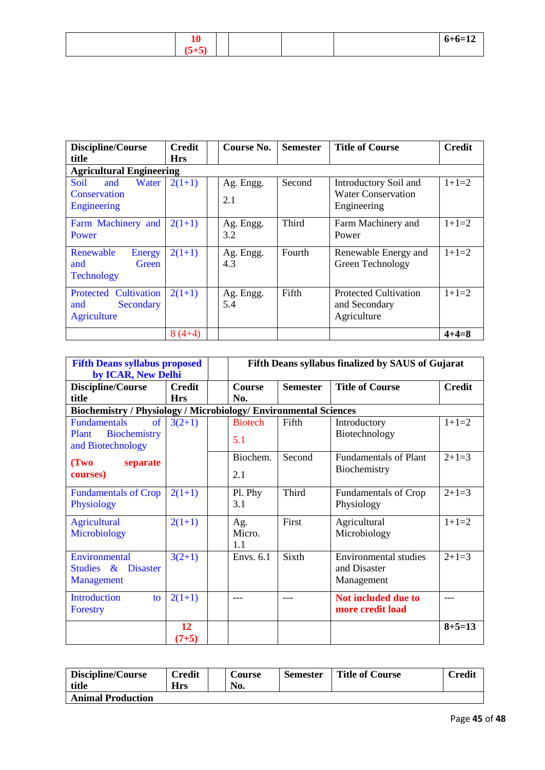| | 10 (5+5) | | | | | 6+6=12 |
|---|---|---|---|---|---|---|

| Discipline/Course title | Credit Hrs | | Course No. | Semester | Title of Course | Credit |
|---|---|---|---|---|---|---|
| **Agricultural Engineering** | | | | | | |
| Soil and Water Conservation Engineering | 2(1+1) | | Ag. Engg. 2.1 | Second | Introductory Soil and Water Conservation Engineering | 1+1=2 |
| Farm Machinery and Power | 2(1+1) | | Ag. Engg. 3.2 | Third | Farm Machinery and Power | 1+1=2 |
| Renewable Energy and Green Technology | 2(1+1) | | Ag. Engg. 4.3 | Fourth | Renewable Energy and Green Technology | 1+1=2 |
| Protected Cultivation and Secondary Agriculture | 2(1+1) | | Ag. Engg. 5.4 | Fifth | Protected Cultivation and Secondary Agriculture | 1+1=2 |
| | 8 (4+4) | | | | | **4+4=8** |

| **Fifth Deans syllabus proposed by ICAR, New Delhi** | | | **Fifth Deans syllabus finalized by SAUS of Gujarat** | | | |
|---|---|---|---|---|---|---|
| **Discipline/Course title** | **Credit Hrs** | | **Course No.** | **Semester** | **Title of Course** | **Credit** |
| **Biochemistry / Physiology / Microbiology/ Environmental Sciences** | | | | | | |
| Fundamentals of Plant Biochemistry and Biotechnology **(Two separate courses)** | 3(2+1) | | Biotech 5.1 | Fifth | Introductory Biotechnology | 1+1=2 |
| | | | Biochem. 2.1 | Second | Fundamentals of Plant Biochemistry | 2+1=3 |
| Fundamentals of Crop Physiology | 2(1+1) | | Pl. Phy 3.1 | Third | Fundamentals of Crop Physiology | 2+1=3 |
| Agricultural Microbiology | 2(1+1) | | Ag. Micro. 1.1 | First | Agricultural Microbiology | 1+1=2 |
| Environmental Studies & Disaster Management | 3(2+1) | | Envs. 6.1 | Sixth | Environmental studies and Disaster Management | 2+1=3 |
| Introduction to Forestry | 2(1+1) | | --- | --- | **Not included due to more credit load** | --- |
| | **12 (7+5)** | | | | | **8+5=13** |

| Discipline/Course title | Credit Hrs | | Course No. | Semester | Title of Course | Credit |
|---|---|---|---|---|---|---|
| **Animal Production** | | | | | | |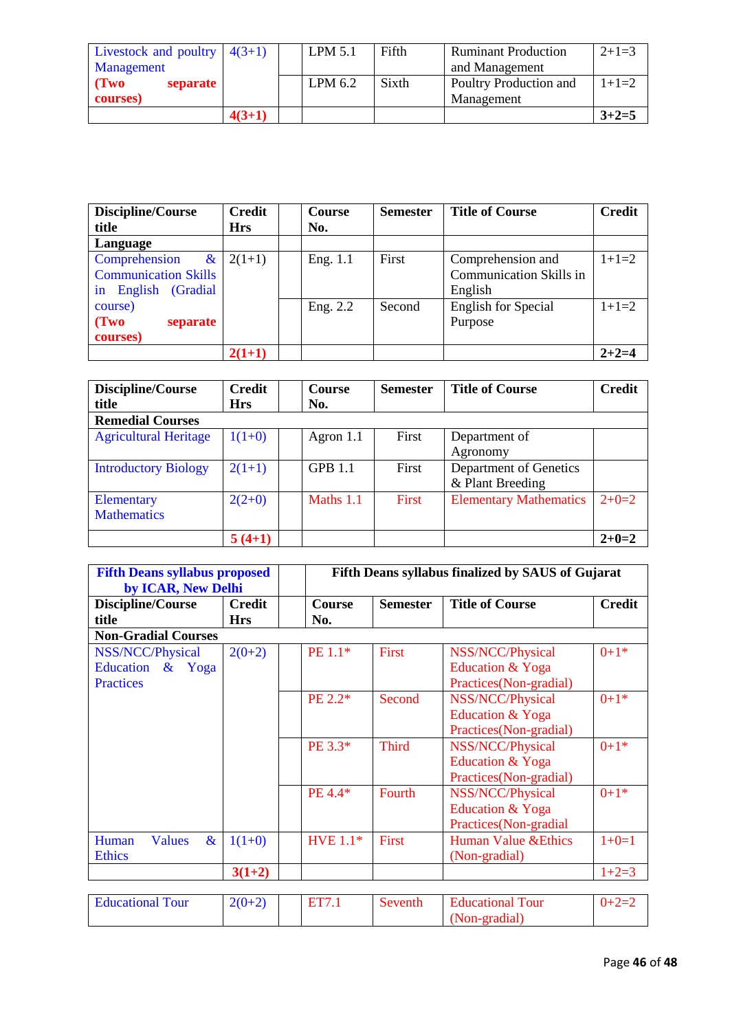| Livestock and poultry Management **(Two separate courses)** | 4(3+1) | | LPM 5.1 | Fifth | Ruminant Production and Management | 2+1=3 |
|---|---|---|---|---|---|---|
| | | | LPM 6.2 | Sixth | Poultry Production and Management | 1+1=2 |
| | **4(3+1)** | | | | | **3+2=5** |

| Discipline/Course title | Credit Hrs | | Course No. | Semester | Title of Course | Credit |
|---|---|---|---|---|---|---|
| **Language** | | | | | | |
| Comprehension & Communication Skills in English (Gradial course) **(Two separate courses)** | 2(1+1) | | Eng. 1.1 | First | Comprehension and Communication Skills in English | 1+1=2 |
| | | | Eng. 2.2 | Second | English for Special Purpose | 1+1=2 |
| | **2(1+1)** | | | | | **2+2=4** |

| Discipline/Course title | Credit Hrs | | Course No. | Semester | Title of Course | Credit |
|---|---|---|---|---|---|---|
| **Remedial Courses** | | | | | | |
| Agricultural Heritage | 1(1+0) | | Agron 1.1 | First | Department of Agronomy | |
| Introductory Biology | 2(1+1) | | GPB 1.1 | First | Department of Genetics & Plant Breeding | |
| Elementary Mathematics | 2(2+0) | | Maths 1.1 | First | Elementary Mathematics | 2+0=2 |
| | **5 (4+1)** | | | | | **2+0=2** |

| **Fifth Deans syllabus proposed by ICAR, New Delhi** | | | **Fifth Deans syllabus finalized by SAUS of Gujarat** | | | |
|---|---|---|---|---|---|---|
| **Discipline/Course title** | **Credit Hrs** | | **Course No.** | **Semester** | **Title of Course** | **Credit** |
| **Non-Gradial Courses** | | | | | | |
| NSS/NCC/Physical Education & Yoga Practices | 2(0+2) | | PE 1.1* | First | NSS/NCC/Physical Education & Yoga Practices(Non-gradial) | 0+1* |
| | | | PE 2.2* | Second | NSS/NCC/Physical Education & Yoga Practices(Non-gradial) | 0+1* |
| | | | PE 3.3* | Third | NSS/NCC/Physical Education & Yoga Practices(Non-gradial) | 0+1* |
| | | | PE 4.4* | Fourth | NSS/NCC/Physical Education & Yoga Practices(Non-gradial | 0+1* |
| Human Values & Ethics | 1(1+0) | | HVE 1.1* | First | Human Value &Ethics (Non-gradial) | 1+0=1 |
| | **3(1+2)** | | | | | 1+2=3 |

| Educational Tour | 2(0+2) | | ET7.1 | Seventh | Educational Tour (Non-gradial) | 0+2=2 |
|---|---|---|---|---|---|---|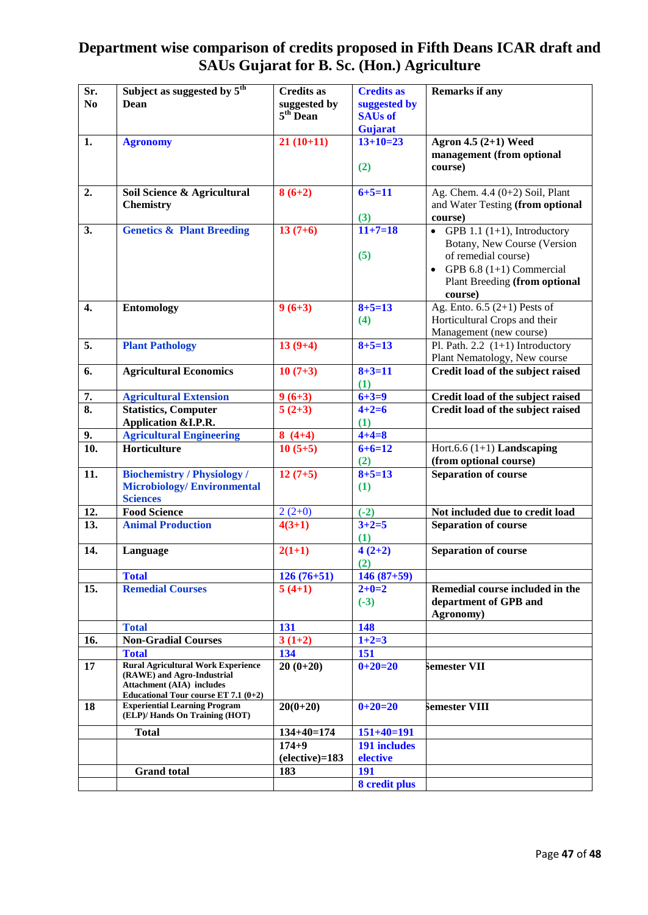# Department wise comparison of credits proposed in Fifth Deans ICAR draft and SAUs Gujarat for B. Sc. (Hon.) Agriculture

| Sr. No | Subject as suggested by 5th Dean | Credits as suggested by 5th Dean | Credits as suggested by SAUs of Gujarat | Remarks if any |
|---|---|---|---|---|
| 1. | Agronomy | 21 (10+11) | 13+10=23<br>(2) | **Agron 4.5 (2+1) Weed management (from optional course)** |
| 2. | Soil Science & Agricultural Chemistry | 8 (6+2) | 6+5=11<br>(3) | Ag. Chem. 4.4 (0+2) Soil, Plant and Water Testing **(from optional course)** |
| 3. | Genetics & Plant Breeding | 13 (7+6) | 11+7=18<br>(5) | • GPB 1.1 (1+1), Introductory Botany, New Course (Version of remedial course)<br>• GPB 6.8 (1+1) Commercial Plant Breeding **(from optional course)** |
| 4. | Entomology | 9 (6+3) | 8+5=13<br>(4) | Ag. Ento. 6.5 (2+1) Pests of Horticultural Crops and their Management (new course) |
| 5. | Plant Pathology | 13 (9+4) | 8+5=13 | Pl. Path. 2.2 (1+1) Introductory Plant Nematology, New course |
| 6. | Agricultural Economics | 10 (7+3) | 8+3=11<br>(1) | **Credit load of the subject raised** |
| 7. | Agricultural Extension | 9 (6+3) | 6+3=9 | **Credit load of the subject raised** |
| 8. | Statistics, Computer Application &I.P.R. | 5 (2+3) | 4+2=6<br>(1) | **Credit load of the subject raised** |
| 9. | Agricultural Engineering | 8 (4+4) | 4+4=8 | |
| 10. | Horticulture | 10 (5+5) | 6+6=12<br>(2) | Hort.6.6 (1+1) **Landscaping (from optional course)** |
| 11. | Biochemistry / Physiology / Microbiology/ Environmental Sciences | 12 (7+5) | 8+5=13<br>(1) | **Separation of course** |
| 12. | Food Science | 2 (2+0) | (-2) | **Not included due to credit load** |
| 13. | Animal Production | 4(3+1) | 3+2=5<br>(1) | **Separation of course** |
| 14. | Language | 2(1+1) | 4 (2+2)<br>(2) | **Separation of course** |
| | Total | 126 (76+51) | 146 (87+59) | |
| 15. | Remedial Courses | 5 (4+1) | 2+0=2<br>(-3) | **Remedial course included in the department of GPB and Agronomy)** |
| | Total | 131 | 148 | |
| 16. | Non-Gradial Courses | 3 (1+2) | 1+2=3 | |
| | Total | 134 | 151 | |
| 17 | Rural Agricultural Work Experience (RAWE) and Agro-Industrial Attachment (AIA) includes Educational Tour course ET 7.1 (0+2) | 20 (0+20) | 0+20=20 | **Semester VII** |
| 18 | Experiential Learning Program (ELP)/ Hands On Training (HOT) | 20(0+20) | 0+20=20 | **Semester VIII** |
| | Total | 134+40=174 | 151+40=191 | |
| | | 174+9 (elective)=183 | 191 includes elective | |
| | Grand total | 183 | 191 | |
| | | | 8 credit plus | |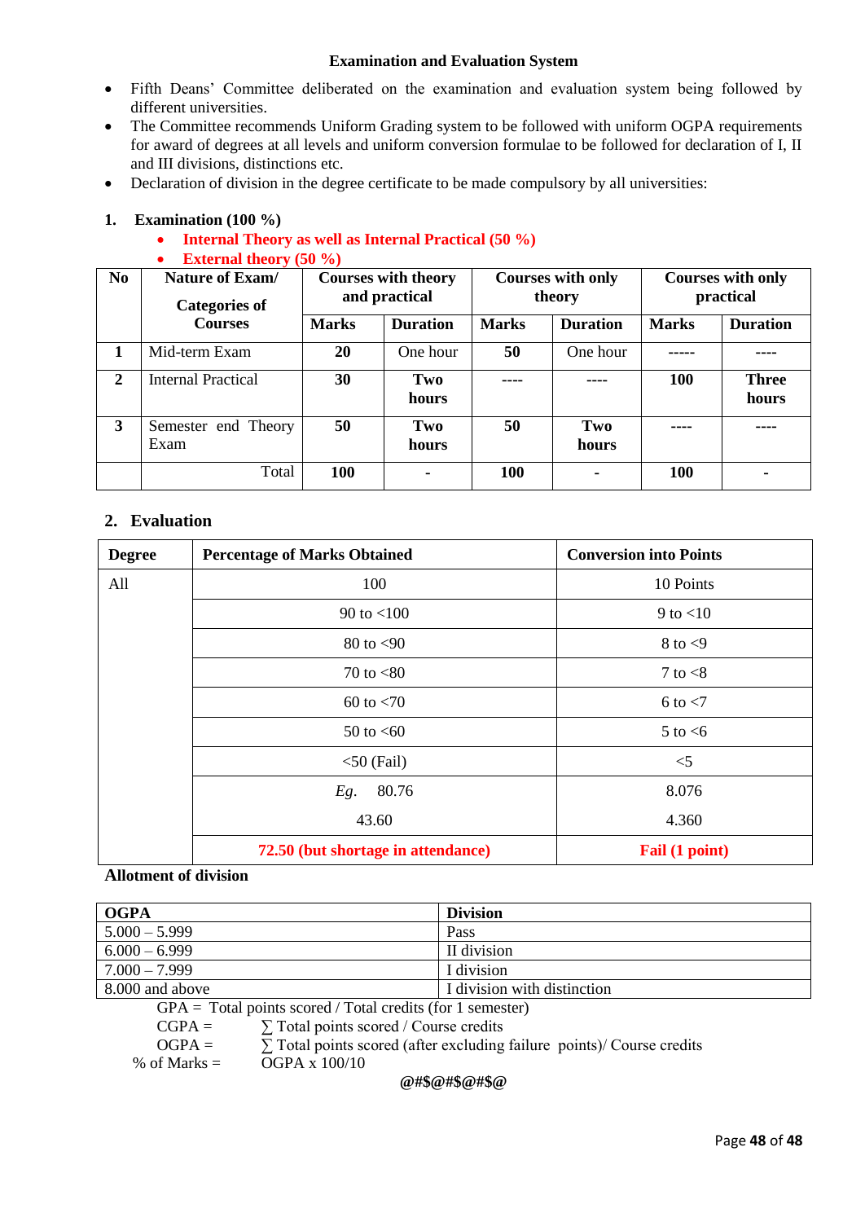**Examination and Evaluation System**

- Fifth Deans' Committee deliberated on the examination and evaluation system being followed by different universities.
- The Committee recommends Uniform Grading system to be followed with uniform OGPA requirements for award of degrees at all levels and uniform conversion formulae to be followed for declaration of I, II and III divisions, distinctions etc.
- Declaration of division in the degree certificate to be made compulsory by all universities:

## 1. Examination (100 %)

- **Internal Theory as well as Internal Practical (50 %)**
- **External theory (50 %)**

| No | Nature of Exam/ Categories of Courses | Courses with theory and practical | | Courses with only theory | | Courses with only practical | |
|---|---|---|---|---|---|---|---|
| | | Marks | Duration | Marks | Duration | Marks | Duration |
| 1 | Mid-term Exam | 20 | One hour | 50 | One hour | ----- | ---- |
| 2 | Internal Practical | 30 | Two hours | ---- | ---- | 100 | Three hours |
| 3 | Semester end Theory Exam | 50 | Two hours | 50 | Two hours | ---- | ---- |
| | Total | 100 | - | 100 | - | 100 | - |

## 2. Evaluation

| Degree | Percentage of Marks Obtained | Conversion into Points |
|---|---|---|
| All | 100 | 10 Points |
| | 90 to <100 | 9 to <10 |
| | 80 to <90 | 8 to <9 |
| | 70 to <80 | 7 to <8 |
| | 60 to <70 | 6 to <7 |
| | 50 to <60 | 5 to <6 |
| | <50 (Fail) | <5 |
| | *Eg.* 80.76 | 8.076 |
| | 43.60 | 4.360 |
| | **72.50 (but shortage in attendance)** | **Fail (1 point)** |

**Allotment of division**

| OGPA | Division |
|---|---|
| 5.000 – 5.999 | Pass |
| 6.000 – 6.999 | II division |
| 7.000 – 7.999 | I division |
| 8.000 and above | I division with distinction |

GPA = Total points scored / Total credits (for 1 semester)

CGPA = ∑ Total points scored / Course credits

OGPA = ∑ Total points scored (after excluding failure points)/ Course credits

% of Marks = OGPA x 100/10

@#$@#$@#$@